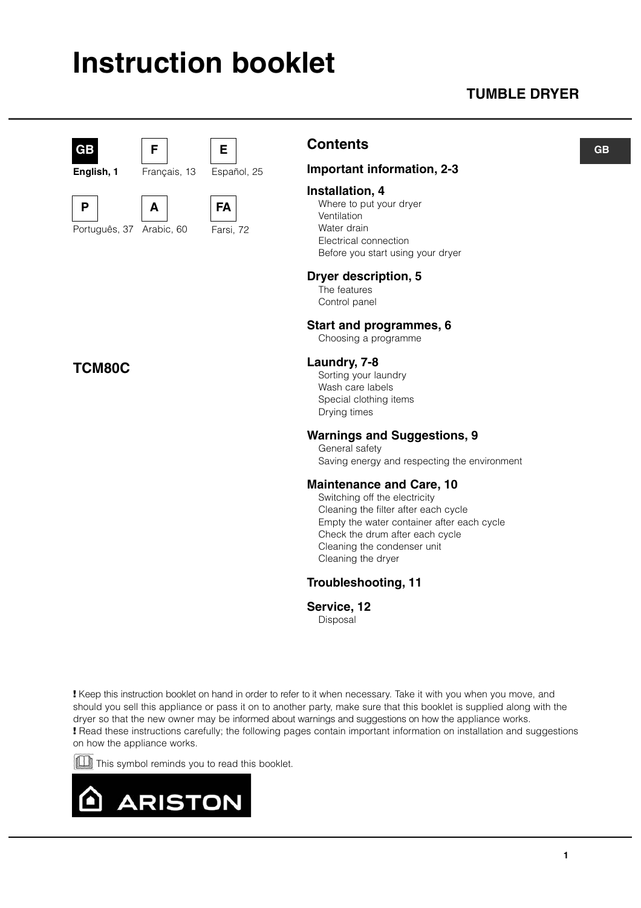# Instruction booklet

## TUMBLE DRYER

GB

| GB | F | E |
|---|---|---|
| **English, 1** | Français, 13 | Español, 25 |
| **P** | **A** | **FA** |
| Português, 37 | Arabic, 60 | Farsi, 72 |

**TCM80C**

## Contents

### Important information, 2-3

### Installation, 4
Where to put your dryer
Ventilation
Water drain
Electrical connection
Before you start using your dryer

### Dryer description, 5
The features
Control panel

### Start and programmes, 6
Choosing a programme

### Laundry, 7-8
Sorting your laundry
Wash care labels
Special clothing items
Drying times

### Warnings and Suggestions, 9
General safety
Saving energy and respecting the environment

### Maintenance and Care, 10
Switching off the electricity
Cleaning the filter after each cycle
Empty the water container after each cycle
Check the drum after each cycle
Cleaning the condenser unit
Cleaning the dryer

### Troubleshooting, 11

### Service, 12
Disposal

**!** Keep this instruction booklet on hand in order to refer to it when necessary. Take it with you when you move, and should you sell this appliance or pass it on to another party, make sure that this booklet is supplied along with the dryer so that the new owner may be informed about warnings and suggestions on how the appliance works.
**!** Read these instructions carefully; the following pages contain important information on installation and suggestions on how the appliance works.

This symbol reminds you to read this booklet.

ARISTON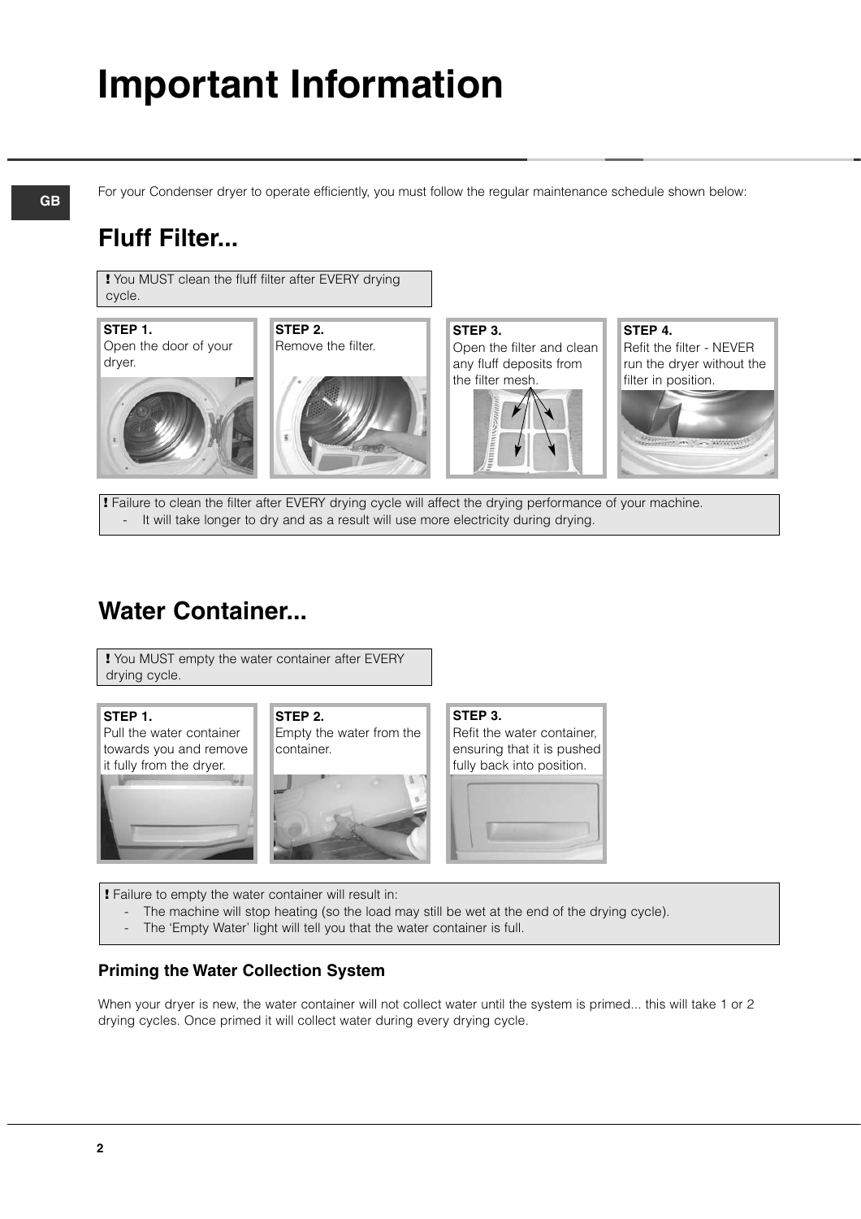# Important Information

GB

For your Condenser dryer to operate efficiently, you must follow the regular maintenance schedule shown below:

## Fluff Filter...

**!** You MUST clean the fluff filter after EVERY drying cycle.

**STEP 1.**
Open the door of your dryer.

**STEP 2.**
Remove the filter.

**STEP 3.**
Open the filter and clean any fluff deposits from the filter mesh.

**STEP 4.**
Refit the filter - NEVER run the dryer without the filter in position.

**!** Failure to clean the filter after EVERY drying cycle will affect the drying performance of your machine.

- It will take longer to dry and as a result will use more electricity during drying.

## Water Container...

**!** You MUST empty the water container after EVERY drying cycle.

**STEP 1.**
Pull the water container towards you and remove it fully from the dryer.

**STEP 2.**
Empty the water from the container.

**STEP 3.**
Refit the water container, ensuring that it is pushed fully back into position.

**!** Failure to empty the water container will result in:

- The machine will stop heating (so the load may still be wet at the end of the drying cycle).
- The 'Empty Water' light will tell you that the water container is full.

### Priming the Water Collection System

When your dryer is new, the water container will not collect water until the system is primed... this will take 1 or 2 drying cycles. Once primed it will collect water during every drying cycle.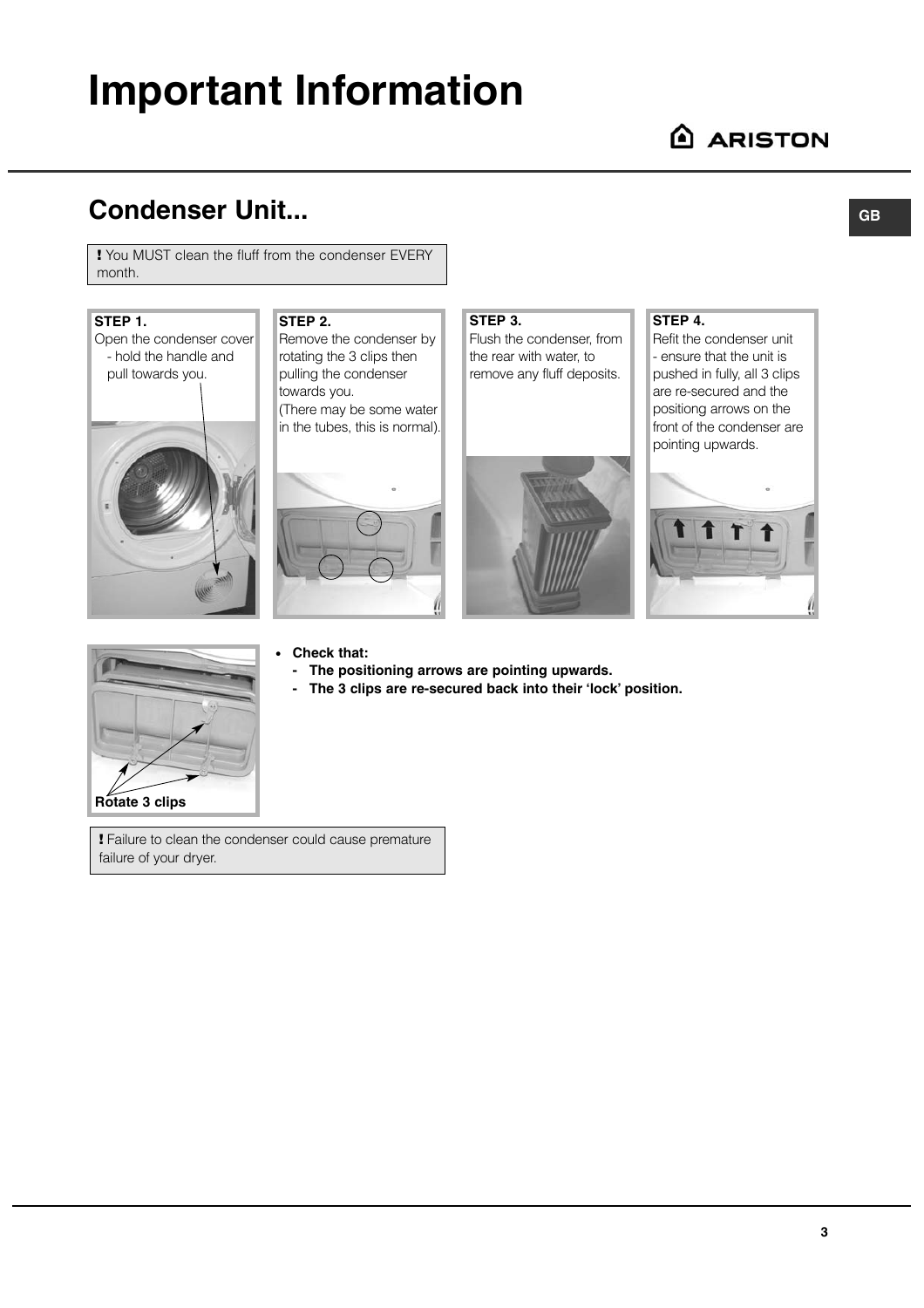# Important Information

## Condenser Unit...

**!** You MUST clean the fluff from the condenser EVERY month.

**STEP 1.**
Open the condenser cover - hold the handle and pull towards you.

**STEP 2.**
Remove the condenser by rotating the 3 clips then pulling the condenser towards you.
(There may be some water in the tubes, this is normal).

**STEP 3.**
Flush the condenser, from the rear with water, to remove any fluff deposits.

**STEP 4.**
Refit the condenser unit - ensure that the unit is pushed in fully, all 3 clips are re-secured and the positiong arrows on the front of the condenser are pointing upwards.

**Rotate 3 clips**

- **Check that:**
  - **The positioning arrows are pointing upwards.**
  - **The 3 clips are re-secured back into their 'lock' position.**

**!** Failure to clean the condenser could cause premature failure of your dryer.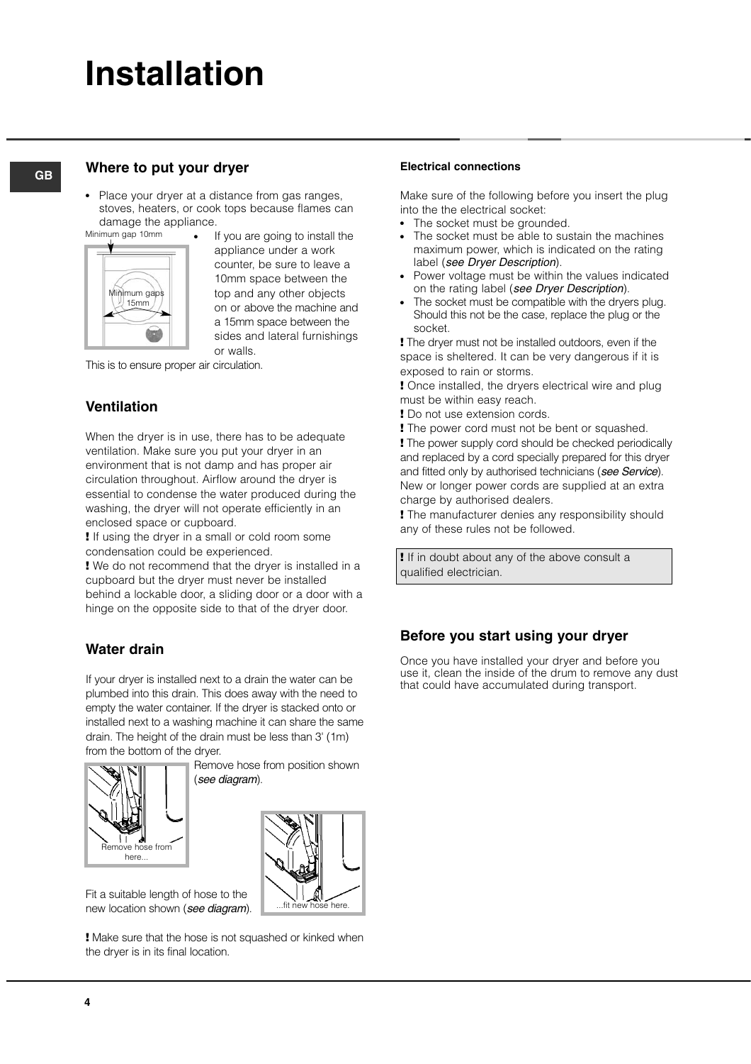# Installation

## Where to put your dryer

- Place your dryer at a distance from gas ranges, stoves, heaters, or cook tops because flames can damage the appliance.

Minimum gap 10mm

Minimum gaps 15mm

- If you are going to install the appliance under a work counter, be sure to leave a 10mm space between the top and any other objects on or above the machine and a 15mm space between the sides and lateral furnishings or walls.

This is to ensure proper air circulation.

## Ventilation

When the dryer is in use, there has to be adequate ventilation. Make sure you put your dryer in an environment that is not damp and has proper air circulation throughout. Airflow around the dryer is essential to condense the water produced during the washing, the dryer will not operate efficiently in an enclosed space or cupboard.

**!** If using the dryer in a small or cold room some condensation could be experienced.

**!** We do not recommend that the dryer is installed in a cupboard but the dryer must never be installed behind a lockable door, a sliding door or a door with a hinge on the opposite side to that of the dryer door.

## Water drain

If your dryer is installed next to a drain the water can be plumbed into this drain. This does away with the need to empty the water container. If the dryer is stacked onto or installed next to a washing machine it can share the same drain. The height of the drain must be less than 3' (1m) from the bottom of the dryer.

Remove hose from position shown (*see diagram*).

Remove hose from here...

Fit a suitable length of hose to the new location shown (*see diagram*).

...fit new hose here.

**!** Make sure that the hose is not squashed or kinked when the dryer is in its final location.

### Electrical connections

Make sure of the following before you insert the plug into the the electrical socket:

- The socket must be grounded.
- The socket must be able to sustain the machines maximum power, which is indicated on the rating label (*see Dryer Description*).
- Power voltage must be within the values indicated on the rating label (*see Dryer Description*).
- The socket must be compatible with the dryers plug. Should this not be the case, replace the plug or the socket.

**!** The dryer must not be installed outdoors, even if the space is sheltered. It can be very dangerous if it is exposed to rain or storms.

**!** Once installed, the dryers electrical wire and plug must be within easy reach.

**!** Do not use extension cords.

**!** The power cord must not be bent or squashed.

**!** The power supply cord should be checked periodically and replaced by a cord specially prepared for this dryer and fitted only by authorised technicians (*see Service*). New or longer power cords are supplied at an extra charge by authorised dealers.

**!** The manufacturer denies any responsibility should any of these rules not be followed.

**!** If in doubt about any of the above consult a qualified electrician.

## Before you start using your dryer

Once you have installed your dryer and before you use it, clean the inside of the drum to remove any dust that could have accumulated during transport.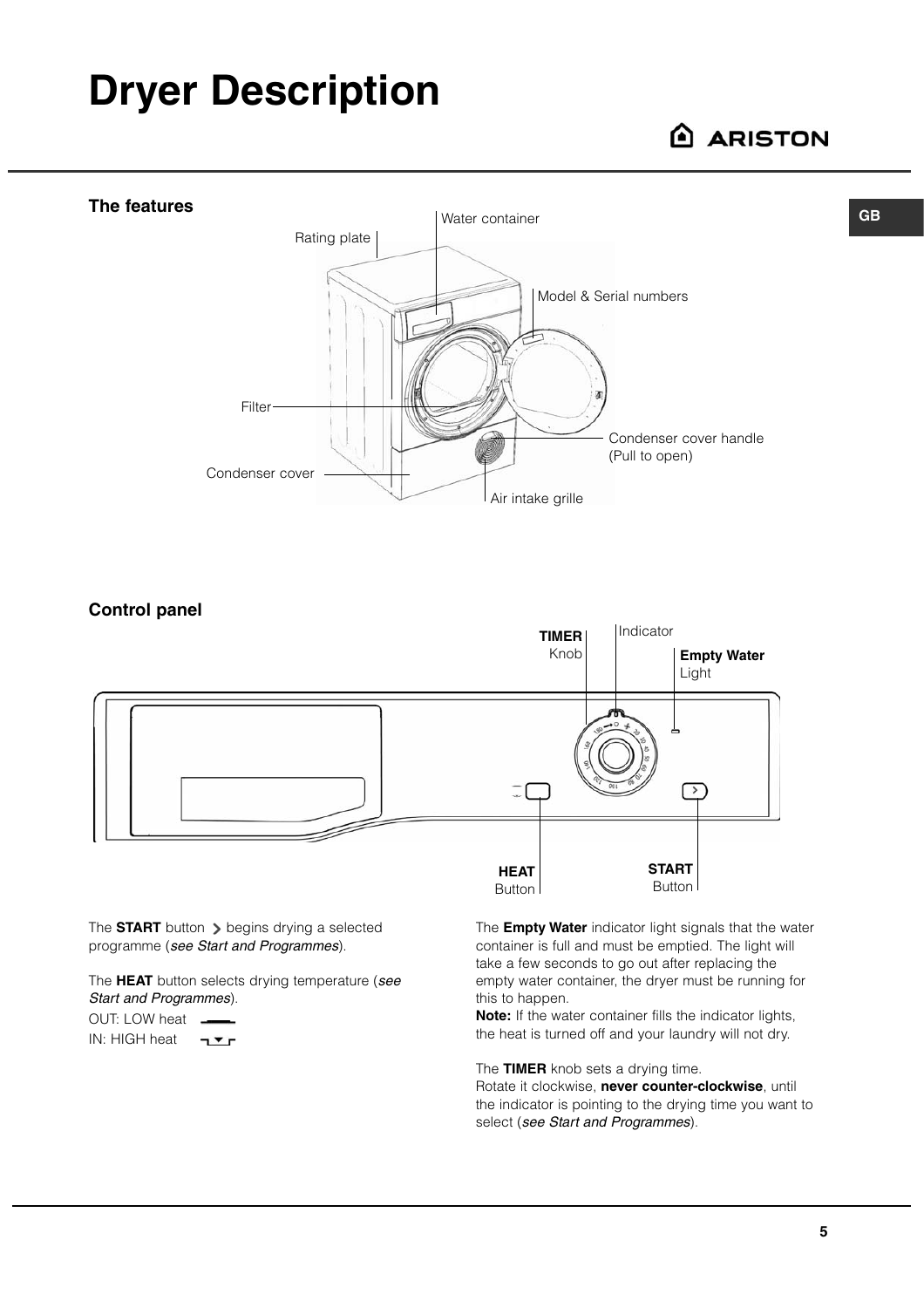# Dryer Description

## The features

Rating plate
Water container
Model & Serial numbers
Filter
Condenser cover handle (Pull to open)
Condenser cover
Air intake grille

## Control panel

**TIMER** Knob
Indicator
**Empty Water** Light
**HEAT** Button
**START** Button

The **START** button > begins drying a selected programme (*see Start and Programmes*).

The **HEAT** button selects drying temperature (*see Start and Programmes*).

OUT: LOW heat

IN: HIGH heat

The **Empty Water** indicator light signals that the water container is full and must be emptied. The light will take a few seconds to go out after replacing the empty water container, the dryer must be running for this to happen.

**Note:** If the water container fills the indicator lights, the heat is turned off and your laundry will not dry.

The **TIMER** knob sets a drying time.
Rotate it clockwise, **never counter-clockwise**, until the indicator is pointing to the drying time you want to select (*see Start and Programmes*).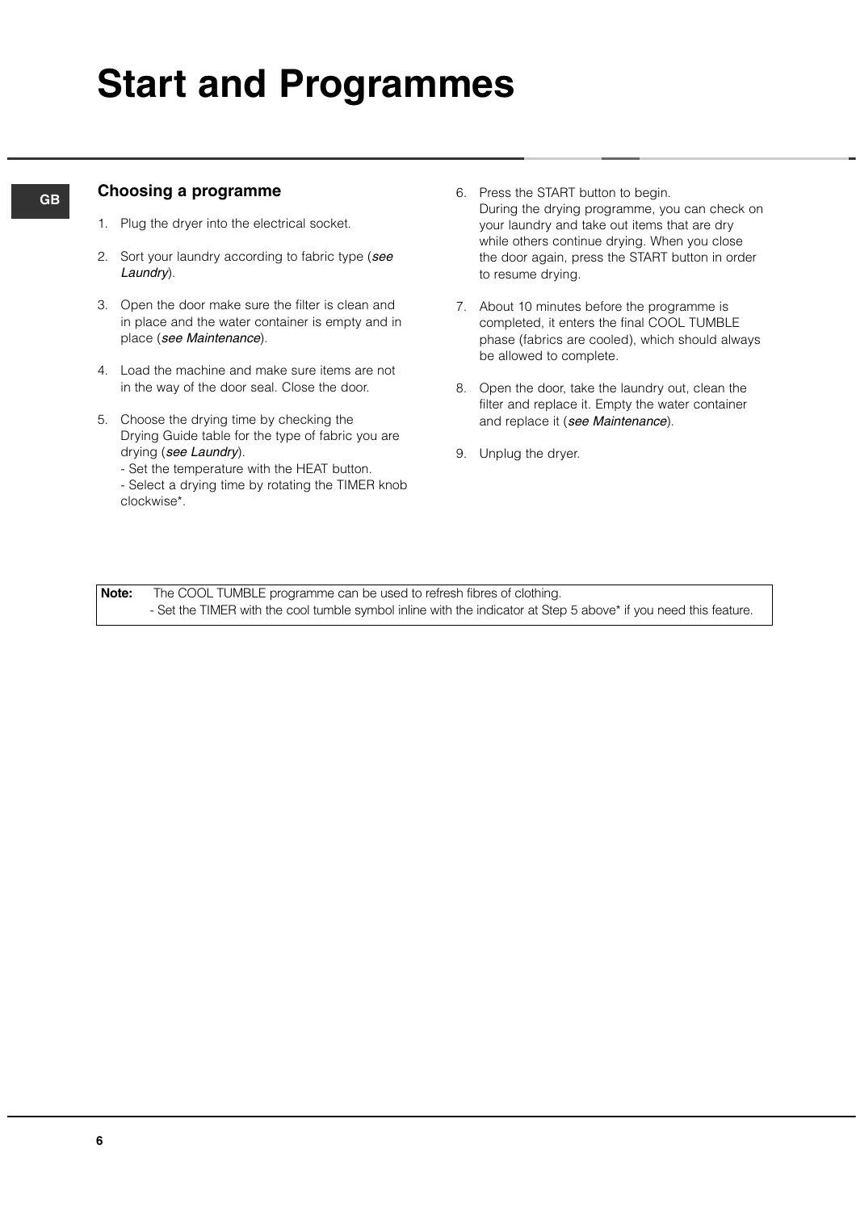# Start and Programmes

## Choosing a programme

1. Plug the dryer into the electrical socket.
2. Sort your laundry according to fabric type (*see Laundry*).
3. Open the door make sure the filter is clean and in place and the water container is empty and in place (*see Maintenance*).
4. Load the machine and make sure items are not in the way of the door seal. Close the door.
5. Choose the drying time by checking the Drying Guide table for the type of fabric you are drying (*see Laundry*).
   - Set the temperature with the HEAT button.
   - Select a drying time by rotating the TIMER knob clockwise*.
6. Press the START button to begin.
   During the drying programme, you can check on your laundry and take out items that are dry while others continue drying. When you close the door again, press the START button in order to resume drying.
7. About 10 minutes before the programme is completed, it enters the final COOL TUMBLE phase (fabrics are cooled), which should always be allowed to complete.
8. Open the door, take the laundry out, clean the filter and replace it. Empty the water container and replace it (*see Maintenance*).
9. Unplug the dryer.

**Note:** The COOL TUMBLE programme can be used to refresh fibres of clothing.
- Set the TIMER with the cool tumble symbol inline with the indicator at Step 5 above* if you need this feature.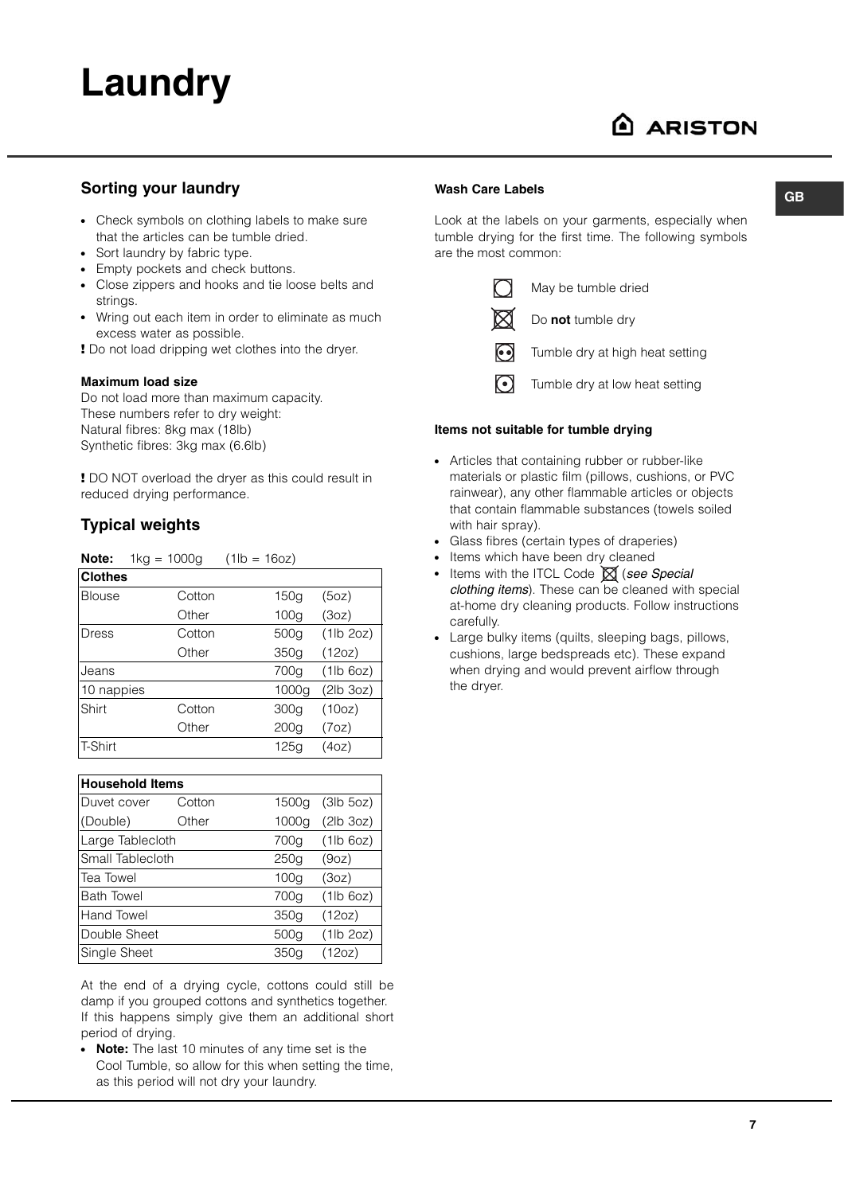# Laundry

## Sorting your laundry

- Check symbols on clothing labels to make sure that the articles can be tumble dried.
- Sort laundry by fabric type.
- Empty pockets and check buttons.
- Close zippers and hooks and tie loose belts and strings.
- Wring out each item in order to eliminate as much excess water as possible.

**!** Do not load dripping wet clothes into the dryer.

**Maximum load size**

Do not load more than maximum capacity.
These numbers refer to dry weight:
Natural fibres: 8kg max (18lb)
Synthetic fibres: 3kg max (6.6lb)

**!** DO NOT overload the dryer as this could result in reduced drying performance.

## Typical weights

**Note:** 1kg = 1000g (1lb = 16oz)

| Clothes | | | |
|---|---|---|---|
| Blouse | Cotton | 150g | (5oz) |
| | Other | 100g | (3oz) |
| Dress | Cotton | 500g | (1lb 2oz) |
| | Other | 350g | (12oz) |
| Jeans | | 700g | (1lb 6oz) |
| 10 nappies | | 1000g | (2lb 3oz) |
| Shirt | Cotton | 300g | (10oz) |
| | Other | 200g | (7oz) |
| T-Shirt | | 125g | (4oz) |

| Household Items | | | |
|---|---|---|---|
| Duvet cover | Cotton | 1500g | (3lb 5oz) |
| (Double) | Other | 1000g | (2lb 3oz) |
| Large Tablecloth | | 700g | (1lb 6oz) |
| Small Tablecloth | | 250g | (9oz) |
| Tea Towel | | 100g | (3oz) |
| Bath Towel | | 700g | (1lb 6oz) |
| Hand Towel | | 350g | (12oz) |
| Double Sheet | | 500g | (1lb 2oz) |
| Single Sheet | | 350g | (12oz) |

At the end of a drying cycle, cottons could still be damp if you grouped cottons and synthetics together. If this happens simply give them an additional short period of drying.

- **Note:** The last 10 minutes of any time set is the Cool Tumble, so allow for this when setting the time, as this period will not dry your laundry.

**Wash Care Labels**

Look at the labels on your garments, especially when tumble drying for the first time. The following symbols are the most common:

- May be tumble dried
- Do **not** tumble dry
- Tumble dry at high heat setting
- Tumble dry at low heat setting

**Items not suitable for tumble drying**

- Articles that containing rubber or rubber-like materials or plastic film (pillows, cushions, or PVC rainwear), any other flammable articles or objects that contain flammable substances (towels soiled with hair spray).
- Glass fibres (certain types of draperies)
- Items which have been dry cleaned
- Items with the ITCL Code (*see Special clothing items*). These can be cleaned with special at-home dry cleaning products. Follow instructions carefully.
- Large bulky items (quilts, sleeping bags, pillows, cushions, large bedspreads etc). These expand when drying and would prevent airflow through the dryer.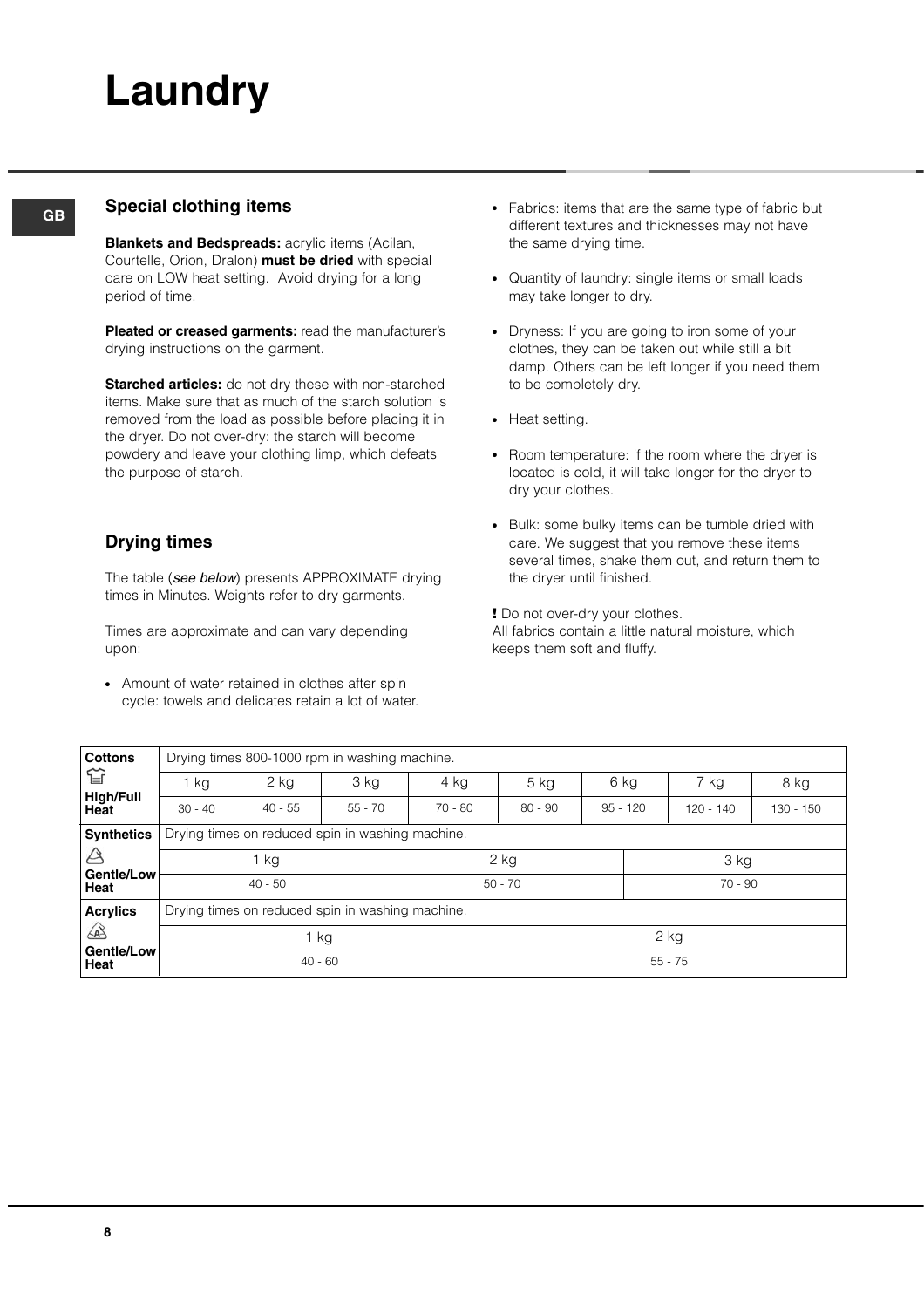# Laundry

## Special clothing items

**Blankets and Bedspreads:** acrylic items (Acilan, Courtelle, Orion, Dralon) **must be dried** with special care on LOW heat setting. Avoid drying for a long period of time.

**Pleated or creased garments:** read the manufacturer's drying instructions on the garment.

**Starched articles:** do not dry these with non-starched items. Make sure that as much of the starch solution is removed from the load as possible before placing it in the dryer. Do not over-dry: the starch will become powdery and leave your clothing limp, which defeats the purpose of starch.

## Drying times

The table (*see below*) presents APPROXIMATE drying times in Minutes. Weights refer to dry garments.

Times are approximate and can vary depending upon:

- Amount of water retained in clothes after spin cycle: towels and delicates retain a lot of water.
- Fabrics: items that are the same type of fabric but different textures and thicknesses may not have the same drying time.
- Quantity of laundry: single items or small loads may take longer to dry.
- Dryness: If you are going to iron some of your clothes, they can be taken out while still a bit damp. Others can be left longer if you need them to be completely dry.
- Heat setting.
- Room temperature: if the room where the dryer is located is cold, it will take longer for the dryer to dry your clothes.
- Bulk: some bulky items can be tumble dried with care. We suggest that you remove these items several times, shake them out, and return them to the dryer until finished.

**!** Do not over-dry your clothes.
All fabrics contain a little natural moisture, which keeps them soft and fluffy.

| **Cottons** | Drying times 800-1000 rpm in washing machine. | | | | | | | |
|---|---|---|---|---|---|---|---|---|
| **High/Full Heat** | 1 kg | 2 kg | 3 kg | 4 kg | 5 kg | 6 kg | 7 kg | 8 kg |
| | 30 - 40 | 40 - 55 | 55 - 70 | 70 - 80 | 80 - 90 | 95 - 120 | 120 - 140 | 130 - 150 |
| **Synthetics** | Drying times on reduced spin in washing machine. | | | | | | | |
| **Gentle/Low Heat** | 1 kg | | 2 kg | | | 3 kg | | |
| | 40 - 50 | | 50 - 70 | | | 70 - 90 | | |
| **Acrylics** | Drying times on reduced spin in washing machine. | | | | | | | |
| **Gentle/Low Heat** | 1 kg | | | | 2 kg | | | |
| | 40 - 60 | | | | 55 - 75 | | | |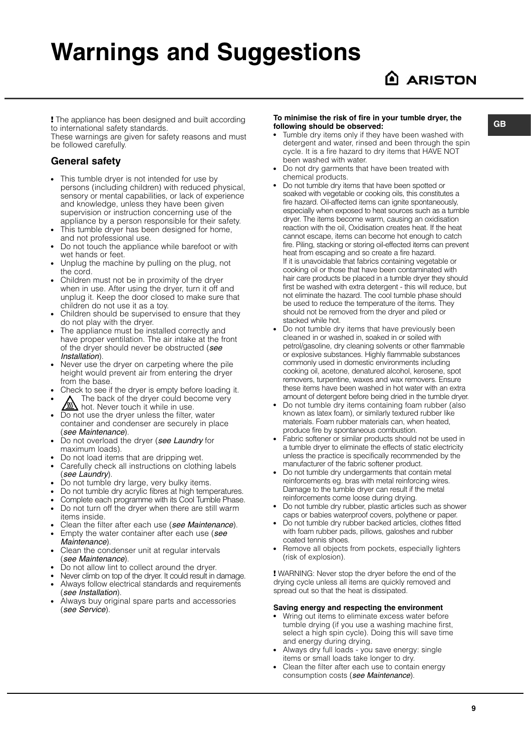# Warnings and Suggestions

ARISTON

**!** The appliance has been designed and built according to international safety standards.
These warnings are given for safety reasons and must be followed carefully.

## General safety

- This tumble dryer is not intended for use by persons (including children) with reduced physical, sensory or mental capabilities, or lack of experience and knowledge, unless they have been given supervision or instruction concerning use of the appliance by a person responsible for their safety.
- This tumble dryer has been designed for home, and not professional use.
- Do not touch the appliance while barefoot or with wet hands or feet.
- Unplug the machine by pulling on the plug, not the cord.
- Children must not be in proximity of the dryer when in use. After using the dryer, turn it off and unplug it. Keep the door closed to make sure that children do not use it as a toy.
- Children should be supervised to ensure that they do not play with the dryer.
- The appliance must be installed correctly and have proper ventilation. The air intake at the front of the dryer should never be obstructed (*see Installation*).
- Never use the dryer on carpeting where the pile height would prevent air from entering the dryer from the base.
- Check to see if the dryer is empty before loading it.
- The back of the dryer could become very hot. Never touch it while in use.
- Do not use the dryer unless the filter, water container and condenser are securely in place (*see Maintenance*).
- Do not overload the dryer (*see Laundry* for maximum loads).
- Do not load items that are dripping wet.
- Carefully check all instructions on clothing labels (*see Laundry*).
- Do not tumble dry large, very bulky items.
- Do not tumble dry acrylic fibres at high temperatures.
- Complete each programme with its Cool Tumble Phase.
- Do not turn off the dryer when there are still warm items inside.
- Clean the filter after each use (*see Maintenance*).
- Empty the water container after each use (*see Maintenance*).
- Clean the condenser unit at regular intervals (*see Maintenance*).
- Do not allow lint to collect around the dryer.
- Never climb on top of the dryer. It could result in damage.
- Always follow electrical standards and requirements (*see Installation*).
- Always buy original spare parts and accessories (*see Service*).

**To minimise the risk of fire in your tumble dryer, the following should be observed:**

- Tumble dry items only if they have been washed with detergent and water, rinsed and been through the spin cycle. It is a fire hazard to dry items that HAVE NOT been washed with water.
- Do not dry garments that have been treated with chemical products.
- Do not tumble dry items that have been spotted or soaked with vegetable or cooking oils, this constitutes a fire hazard. Oil-affected items can ignite spontaneously, especially when exposed to heat sources such as a tumble dryer. The items become warm, causing an oxidisation reaction with the oil, Oxidisation creates heat. If the heat cannot escape, items can become hot enough to catch fire. Piling, stacking or storing oil-effected items can prevent heat from escaping and so create a fire hazard.
  If it is unavoidable that fabrics containing vegetable or cooking oil or those that have been contaminated with hair care products be placed in a tumble dryer they should first be washed with extra detergent - this will reduce, but not eliminate the hazard. The cool tumble phase should be used to reduce the temperature of the items. They should not be removed from the dryer and piled or stacked while hot.
- Do not tumble dry items that have previously been cleaned in or washed in, soaked in or soiled with petrol/gasoline, dry cleaning solvents or other flammable or explosive substances. Highly flammable substances commonly used in domestic environments including cooking oil, acetone, denatured alcohol, kerosene, spot removers, turpentine, waxes and wax removers. Ensure these items have been washed in hot water with an extra amount of detergent before being dried in the tumble dryer.
- Do not tumble dry items containing foam rubber (also known as latex foam), or similarly textured rubber like materials. Foam rubber materials can, when heated, produce fire by spontaneous combustion.
- Fabric softener or similar products should not be used in a tumble dryer to eliminate the effects of static electricity unless the practice is specifically recommended by the manufacturer of the fabric softener product.
- Do not tumble dry undergarments that contain metal reinforcements eg. bras with metal reinforcing wires. Damage to the tumble dryer can result if the metal reinforcements come loose during drying.
- Do not tumble dry rubber, plastic articles such as shower caps or babies waterproof covers, polythene or paper.
- Do not tumble dry rubber backed articles, clothes fitted with foam rubber pads, pillows, galoshes and rubber coated tennis shoes.
- Remove all objects from pockets, especially lighters (risk of explosion).

**!** WARNING: Never stop the dryer before the end of the drying cycle unless all items are quickly removed and spread out so that the heat is dissipated.

**Saving energy and respecting the environment**

- Wring out items to eliminate excess water before tumble drying (if you use a washing machine first, select a high spin cycle). Doing this will save time and energy during drying.
- Always dry full loads - you save energy: single items or small loads take longer to dry.
- Clean the filter after each use to contain energy consumption costs (*see Maintenance*).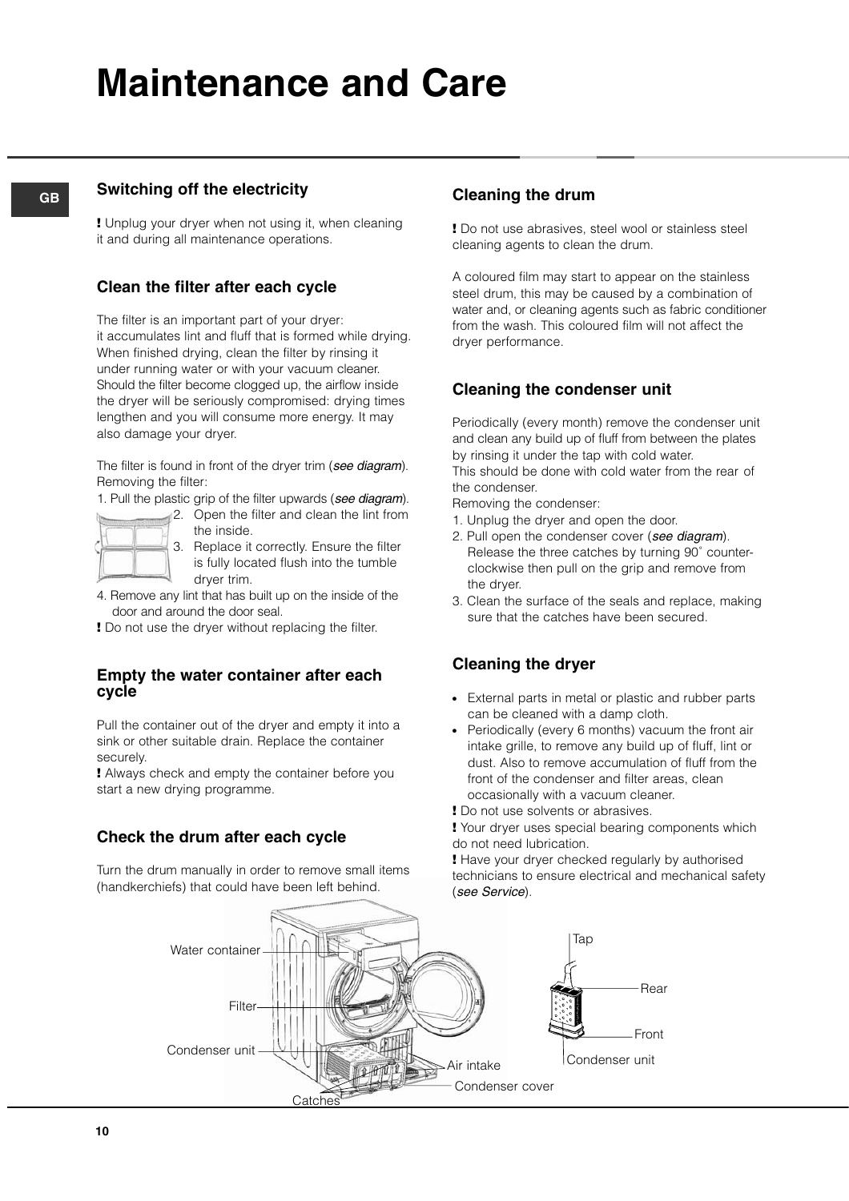# Maintenance and Care

## Switching off the electricity

**!** Unplug your dryer when not using it, when cleaning it and during all maintenance operations.

## Clean the filter after each cycle

The filter is an important part of your dryer: it accumulates lint and fluff that is formed while drying. When finished drying, clean the filter by rinsing it under running water or with your vacuum cleaner. Should the filter become clogged up, the airflow inside the dryer will be seriously compromised: drying times lengthen and you will consume more energy. It may also damage your dryer.

The filter is found in front of the dryer trim (*see diagram*). Removing the filter:

1. Pull the plastic grip of the filter upwards (*see diagram*).
2. Open the filter and clean the lint from the inside.
3. Replace it correctly. Ensure the filter is fully located flush into the tumble dryer trim.
4. Remove any lint that has built up on the inside of the door and around the door seal.

**!** Do not use the dryer without replacing the filter.

## Empty the water container after each cycle

Pull the container out of the dryer and empty it into a sink or other suitable drain. Replace the container securely.

**!** Always check and empty the container before you start a new drying programme.

## Check the drum after each cycle

Turn the drum manually in order to remove small items (handkerchiefs) that could have been left behind.

## Cleaning the drum

**!** Do not use abrasives, steel wool or stainless steel cleaning agents to clean the drum.

A coloured film may start to appear on the stainless steel drum, this may be caused by a combination of water and, or cleaning agents such as fabric conditioner from the wash. This coloured film will not affect the dryer performance.

## Cleaning the condenser unit

Periodically (every month) remove the condenser unit and clean any build up of fluff from between the plates by rinsing it under the tap with cold water.
This should be done with cold water from the rear of the condenser.
Removing the condenser:

1. Unplug the dryer and open the door.
2. Pull open the condenser cover (*see diagram*). Release the three catches by turning 90˚ counter-clockwise then pull on the grip and remove from the dryer.
3. Clean the surface of the seals and replace, making sure that the catches have been secured.

## Cleaning the dryer

- External parts in metal or plastic and rubber parts can be cleaned with a damp cloth.
- Periodically (every 6 months) vacuum the front air intake grille, to remove any build up of fluff, lint or dust. Also to remove accumulation of fluff from the front of the condenser and filter areas, clean occasionally with a vacuum cleaner.

**!** Do not use solvents or abrasives.

**!** Your dryer uses special bearing components which do not need lubrication.

**!** Have your dryer checked regularly by authorised technicians to ensure electrical and mechanical safety (*see Service*).

Water container
Filter
Condenser unit
Catches
Air intake
Condenser cover

Tap
Rear
Front
Condenser unit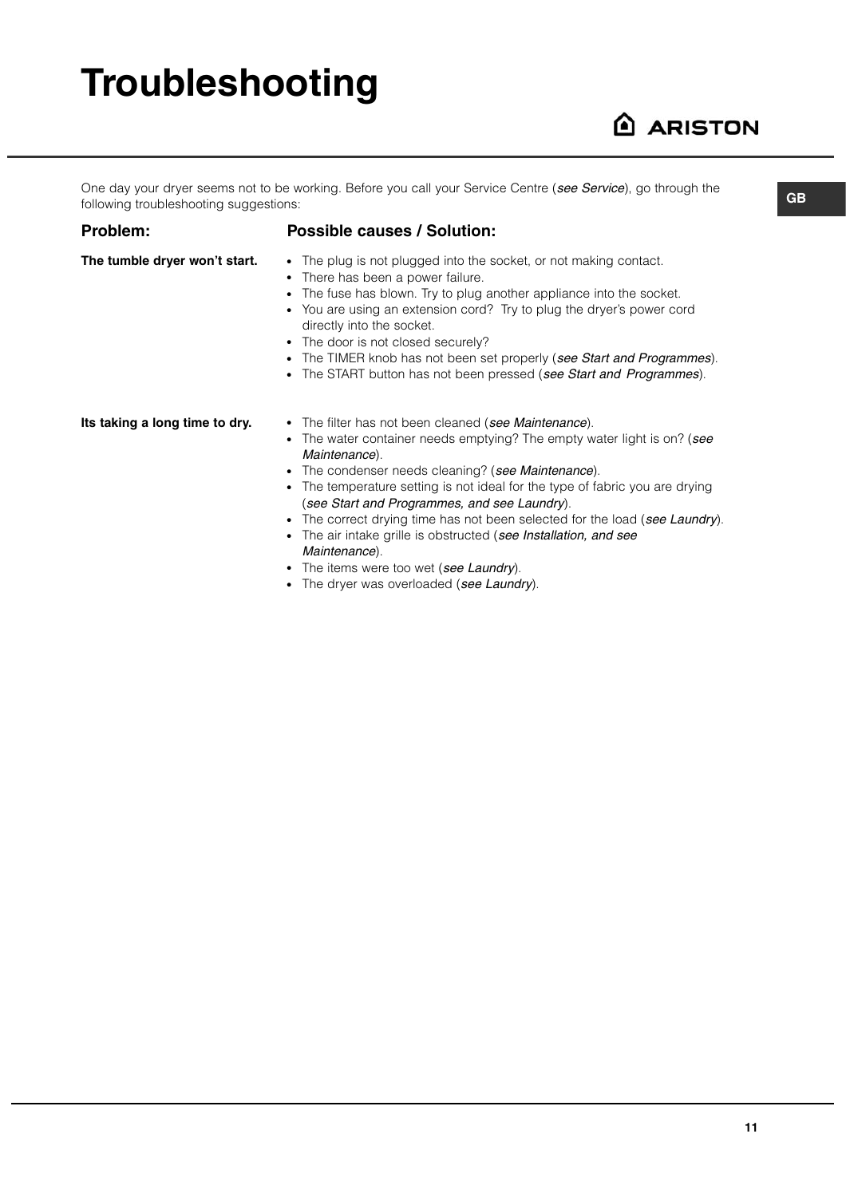# Troubleshooting

One day your dryer seems not to be working. Before you call your Service Centre (*see Service*), go through the following troubleshooting suggestions:

| Problem: | Possible causes / Solution: |
| --- | --- |
| **The tumble dryer won't start.** | • The plug is not plugged into the socket, or not making contact.<br>• There has been a power failure.<br>• The fuse has blown. Try to plug another appliance into the socket.<br>• You are using an extension cord? Try to plug the dryer's power cord directly into the socket.<br>• The door is not closed securely?<br>• The TIMER knob has not been set properly (*see Start and Programmes*).<br>• The START button has not been pressed (*see Start and Programmes*). |
| **Its taking a long time to dry.** | • The filter has not been cleaned (*see Maintenance*).<br>• The water container needs emptying? The empty water light is on? (*see Maintenance*).<br>• The condenser needs cleaning? (*see Maintenance*).<br>• The temperature setting is not ideal for the type of fabric you are drying (*see Start and Programmes, and see Laundry*).<br>• The correct drying time has not been selected for the load (*see Laundry*).<br>• The air intake grille is obstructed (*see Installation, and see Maintenance*).<br>• The items were too wet (*see Laundry*).<br>• The dryer was overloaded (*see Laundry*). |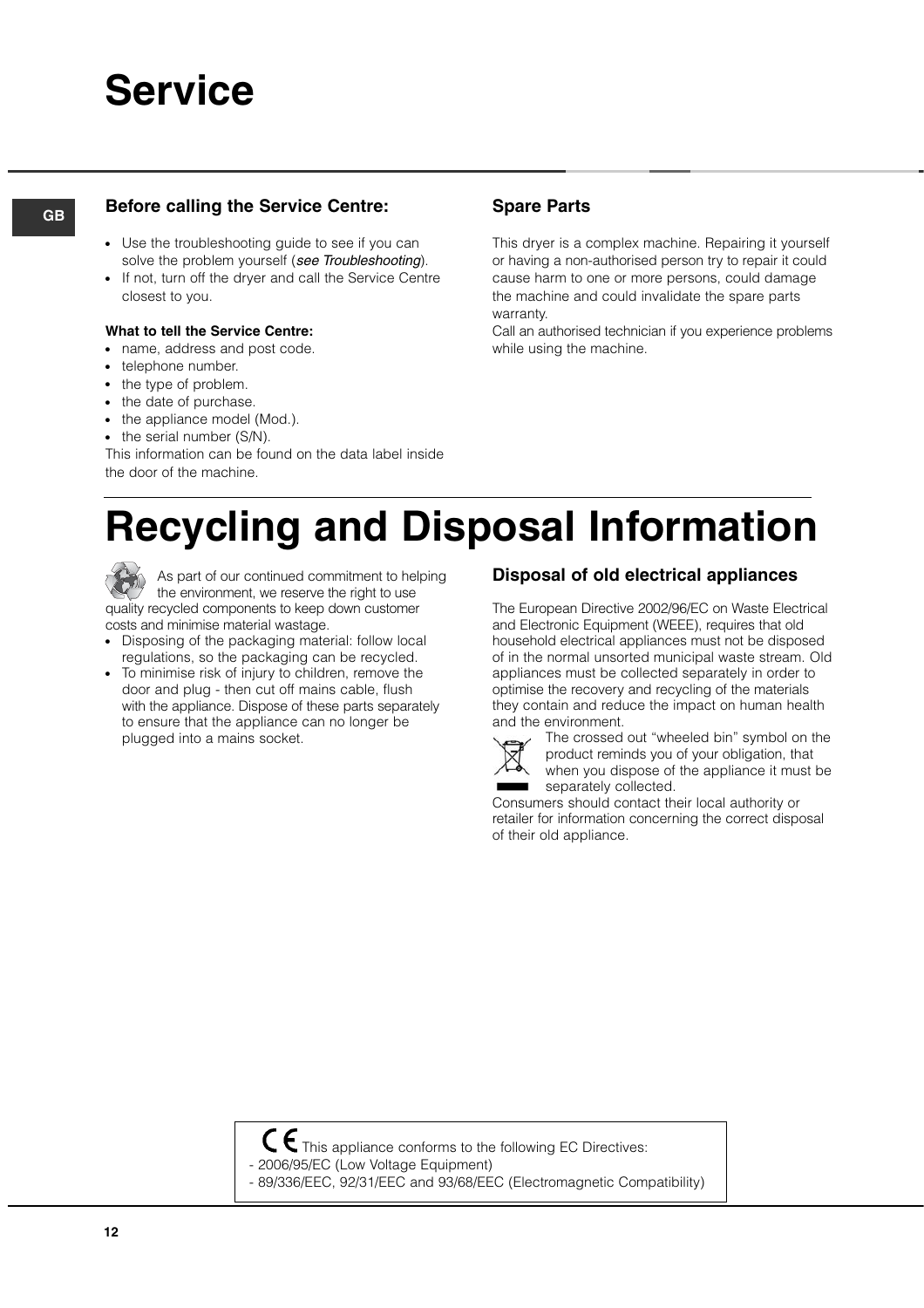# Service

GB

## Before calling the Service Centre:

- Use the troubleshooting guide to see if you can solve the problem yourself (*see Troubleshooting*).
- If not, turn off the dryer and call the Service Centre closest to you.

**What to tell the Service Centre:**

- name, address and post code.
- telephone number.
- the type of problem.
- the date of purchase.
- the appliance model (Mod.).
- the serial number (S/N).

This information can be found on the data label inside the door of the machine.

## Spare Parts

This dryer is a complex machine. Repairing it yourself or having a non-authorised person try to repair it could cause harm to one or more persons, could damage the machine and could invalidate the spare parts warranty.

Call an authorised technician if you experience problems while using the machine.

# Recycling and Disposal Information

As part of our continued commitment to helping the environment, we reserve the right to use quality recycled components to keep down customer costs and minimise material wastage.

- Disposing of the packaging material: follow local regulations, so the packaging can be recycled.
- To minimise risk of injury to children, remove the door and plug - then cut off mains cable, flush with the appliance. Dispose of these parts separately to ensure that the appliance can no longer be plugged into a mains socket.

## Disposal of old electrical appliances

The European Directive 2002/96/EC on Waste Electrical and Electronic Equipment (WEEE), requires that old household electrical appliances must not be disposed of in the normal unsorted municipal waste stream. Old appliances must be collected separately in order to optimise the recovery and recycling of the materials they contain and reduce the impact on human health and the environment.

The crossed out "wheeled bin" symbol on the product reminds you of your obligation, that when you dispose of the appliance it must be separately collected.

Consumers should contact their local authority or retailer for information concerning the correct disposal of their old appliance.

CE This appliance conforms to the following EC Directives:
- 2006/95/EC (Low Voltage Equipment)
- 89/336/EEC, 92/31/EEC and 93/68/EEC (Electromagnetic Compatibility)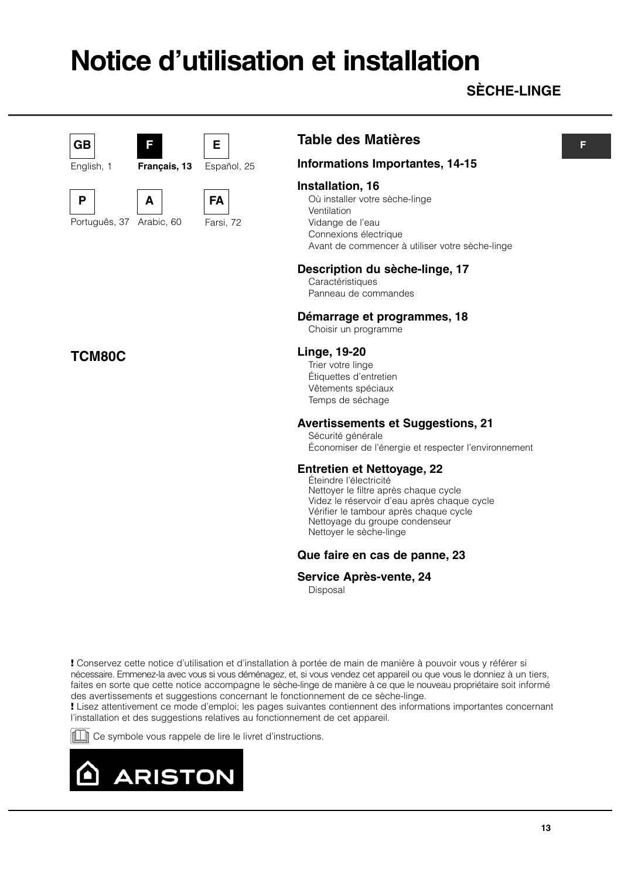# Notice d'utilisation et installation

**SÈCHE-LINGE**

| GB | F | E |
|---|---|---|
| English, 1 | **Français, 13** | Español, 25 |
| **P** | **A** | **FA** |
| Português, 37 | Arabic, 60 | Farsi, 72 |

**TCM80C**

## Table des Matières

**Informations Importantes, 14-15**

**Installation, 16**
- Où installer votre sèche-linge
- Ventilation
- Vidange de l'eau
- Connexions électrique
- Avant de commencer à utiliser votre sèche-linge

**Description du sèche-linge, 17**
- Caractéristiques
- Panneau de commandes

**Démarrage et programmes, 18**
- Choisir un programme

**Linge, 19-20**
- Trier votre linge
- Étiquettes d'entretien
- Vêtements spéciaux
- Temps de séchage

**Avertissements et Suggestions, 21**
- Sécurité générale
- Économiser de l'énergie et respecter l'environnement

**Entretien et Nettoyage, 22**
- Éteindre l'électricité
- Nettoyer le filtre après chaque cycle
- Videz le réservoir d'eau après chaque cycle
- Vérifier le tambour après chaque cycle
- Nettoyage du groupe condenseur
- Nettoyer le sèche-linge

**Que faire en cas de panne, 23**

**Service Après-vente, 24**
- Disposal

**!** Conservez cette notice d'utilisation et d'installation à portée de main de manière à pouvoir vous y référer si nécessaire. Emmenez-la avec vous si vous déménagez, et, si vous vendez cet appareil ou que vous le donniez à un tiers, faites en sorte que cette notice accompagne le sèche-linge de manière à ce que le nouveau propriétaire soit informé des avertissements et suggestions concernant le fonctionnement de ce sèche-linge.
**!** Lisez attentivement ce mode d'emploi; les pages suivantes contiennent des informations importantes concernant l'installation et des suggestions relatives au fonctionnement de cet appareil.

Ce symbole vous rappele de lire le livret d'instructions.

ARISTON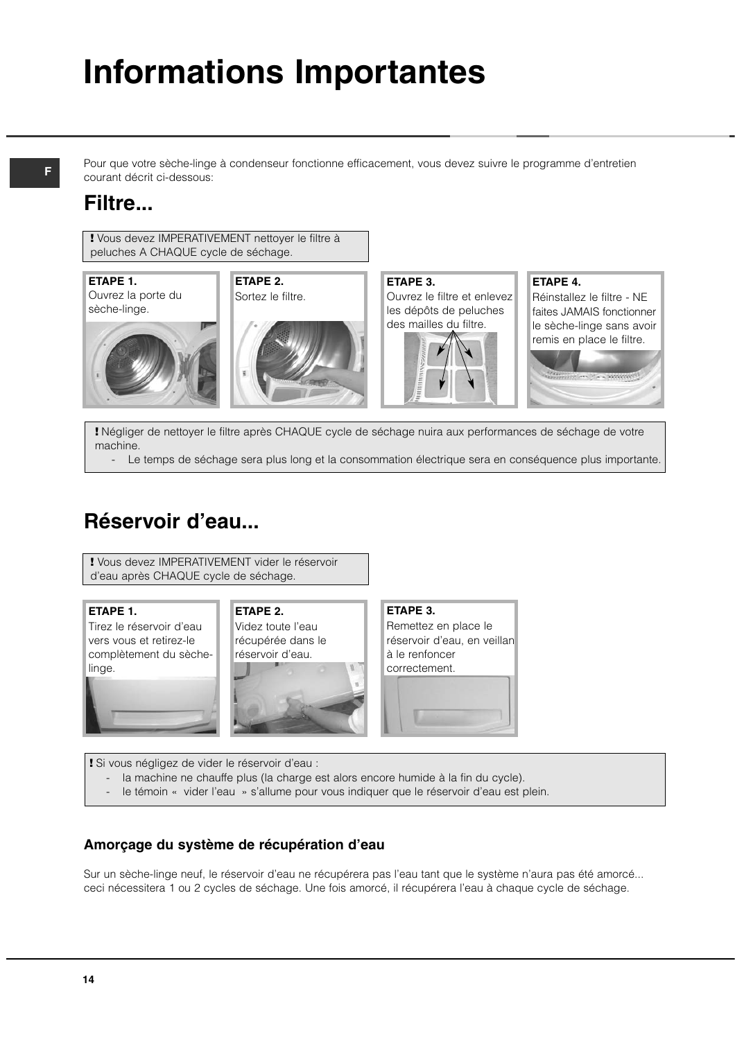# Informations Importantes

Pour que votre sèche-linge à condenseur fonctionne efficacement, vous devez suivre le programme d'entretien courant décrit ci-dessous:

## Filtre...

**!** Vous devez IMPERATIVEMENT nettoyer le filtre à peluches A CHAQUE cycle de séchage.

**ETAPE 1.**
Ouvrez la porte du sèche-linge.

**ETAPE 2.**
Sortez le filtre.

**ETAPE 3.**
Ouvrez le filtre et enlevez les dépôts de peluches des mailles du filtre.

**ETAPE 4.**
Réinstallez le filtre - NE faites JAMAIS fonctionner le sèche-linge sans avoir remis en place le filtre.

**!** Négliger de nettoyer le filtre après CHAQUE cycle de séchage nuira aux performances de séchage de votre machine.

- Le temps de séchage sera plus long et la consommation électrique sera en conséquence plus importante.

## Réservoir d'eau...

**!** Vous devez IMPERATIVEMENT vider le réservoir d'eau après CHAQUE cycle de séchage.

**ETAPE 1.**
Tirez le réservoir d'eau vers vous et retirez-le complètement du sèche-linge.

**ETAPE 2.**
Videz toute l'eau récupérée dans le réservoir d'eau.

**ETAPE 3.**
Remettez en place le réservoir d'eau, en veillan à le renfoncer correctement.

**!** Si vous négligez de vider le réservoir d'eau :

- la machine ne chauffe plus (la charge est alors encore humide à la fin du cycle).
- le témoin « vider l'eau » s'allume pour vous indiquer que le réservoir d'eau est plein.

### Amorçage du système de récupération d'eau

Sur un sèche-linge neuf, le réservoir d'eau ne récupérera pas l'eau tant que le système n'aura pas été amorcé... ceci nécessitera 1 ou 2 cycles de séchage. Une fois amorcé, il récupérera l'eau à chaque cycle de séchage.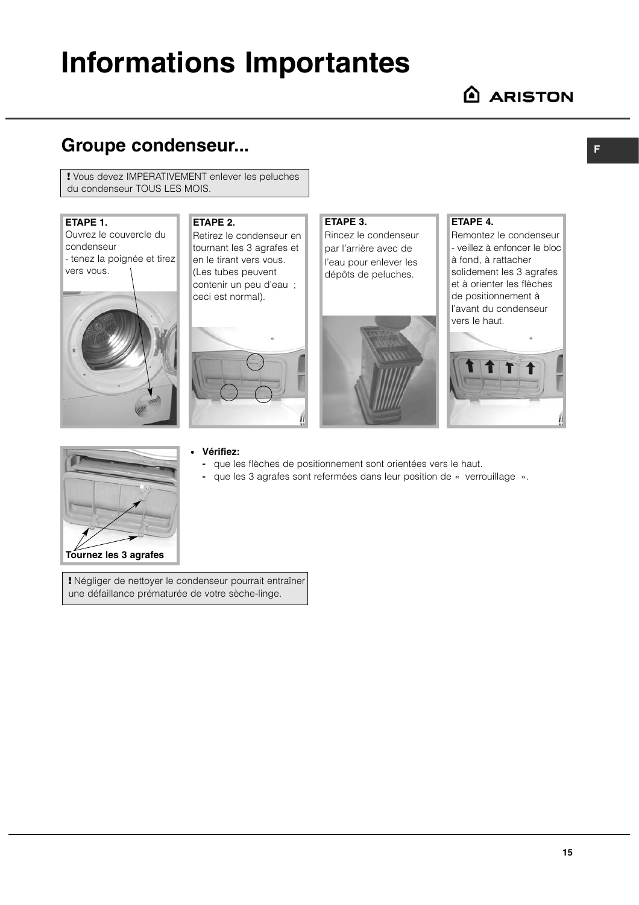# Informations Importantes

## Groupe condenseur...

**!** Vous devez IMPERATIVEMENT enlever les peluches du condenseur TOUS LES MOIS.

**ETAPE 1.**
Ouvrez le couvercle du condenseur
- tenez la poignée et tirez vers vous.

**ETAPE 2.**
Retirez le condenseur en tournant les 3 agrafes et en le tirant vers vous. (Les tubes peuvent contenir un peu d'eau ; ceci est normal).

**ETAPE 3.**
Rincez le condenseur par l'arrière avec de l'eau pour enlever les dépôts de peluches.

**ETAPE 4.**
Remontez le condenseur - veillez à enfoncer le bloc à fond, à rattacher solidement les 3 agrafes et à orienter les flèches de positionnement à l'avant du condenseur vers le haut.

**Tournez les 3 agrafes**

- **Vérifiez:**
  - que les flèches de positionnement sont orientées vers le haut.
  - que les 3 agrafes sont refermées dans leur position de « verrouillage ».

**!** Négliger de nettoyer le condenseur pourrait entraîner une défaillance prématurée de votre sèche-linge.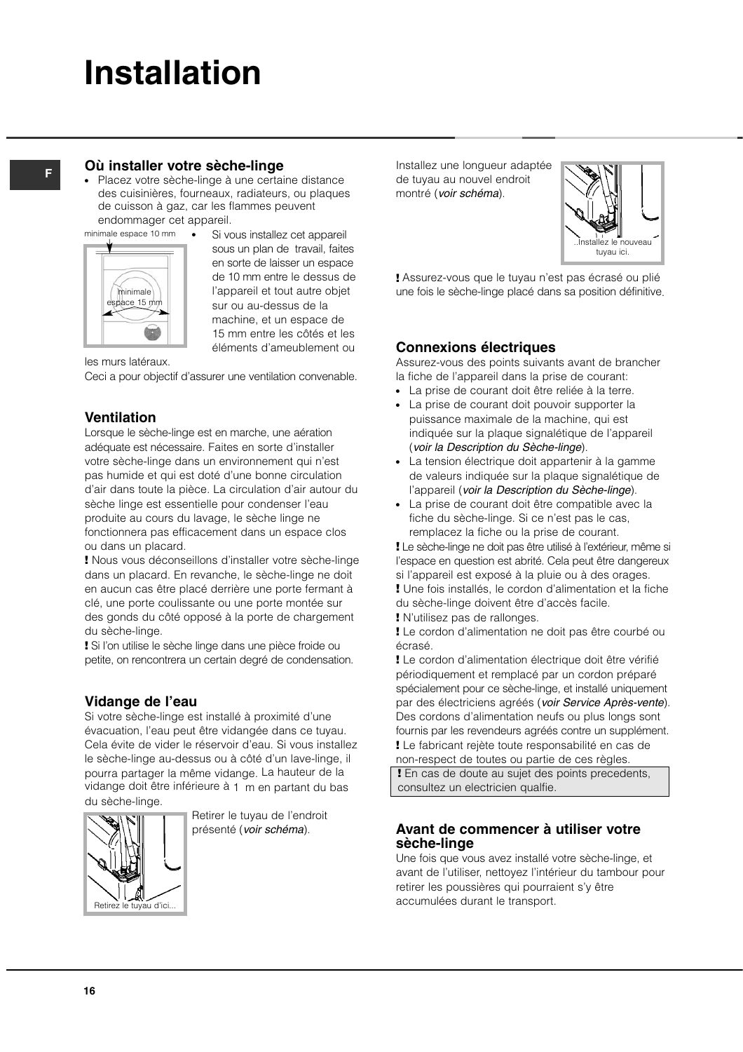# Installation

## Où installer votre sèche-linge

- Placez votre sèche-linge à une certaine distance des cuisinières, fourneaux, radiateurs, ou plaques de cuisson à gaz, car les flammes peuvent endommager cet appareil.

minimale espace 10 mm

minimale espace 15 mm

- Si vous installez cet appareil sous un plan de travail, faites en sorte de laisser un espace de 10 mm entre le dessus de l'appareil et tout autre objet sur ou au-dessus de la machine, et un espace de 15 mm entre les côtés et les éléments d'ameublement ou les murs latéraux.

Ceci a pour objectif d'assurer une ventilation convenable.

## Ventilation

Lorsque le sèche-linge est en marche, une aération adéquate est nécessaire. Faites en sorte d'installer votre sèche-linge dans un environnement qui n'est pas humide et qui est doté d'une bonne circulation d'air dans toute la pièce. La circulation d'air autour du sèche linge est essentielle pour condenser l'eau produite au cours du lavage, le sèche linge ne fonctionnera pas efficacement dans un espace clos ou dans un placard.

**!** Nous vous déconseillons d'installer votre sèche-linge dans un placard. En revanche, le sèche-linge ne doit en aucun cas être placé derrière une porte fermant à clé, une porte coulissante ou une porte montée sur des gonds du côté opposé à la porte de chargement du sèche-linge.

**!** Si l'on utilise le sèche linge dans une pièce froide ou petite, on rencontrera un certain degré de condensation.

## Vidange de l'eau

Si votre sèche-linge est installé à proximité d'une évacuation, l'eau peut être vidangée dans ce tuyau. Cela évite de vider le réservoir d'eau. Si vous installez le sèche-linge au-dessus ou à côté d'un lave-linge, il pourra partager la même vidange. La hauteur de la vidange doit être inférieure à 1 m en partant du bas du sèche-linge.

Retirer le tuyau de l'endroit présenté (*voir schéma*).

Retirez le tuyau d'ici...

Installez une longueur adaptée de tuyau au nouvel endroit montré (*voir schéma*).

..Installez le nouveau tuyau ici.

**!** Assurez-vous que le tuyau n'est pas écrasé ou plié une fois le sèche-linge placé dans sa position définitive.

## Connexions électriques

Assurez-vous des points suivants avant de brancher la fiche de l'appareil dans la prise de courant:

- La prise de courant doit être reliée à la terre.
- La prise de courant doit pouvoir supporter la puissance maximale de la machine, qui est indiquée sur la plaque signalétique de l'appareil (*voir la Description du Sèche-linge*).
- La tension électrique doit appartenir à la gamme de valeurs indiquée sur la plaque signalétique de l'appareil (*voir la Description du Sèche-linge*).
- La prise de courant doit être compatible avec la fiche du sèche-linge. Si ce n'est pas le cas, remplacez la fiche ou la prise de courant.

**!** Le sèche-linge ne doit pas être utilisé à l'extérieur, même si l'espace en question est abrité. Cela peut être dangereux si l'appareil est exposé à la pluie ou à des orages.

**!** Une fois installés, le cordon d'alimentation et la fiche du sèche-linge doivent être d'accès facile.

**!** N'utilisez pas de rallonges.

**!** Le cordon d'alimentation ne doit pas être courbé ou écrasé.

**!** Le cordon d'alimentation électrique doit être vérifié périodiquement et remplacé par un cordon préparé spécialement pour ce sèche-linge, et installé uniquement par des électriciens agréés (*voir Service Après-vente*). Des cordons d'alimentation neufs ou plus longs sont fournis par les revendeurs agréés contre un supplément.

**!** Le fabricant rejète toute responsabilité en cas de non-respect de toutes ou partie de ces règles.

**!** En cas de doute au sujet des points precedents, consultez un electricien qualfie.

## Avant de commencer à utiliser votre sèche-linge

Une fois que vous avez installé votre sèche-linge, et avant de l'utiliser, nettoyez l'intérieur du tambour pour retirer les poussières qui pourraient s'y être accumulées durant le transport.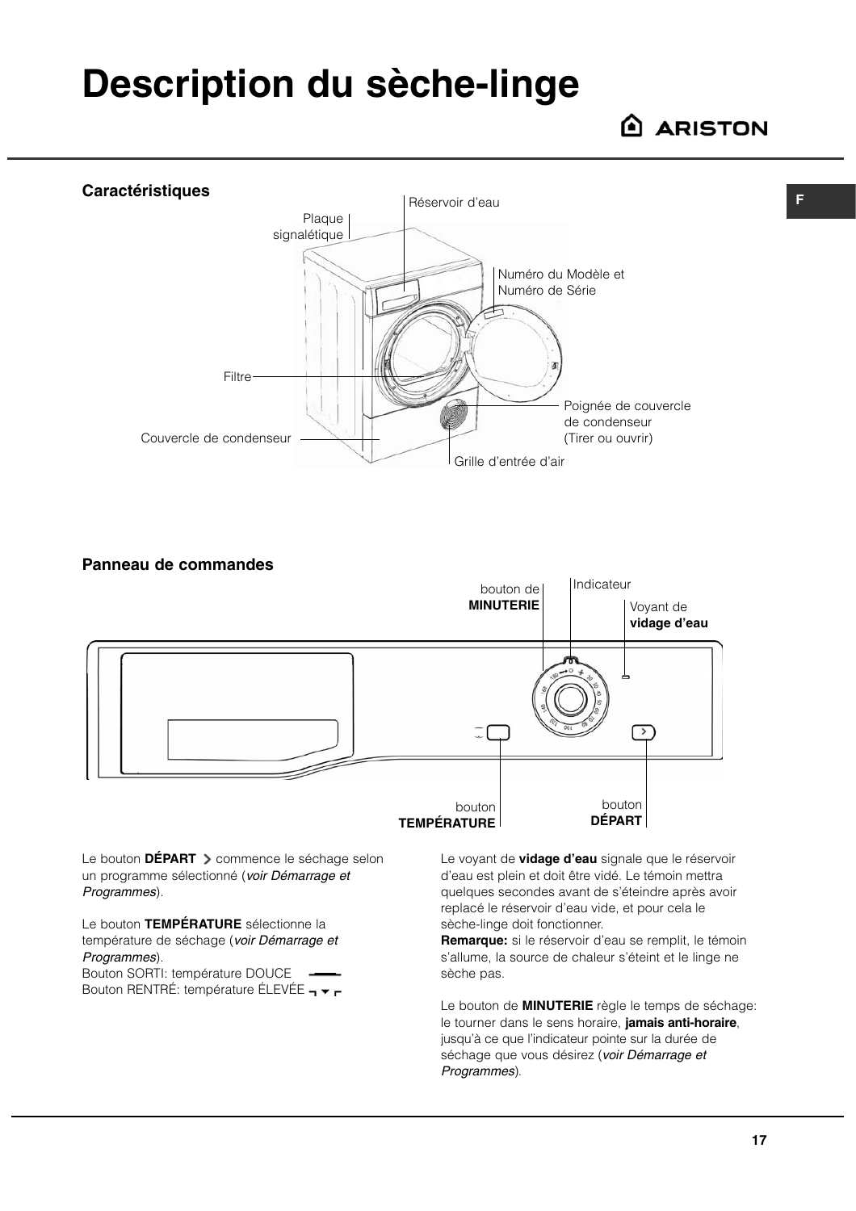# Description du sèche-linge

## Caractéristiques

Réservoir d'eau

Plaque signalétique

Numéro du Modèle et Numéro de Série

Filtre

Poignée de couvercle de condenseur (Tirer ou ouvrir)

Couvercle de condenseur

Grille d'entrée d'air

## Panneau de commandes

bouton de **MINUTERIE**

Indicateur

Voyant de **vidage d'eau**

bouton **TEMPÉRATURE**

bouton **DÉPART**

Le bouton **DÉPART** commence le séchage selon un programme sélectionné (*voir Démarrage et Programmes*).

Le bouton **TEMPÉRATURE** sélectionne la température de séchage (*voir Démarrage et Programmes*).
Bouton SORTI: température DOUCE
Bouton RENTRÉ: température ÉLEVÉE

Le voyant de **vidage d'eau** signale que le réservoir d'eau est plein et doit être vidé. Le témoin mettra quelques secondes avant de s'éteindre après avoir replacé le réservoir d'eau vide, et pour cela le sèche-linge doit fonctionner.
**Remarque:** si le réservoir d'eau se remplit, le témoin s'allume, la source de chaleur s'éteint et le linge ne sèche pas.

Le bouton de **MINUTERIE** règle le temps de séchage: le tourner dans le sens horaire, **jamais anti-horaire**, jusqu'à ce que l'indicateur pointe sur la durée de séchage que vous désirez (*voir Démarrage et Programmes*).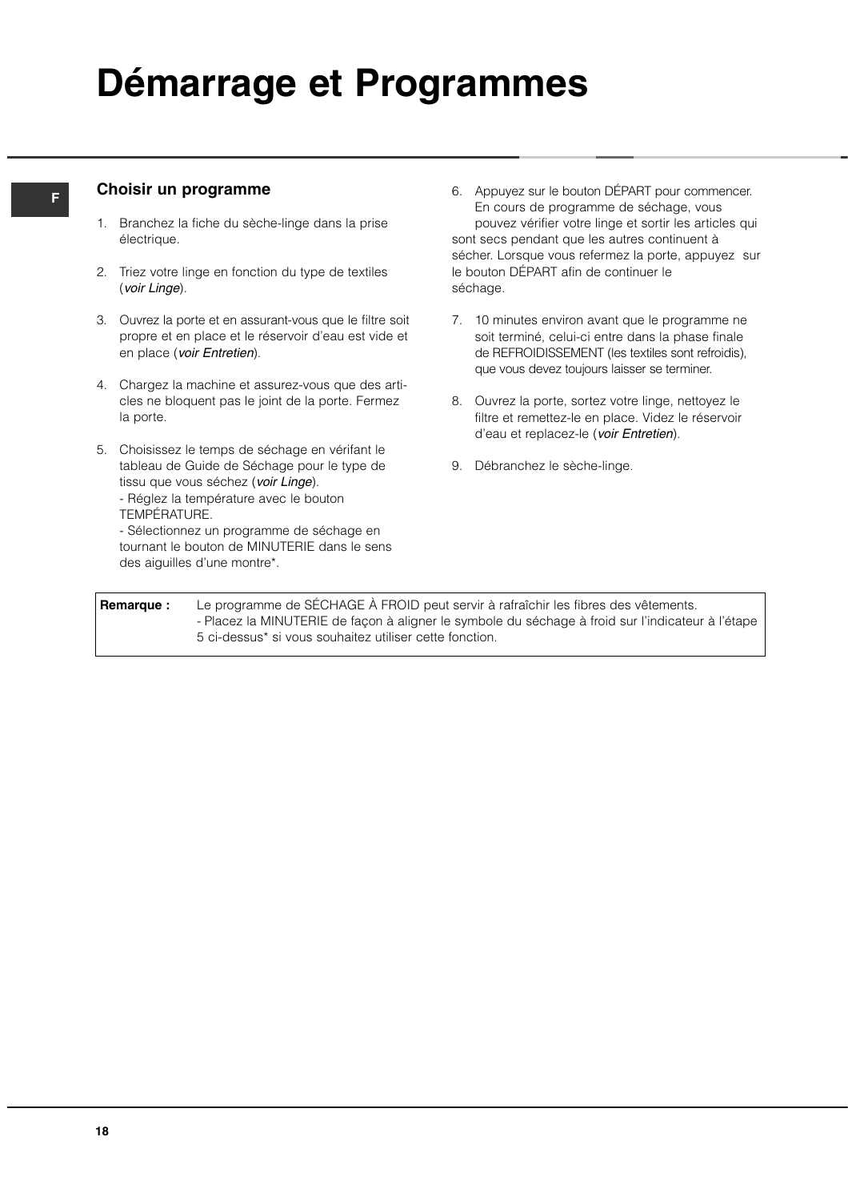# Démarrage et Programmes

## Choisir un programme

1. Branchez la fiche du sèche-linge dans la prise électrique.

2. Triez votre linge en fonction du type de textiles (*voir Linge*).

3. Ouvrez la porte et en assurant-vous que le filtre soit propre et en place et le réservoir d'eau est vide et en place (*voir Entretien*).

4. Chargez la machine et assurez-vous que des articles ne bloquent pas le joint de la porte. Fermez la porte.

5. Choisissez le temps de séchage en vérifant le tableau de Guide de Séchage pour le type de tissu que vous séchez (*voir Linge*).
   - Réglez la température avec le bouton TEMPÉRATURE.
   - Sélectionnez un programme de séchage en tournant le bouton de MINUTERIE dans le sens des aiguilles d'une montre*.

6. Appuyez sur le bouton DÉPART pour commencer. En cours de programme de séchage, vous pouvez vérifier votre linge et sortir les articles qui sont secs pendant que les autres continuent à sécher. Lorsque vous refermez la porte, appuyez sur le bouton DÉPART afin de continuer le séchage.

7. 10 minutes environ avant que le programme ne soit terminé, celui-ci entre dans la phase finale de REFROIDISSEMENT (les textiles sont refroidis), que vous devez toujours laisser se terminer.

8. Ouvrez la porte, sortez votre linge, nettoyez le filtre et remettez-le en place. Videz le réservoir d'eau et replacez-le (*voir Entretien*).

9. Débranchez le sèche-linge.

| **Remarque :** | Le programme de SÉCHAGE À FROID peut servir à rafraîchir les fibres des vêtements.<br>- Placez la MINUTERIE de façon à aligner le symbole du séchage à froid sur l'indicateur à l'étape 5 ci-dessus* si vous souhaitez utiliser cette fonction. |
|---|---|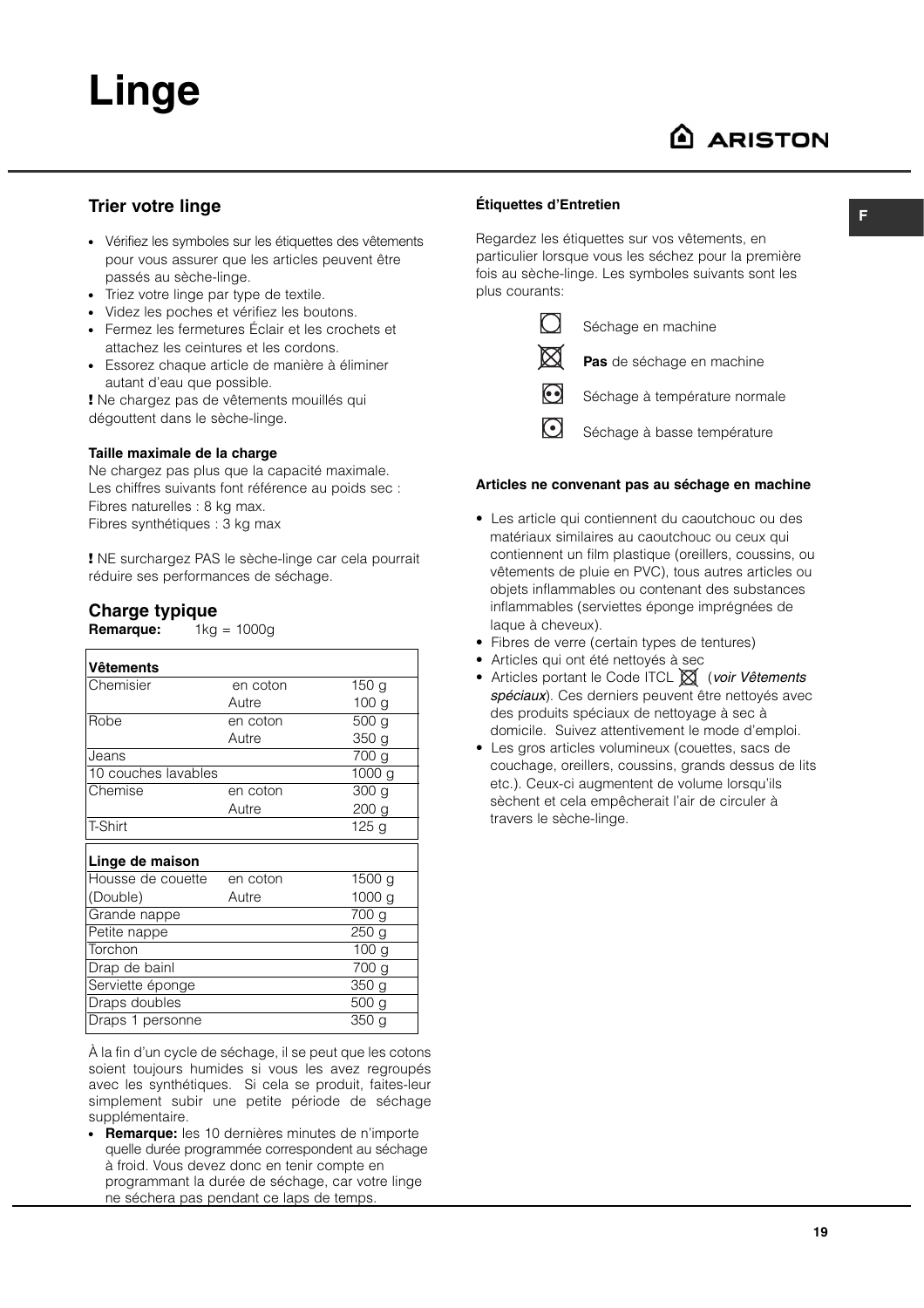# Linge

## Trier votre linge

- Vérifiez les symboles sur les étiquettes des vêtements pour vous assurer que les articles peuvent être passés au sèche-linge.
- Triez votre linge par type de textile.
- Videz les poches et vérifiez les boutons.
- Fermez les fermetures Éclair et les crochets et attachez les ceintures et les cordons.
- Essorez chaque article de manière à éliminer autant d'eau que possible.

**!** Ne chargez pas de vêtements mouillés qui dégouttent dans le sèche-linge.

**Taille maximale de la charge**

Ne chargez pas plus que la capacité maximale. Les chiffres suivants font référence au poids sec :
Fibres naturelles : 8 kg max.
Fibres synthétiques : 3 kg max

**!** NE surchargez PAS le sèche-linge car cela pourrait réduire ses performances de séchage.

## Charge typique

**Remarque:** 1kg = 1000g

| **Vêtements** | | |
|---|---|---|
| Chemisier | en coton | 150 g |
| | Autre | 100 g |
| Robe | en coton | 500 g |
| | Autre | 350 g |
| Jeans | | 700 g |
| 10 couches lavables | | 1000 g |
| Chemise | en coton | 300 g |
| | Autre | 200 g |
| T-Shirt | | 125 g |

| **Linge de maison** | | |
|---|---|---|
| Housse de couette | en coton | 1500 g |
| (Double) | Autre | 1000 g |
| Grande nappe | | 700 g |
| Petite nappe | | 250 g |
| Torchon | | 100 g |
| Drap de bainl | | 700 g |
| Serviette éponge | | 350 g |
| Draps doubles | | 500 g |
| Draps 1 personne | | 350 g |

À la fin d'un cycle de séchage, il se peut que les cotons soient toujours humides si vous les avez regroupés avec les synthétiques. Si cela se produit, faites-leur simplement subir une petite période de séchage supplémentaire.

- **Remarque:** les 10 dernières minutes de n'importe quelle durée programmée correspondent au séchage à froid. Vous devez donc en tenir compte en programmant la durée de séchage, car votre linge ne séchera pas pendant ce laps de temps.

**Étiquettes d'Entretien**

Regardez les étiquettes sur vos vêtements, en particulier lorsque vous les séchez pour la première fois au sèche-linge. Les symboles suivants sont les plus courants:

- Séchage en machine
- **Pas** de séchage en machine
- Séchage à température normale
- Séchage à basse température

**Articles ne convenant pas au séchage en machine**

- Les article qui contiennent du caoutchouc ou des matériaux similaires au caoutchouc ou ceux qui contiennent un film plastique (oreillers, coussins, ou vêtements de pluie en PVC), tous autres articles ou objets inflammables ou contenant des substances inflammables (serviettes éponge imprégnées de laque à cheveux).
- Fibres de verre (certain types de tentures)
- Articles qui ont été nettoyés à sec
- Articles portant le Code ITCL (*voir Vêtements spéciaux*). Ces derniers peuvent être nettoyés avec des produits spéciaux de nettoyage à sec à domicile. Suivez attentivement le mode d'emploi.
- Les gros articles volumineux (couettes, sacs de couchage, oreillers, coussins, grands dessus de lits etc.). Ceux-ci augmentent de volume lorsqu'ils sèchent et cela empêcherait l'air de circuler à travers le sèche-linge.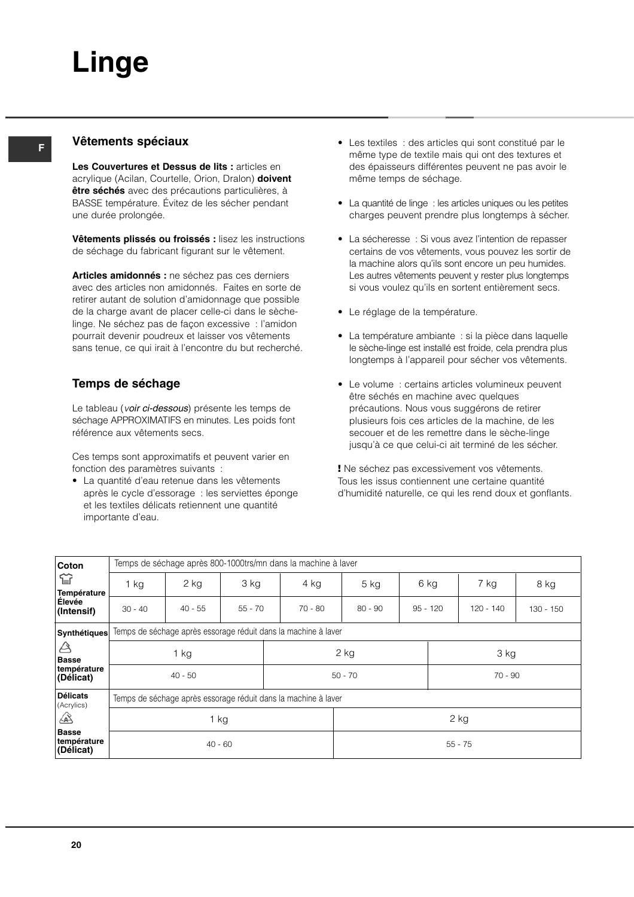# Linge

## Vêtements spéciaux

**Les Couvertures et Dessus de lits :** articles en acrylique (Acilan, Courtelle, Orion, Dralon) **doivent être séchés** avec des précautions particulières, à BASSE température. Évitez de les sécher pendant une durée prolongée.

**Vêtements plissés ou froissés :** lisez les instructions de séchage du fabricant figurant sur le vêtement.

**Articles amidonnés :** ne séchez pas ces derniers avec des articles non amidonnés. Faites en sorte de retirer autant de solution d'amidonnage que possible de la charge avant de placer celle-ci dans le sèche-linge. Ne séchez pas de façon excessive : l'amidon pourrait devenir poudreux et laisser vos vêtements sans tenue, ce qui irait à l'encontre du but recherché.

## Temps de séchage

Le tableau (*voir ci-dessous*) présente les temps de séchage APPROXIMATIFS en minutes. Les poids font référence aux vêtements secs.

Ces temps sont approximatifs et peuvent varier en fonction des paramètres suivants :

- La quantité d'eau retenue dans les vêtements après le cycle d'essorage : les serviettes éponge et les textiles délicats retiennent une quantité importante d'eau.
- Les textiles : des articles qui sont constitué par le même type de textile mais qui ont des textures et des épaisseurs différentes peuvent ne pas avoir le même temps de séchage.
- La quantité de linge : les articles uniques ou les petites charges peuvent prendre plus longtemps à sécher.
- La sécheresse : Si vous avez l'intention de repasser certains de vos vêtements, vous pouvez les sortir de la machine alors qu'ils sont encore un peu humides. Les autres vêtements peuvent y rester plus longtemps si vous voulez qu'ils en sortent entièrement secs.
- Le réglage de la température.
- La température ambiante : si la pièce dans laquelle le sèche-linge est installé est froide, cela prendra plus longtemps à l'appareil pour sécher vos vêtements.
- Le volume : certains articles volumineux peuvent être séchés en machine avec quelques précautions. Nous vous suggérons de retirer plusieurs fois ces articles de la machine, de les secouer et de les remettre dans le sèche-linge jusqu'à ce que celui-ci ait terminé de les sécher.

**!** Ne séchez pas excessivement vos vêtements. Tous les issus contiennent une certaine quantité d'humidité naturelle, ce qui les rend doux et gonflants.

| **Coton** Température Élevée (Intensif) | Temps de séchage après 800-1000trs/mn dans la machine à laver | | | | | | | |
|---|---|---|---|---|---|---|---|---|
| | 1 kg | 2 kg | 3 kg | 4 kg | 5 kg | 6 kg | 7 kg | 8 kg |
| | 30 - 40 | 40 - 55 | 55 - 70 | 70 - 80 | 80 - 90 | 95 - 120 | 120 - 140 | 130 - 150 |

| **Synthétiques** Basse température (Délicat) | Temps de séchage après essorage réduit dans la machine à laver | | |
|---|---|---|---|
| | 1 kg | 2 kg | 3 kg |
| | 40 - 50 | 50 - 70 | 70 - 90 |

| **Délicats** (Acrylics) Basse température (Délicat) | Temps de séchage après essorage réduit dans la machine à laver | |
|---|---|---|
| | 1 kg | 2 kg |
| | 40 - 60 | 55 - 75 |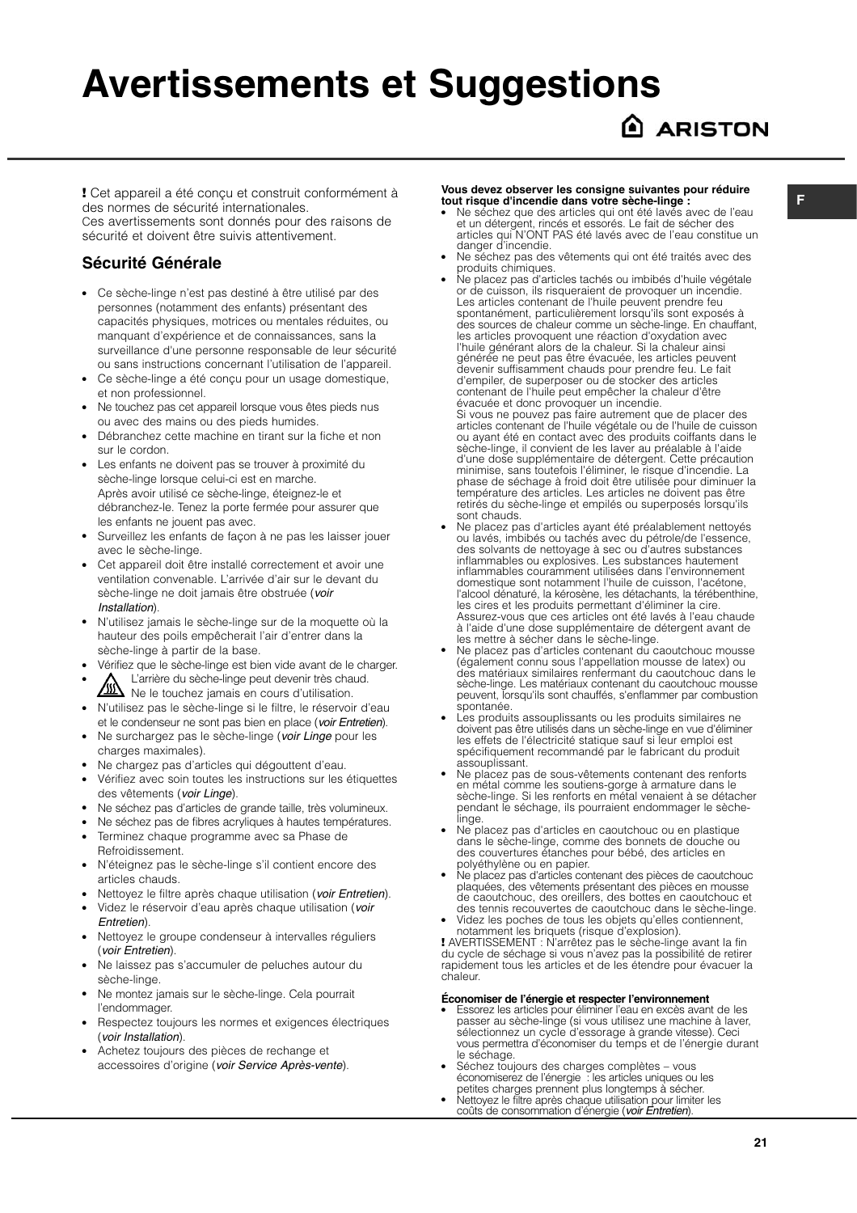# Avertissements et Suggestions

**!** Cet appareil a été conçu et construit conformément à des normes de sécurité internationales.
Ces avertissements sont donnés pour des raisons de sécurité et doivent être suivis attentivement.

## Sécurité Générale

- Ce sèche-linge n'est pas destiné à être utilisé par des personnes (notamment des enfants) présentant des capacités physiques, motrices ou mentales réduites, ou manquant d'expérience et de connaissances, sans la surveillance d'une personne responsable de leur sécurité ou sans instructions concernant l'utilisation de l'appareil.
- Ce sèche-linge a été conçu pour un usage domestique, et non professionnel.
- Ne touchez pas cet appareil lorsque vous êtes pieds nus ou avec des mains ou des pieds humides.
- Débranchez cette machine en tirant sur la fiche et non sur le cordon.
- Les enfants ne doivent pas se trouver à proximité du sèche-linge lorsque celui-ci est en marche.
  Après avoir utilisé ce sèche-linge, éteignez-le et débranchez-le. Tenez la porte fermée pour assurer que les enfants ne jouent pas avec.
- Surveillez les enfants de façon à ne pas les laisser jouer avec le sèche-linge.
- Cet appareil doit être installé correctement et avoir une ventilation convenable. L'arrivée d'air sur le devant du sèche-linge ne doit jamais être obstruée (*voir Installation*).
- N'utilisez jamais le sèche-linge sur de la moquette où la hauteur des poils empêcherait l'air d'entrer dans la sèche-linge à partir de la base.
- Vérifiez que le sèche-linge est bien vide avant de le charger.
- L'arrière du sèche-linge peut devenir très chaud. Ne le touchez jamais en cours d'utilisation.
- N'utilisez pas le sèche-linge si le filtre, le réservoir d'eau et le condenseur ne sont pas bien en place (*voir Entretien*).
- Ne surchargez pas le sèche-linge (*voir Linge* pour les charges maximales).
- Ne chargez pas d'articles qui dégouttent d'eau.
- Vérifiez avec soin toutes les instructions sur les étiquettes des vêtements (*voir Linge*).
- Ne séchez pas d'articles de grande taille, très volumineux.
- Ne séchez pas de fibres acryliques à hautes températures.
- Terminez chaque programme avec sa Phase de Refroidissement.
- N'éteignez pas le sèche-linge s'il contient encore des articles chauds.
- Nettoyez le filtre après chaque utilisation (*voir Entretien*).
- Videz le réservoir d'eau après chaque utilisation (*voir Entretien*).
- Nettoyez le groupe condenseur à intervalles réguliers (*voir Entretien*).
- Ne laissez pas s'accumuler de peluches autour du sèche-linge.
- Ne montez jamais sur le sèche-linge. Cela pourrait l'endommager.
- Respectez toujours les normes et exigences électriques (*voir Installation*).
- Achetez toujours des pièces de rechange et accessoires d'origine (*voir Service Après-vente*).

**Vous devez observer les consigne suivantes pour réduire tout risque d'incendie dans votre sèche-linge :**

- Ne séchez que des articles qui ont été lavés avec de l'eau et un détergent, rincés et essorés. Le fait de sécher des articles qui N'ONT PAS été lavés avec de l'eau constitue un danger d'incendie.
- Ne séchez pas des vêtements qui ont été traités avec des produits chimiques.
- Ne placez pas d'articles tachés ou imbibés d'huile végétale or de cuisson, ils risqueraient de provoquer un incendie. Les articles contenant de l'huile peuvent prendre feu spontanément, particulièrement lorsqu'ils sont exposés à des sources de chaleur comme un sèche-linge. En chauffant, les articles provoquent une réaction d'oxydation avec l'huile générant alors de la chaleur. Si la chaleur ainsi générée ne peut pas être évacuée, les articles peuvent devenir suffisamment chauds pour prendre feu. Le fait d'empiler, de superposer ou de stocker des articles contenant de l'huile peut empêcher la chaleur d'être évacuée et donc provoquer un incendie.
  Si vous ne pouvez pas faire autrement que de placer des articles contenant de l'huile végétale ou de l'huile de cuisson ou ayant été en contact avec des produits coiffants dans le sèche-linge, il convient de les laver au préalable à l'aide d'une dose supplémentaire de détergent. Cette précaution minimise, sans toutefois l'éliminer, le risque d'incendie. La phase de séchage à froid doit être utilisée pour diminuer la température des articles. Les articles ne doivent pas être retirés du sèche-linge et empilés ou superposés lorsqu'ils sont chauds.
- Ne placez pas d'articles ayant été préalablement nettoyés ou lavés, imbibés ou tachés avec du pétrole/de l'essence, des solvants de nettoyage à sec ou d'autres substances inflammables ou explosives. Les substances hautement inflammables couramment utilisées dans l'environnement domestique sont notamment l'huile de cuisson, l'acétone, l'alcool dénaturé, la kérosène, les détachants, la térébenthine, les cires et les produits permettant d'éliminer la cire. Assurez-vous que ces articles ont été lavés à l'eau chaude à l'aide d'une dose supplémentaire de détergent avant de les mettre à sécher dans le sèche-linge.
- Ne placez pas d'articles contenant du caoutchouc mousse (également connu sous l'appellation mousse de latex) ou des matériaux similaires renfermant du caoutchouc dans le sèche-linge. Les matériaux contenant du caoutchouc mousse peuvent, lorsqu'ils sont chauffés, s'enflammer par combustion spontanée.
- Les produits assouplissants ou les produits similaires ne doivent pas être utilisés dans un sèche-linge en vue d'éliminer les effets de l'électricité statique sauf si leur emploi est spécifiquement recommandé par le fabricant du produit assouplissant.
- Ne placez pas de sous-vêtements contenant des renforts en métal comme les soutiens-gorge à armature dans le sèche-linge. Si les renforts en métal venaient à se détacher pendant le séchage, ils pourraient endommager le sèche-linge.
- Ne placez pas d'articles en caoutchouc ou en plastique dans le sèche-linge, comme des bonnets de douche ou des couvertures étanches pour bébé, des articles en polyéthylène ou en papier.
- Ne placez pas d'articles contenant des pièces de caoutchouc plaquées, des vêtements présentant des pièces en mousse de caoutchouc, des oreillers, des bottes en caoutchouc et des tennis recouvertes de caoutchouc dans le sèche-linge.
- Videz les poches de tous les objets qu'elles contiennent, notamment les briquets (risque d'explosion).

**!** AVERTISSEMENT : N'arrêtez pas le sèche-linge avant la fin du cycle de séchage si vous n'avez pas la possibilité de retirer rapidement tous les articles et de les étendre pour évacuer la chaleur.

**Économiser de l'énergie et respecter l'environnement**

- Essorez les articles pour éliminer l'eau en excès avant de les passer au sèche-linge (si vous utilisez une machine à laver, sélectionnez un cycle d'essorage à grande vitesse). Ceci vous permettra d'économiser du temps et de l'énergie durant le séchage.
- Séchez toujours des charges complètes – vous économiserez de l'énergie : les articles uniques ou les petites charges prennent plus longtemps à sécher.
- Nettoyez le filtre après chaque utilisation pour limiter les coûts de consommation d'énergie (*voir Entretien*).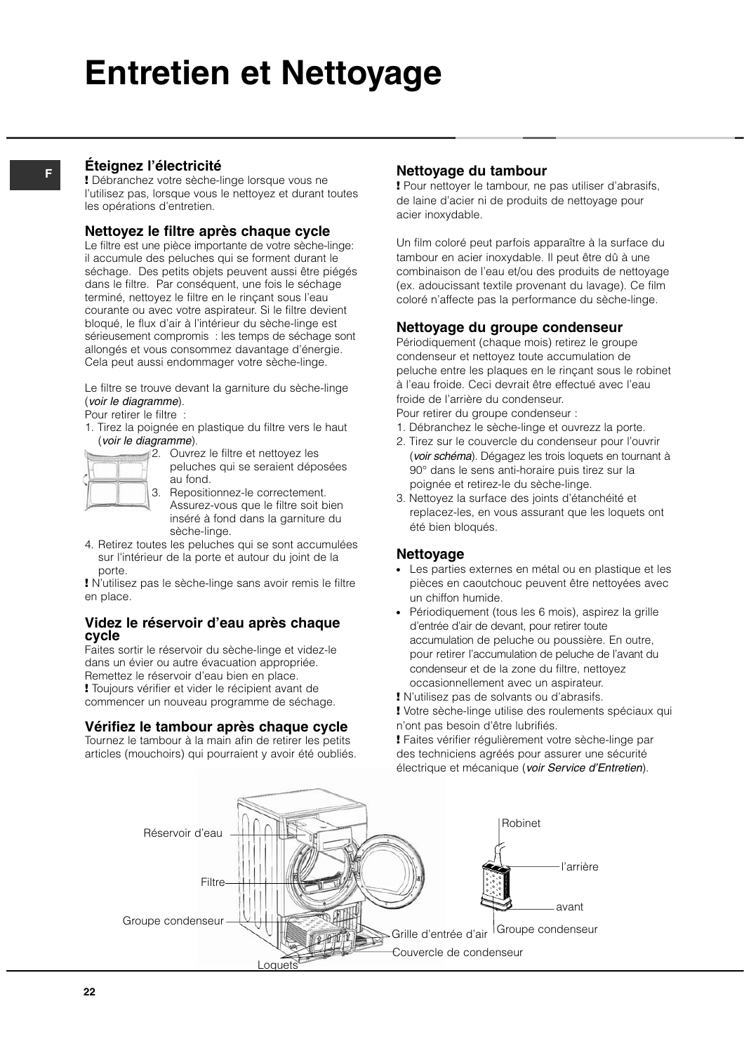# Entretien et Nettoyage

## Éteignez l'électricité

**!** Débranchez votre sèche-linge lorsque vous ne l'utilisez pas, lorsque vous le nettoyez et durant toutes les opérations d'entretien.

## Nettoyez le filtre après chaque cycle

Le filtre est une pièce importante de votre sèche-linge: il accumule des peluches qui se forment durant le séchage. Des petits objets peuvent aussi être piégés dans le filtre. Par conséquent, une fois le séchage terminé, nettoyez le filtre en le rinçant sous l'eau courante ou avec votre aspirateur. Si le filtre devient bloqué, le flux d'air à l'intérieur du sèche-linge est sérieusement compromis : les temps de séchage sont allongés et vous consommez davantage d'énergie. Cela peut aussi endommager votre sèche-linge.

Le filtre se trouve devant la garniture du sèche-linge (*voir le diagramme*).

Pour retirer le filtre :

1. Tirez la poignée en plastique du filtre vers le haut (*voir le diagramme*).
2. Ouvrez le filtre et nettoyez les peluches qui se seraient déposées au fond.
3. Repositionnez-le correctement. Assurez-vous que le filtre soit bien inséré à fond dans la garniture du sèche-linge.
4. Retirez toutes les peluches qui se sont accumulées sur l'intérieur de la porte et autour du joint de la porte.

**!** N'utilisez pas le sèche-linge sans avoir remis le filtre en place.

## Videz le réservoir d'eau après chaque cycle

Faites sortir le réservoir du sèche-linge et videz-le dans un évier ou autre évacuation appropriée. Remettez le réservoir d'eau bien en place.

**!** Toujours vérifier et vider le récipient avant de commencer un nouveau programme de séchage.

## Vérifiez le tambour après chaque cycle

Tournez le tambour à la main afin de retirer les petits articles (mouchoirs) qui pourraient y avoir été oubliés.

## Nettoyage du tambour

**!** Pour nettoyer le tambour, ne pas utiliser d'abrasifs, de laine d'acier ni de produits de nettoyage pour acier inoxydable.

Un film coloré peut parfois apparaître à la surface du tambour en acier inoxydable. Il peut être dû à une combinaison de l'eau et/ou des produits de nettoyage (ex. adoucissant textile provenant du lavage). Ce film coloré n'affecte pas la performance du sèche-linge.

## Nettoyage du groupe condenseur

Périodiquement (chaque mois) retirez le groupe condenseur et nettoyez toute accumulation de peluche entre les plaques en le rinçant sous le robinet à l'eau froide. Ceci devrait être effectué avec l'eau froide de l'arrière du condenseur.

Pour retirer du groupe condenseur :

1. Débranchez le sèche-linge et ouvrezz la porte.
2. Tirez sur le couvercle du condenseur pour l'ouvrir (*voir schéma*). Dégagez les trois loquets en tournant à 90° dans le sens anti-horaire puis tirez sur la poignée et retirez-le du sèche-linge.
3. Nettoyez la surface des joints d'étanchéité et replacez-les, en vous assurant que les loquets ont été bien bloqués.

## Nettoyage

- Les parties externes en métal ou en plastique et les pièces en caoutchouc peuvent être nettoyées avec un chiffon humide.
- Périodiquement (tous les 6 mois), aspirez la grille d'entrée d'air de devant, pour retirer toute accumulation de peluche ou poussière. En outre, pour retirer l'accumulation de peluche de l'avant du condenseur et de la zone du filtre, nettoyez occasionnellement avec un aspirateur.

**!** N'utilisez pas de solvants ou d'abrasifs.

**!** Votre sèche-linge utilise des roulements spéciaux qui n'ont pas besoin d'être lubrifiés.

**!** Faites vérifier régulièrement votre sèche-linge par des techniciens agréés pour assurer une sécurité électrique et mécanique (*voir Service d'Entretien*).

Réservoir d'eau
Filtre
Groupe condenseur
Loquets
Grille d'entrée d'air
Couvercle de condenseur
Robinet
l'arrière
avant
Groupe condenseur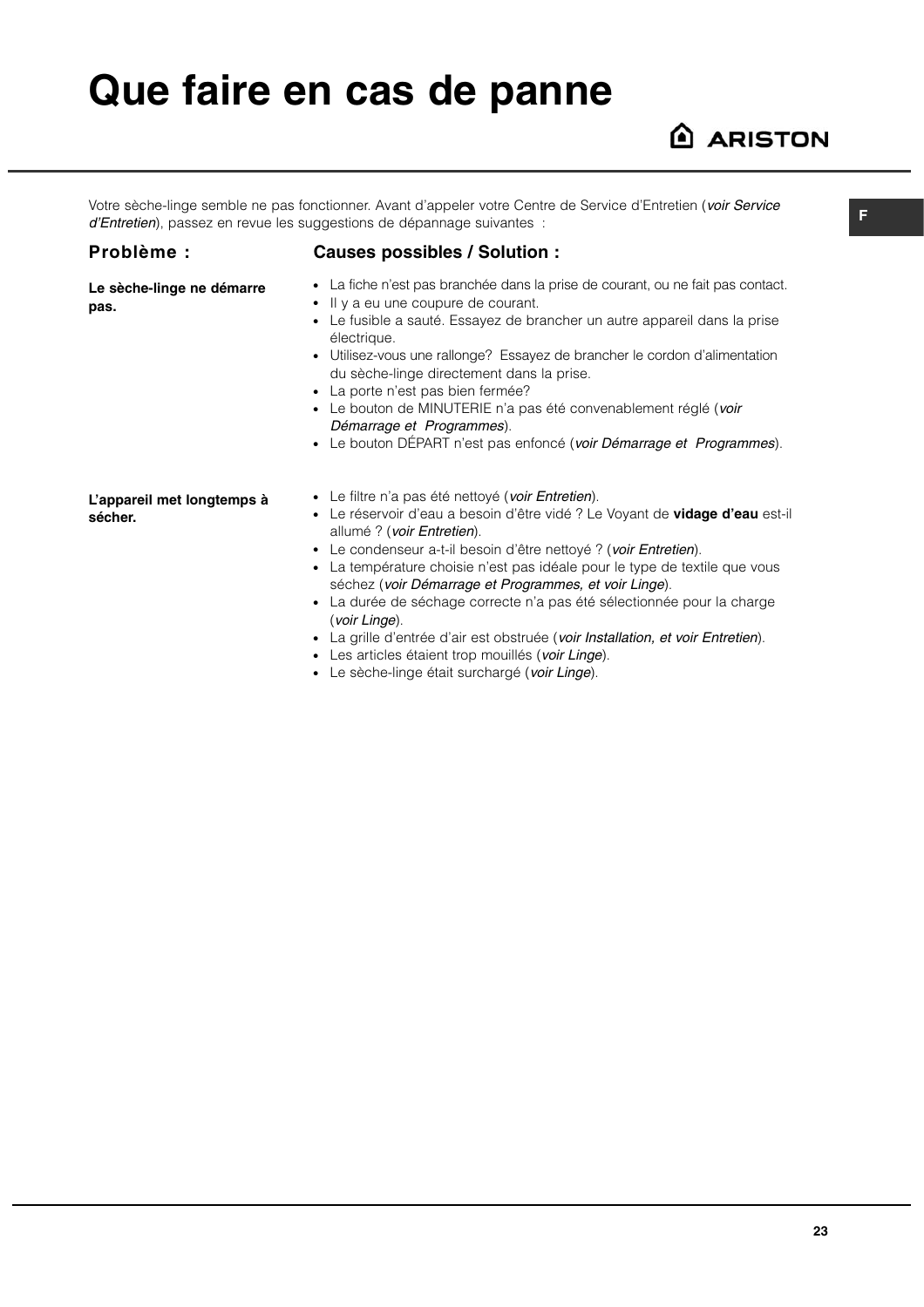# Que faire en cas de panne

Votre sèche-linge semble ne pas fonctionner. Avant d'appeler votre Centre de Service d'Entretien (*voir Service d'Entretien*), passez en revue les suggestions de dépannage suivantes :

| Problème : | Causes possibles / Solution : |
| --- | --- |
| **Le sèche-linge ne démarre pas.** | • La fiche n'est pas branchée dans la prise de courant, ou ne fait pas contact.<br>• Il y a eu une coupure de courant.<br>• Le fusible a sauté. Essayez de brancher un autre appareil dans la prise électrique.<br>• Utilisez-vous une rallonge? Essayez de brancher le cordon d'alimentation du sèche-linge directement dans la prise.<br>• La porte n'est pas bien fermée?<br>• Le bouton de MINUTERIE n'a pas été convenablement réglé (*voir Démarrage et Programmes*).<br>• Le bouton DÉPART n'est pas enfoncé (*voir Démarrage et Programmes*). |
| **L'appareil met longtemps à sécher.** | • Le filtre n'a pas été nettoyé (*voir Entretien*).<br>• Le réservoir d'eau a besoin d'être vidé ? Le Voyant de **vidage d'eau** est-il allumé ? (*voir Entretien*).<br>• Le condenseur a-t-il besoin d'être nettoyé ? (*voir Entretien*).<br>• La température choisie n'est pas idéale pour le type de textile que vous séchez (*voir Démarrage et Programmes, et voir Linge*).<br>• La durée de séchage correcte n'a pas été sélectionnée pour la charge (*voir Linge*).<br>• La grille d'entrée d'air est obstruée (*voir Installation, et voir Entretien*).<br>• Les articles étaient trop mouillés (*voir Linge*).<br>• Le sèche-linge était surchargé (*voir Linge*). |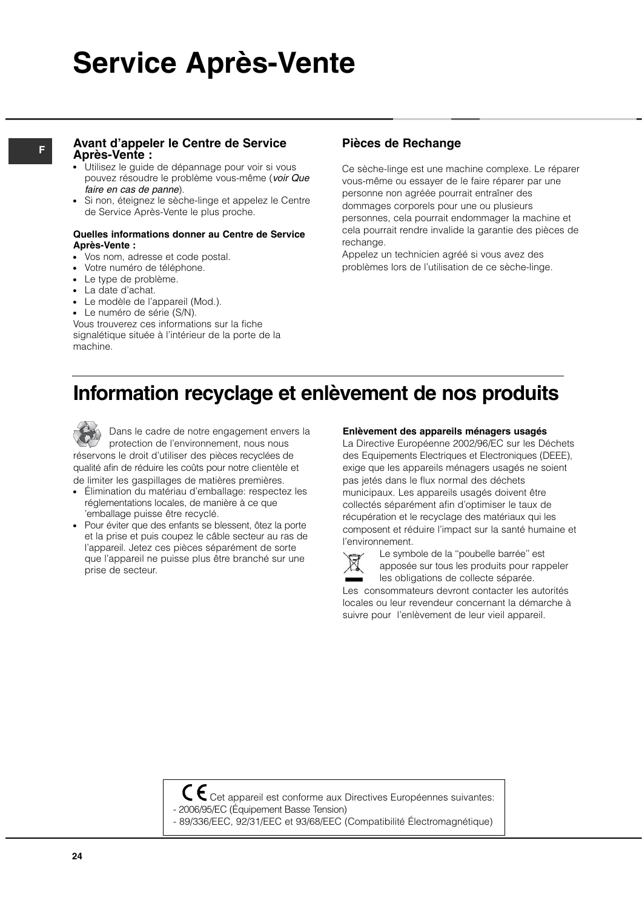# Service Après-Vente

### Avant d'appeler le Centre de Service Après-Vente :

- Utilisez le guide de dépannage pour voir si vous pouvez résoudre le problème vous-même (*voir Que faire en cas de panne*).
- Si non, éteignez le sèche-linge et appelez le Centre de Service Après-Vente le plus proche.

**Quelles informations donner au Centre de Service Après-Vente :**

- Vos nom, adresse et code postal.
- Votre numéro de téléphone.
- Le type de problème.
- La date d'achat.
- Le modèle de l'appareil (Mod.).
- Le numéro de série (S/N).

Vous trouverez ces informations sur la fiche signalétique située à l'intérieur de la porte de la machine.

### Pièces de Rechange

Ce sèche-linge est une machine complexe. Le réparer vous-même ou essayer de le faire réparer par une personne non agréée pourrait entraîner des dommages corporels pour une ou plusieurs personnes, cela pourrait endommager la machine et cela pourrait rendre invalide la garantie des pièces de rechange.

Appelez un technicien agréé si vous avez des problèmes lors de l'utilisation de ce sèche-linge.

# Information recyclage et enlèvement de nos produits

Dans le cadre de notre engagement envers la protection de l'environnement, nous nous réservons le droit d'utiliser des pièces recyclées de qualité afin de réduire les coûts pour notre clientèle et de limiter les gaspillages de matières premières.

- Élimination du matériau d'emballage: respectez les réglementations locales, de manière à ce que 'emballage puisse être recyclé.
- Pour éviter que des enfants se blessent, ôtez la porte et la prise et puis coupez le câble secteur au ras de l'appareil. Jetez ces pièces séparément de sorte que l'appareil ne puisse plus être branché sur une prise de secteur.

**Enlèvement des appareils ménagers usagés**

La Directive Européenne 2002/96/EC sur les Déchets des Equipements Electriques et Electroniques (DEEE), exige que les appareils ménagers usagés ne soient pas jetés dans le flux normal des déchets municipaux. Les appareils usagés doivent être collectés séparément afin d'optimiser le taux de récupération et le recyclage des matériaux qui les composent et réduire l'impact sur la santé humaine et l'environnement.

Le symbole de la "poubelle barrée" est apposée sur tous les produits pour rappeler les obligations de collecte séparée.

Les consommateurs devront contacter les autorités locales ou leur revendeur concernant la démarche à suivre pour l'enlèvement de leur vieil appareil.

CE Cet appareil est conforme aux Directives Européennes suivantes:
- 2006/95/EC (Équipement Basse Tension)
- 89/336/EEC, 92/31/EEC et 93/68/EEC (Compatibilité Électromagnétique)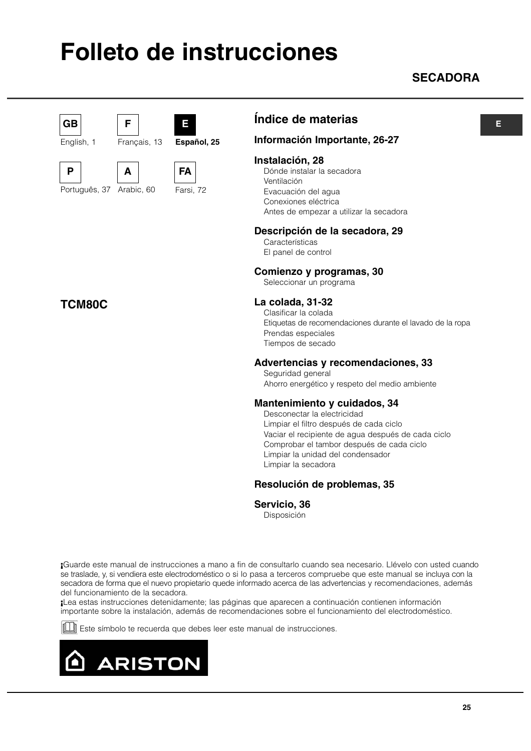# Folleto de instrucciones

## SECADORA

E

| GB | F | E |
|---|---|---|
| English, 1 | Français, 13 | **Español, 25** |
| **P** | **A** | **FA** |
| Português, 37 | Arabic, 60 | Farsi, 72 |

**TCM80C**

## Índice de materias

**Información Importante, 26-27**

**Instalación, 28**
- Dónde instalar la secadora
- Ventilación
- Evacuación del agua
- Conexiones eléctrica
- Antes de empezar a utilizar la secadora

**Descripción de la secadora, 29**
- Características
- El panel de control

**Comienzo y programas, 30**
- Seleccionar un programa

**La colada, 31-32**
- Clasificar la colada
- Etiquetas de recomendaciones durante el lavado de la ropa
- Prendas especiales
- Tiempos de secado

**Advertencias y recomendaciones, 33**
- Seguridad general
- Ahorro energético y respeto del medio ambiente

**Mantenimiento y cuidados, 34**
- Desconectar la electricidad
- Limpiar el filtro después de cada ciclo
- Vaciar el recipiente de agua después de cada ciclo
- Comprobar el tambor después de cada ciclo
- Limpiar la unidad del condensador
- Limpiar la secadora

**Resolución de problemas, 35**

**Servicio, 36**
- Disposición

¡Guarde este manual de instrucciones a mano a fin de consultarlo cuando sea necesario. Llévelo con usted cuando se traslade, y, si vendiera este electrodoméstico o si lo pasa a terceros compruebe que este manual se incluya con la secadora de forma que el nuevo propietario quede informado acerca de las advertencias y recomendaciones, además del funcionamiento de la secadora.

¡Lea estas instrucciones detenidamente; las páginas que aparecen a continuación contienen información importante sobre la instalación, además de recomendaciones sobre el funcionamiento del electrodoméstico.

Este símbolo te recuerda que debes leer este manual de instrucciones.

ARISTON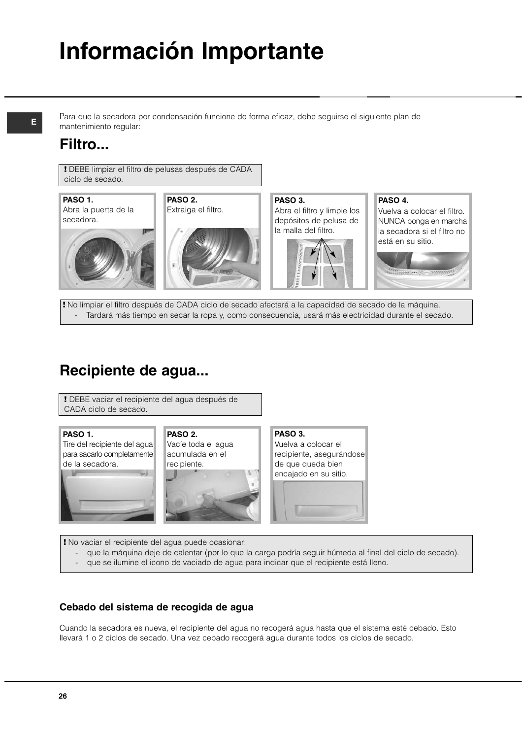# Información Importante

E

Para que la secadora por condensación funcione de forma eficaz, debe seguirse el siguiente plan de mantenimiento regular:

## Filtro...

**!** DEBE limpiar el filtro de pelusas después de CADA ciclo de secado.

**PASO 1.**
Abra la puerta de la secadora.

**PASO 2.**
Extraiga el filtro.

**PASO 3.**
Abra el filtro y limpie los depósitos de pelusa de la malla del filtro.

**PASO 4.**
Vuelva a colocar el filtro. NUNCA ponga en marcha la secadora si el filtro no está en su sitio.

**!** No limpiar el filtro después de CADA ciclo de secado afectará a la capacidad de secado de la máquina.
- Tardará más tiempo en secar la ropa y, como consecuencia, usará más electricidad durante el secado.

## Recipiente de agua...

**!** DEBE vaciar el recipiente del agua después de CADA ciclo de secado.

**PASO 1.**
Tire del recipiente del agua para sacarlo completamente de la secadora.

**PASO 2.**
Vacíe toda el agua acumulada en el recipiente.

**PASO 3.**
Vuelva a colocar el recipiente, asegurándose de que queda bien encajado en su sitio.

**!** No vaciar el recipiente del agua puede ocasionar:
- que la máquina deje de calentar (por lo que la carga podría seguir húmeda al final del ciclo de secado).
- que se ilumine el icono de vaciado de agua para indicar que el recipiente está lleno.

### Cebado del sistema de recogida de agua

Cuando la secadora es nueva, el recipiente del agua no recogerá agua hasta que el sistema esté cebado. Esto llevará 1 o 2 ciclos de secado. Una vez cebado recogerá agua durante todos los ciclos de secado.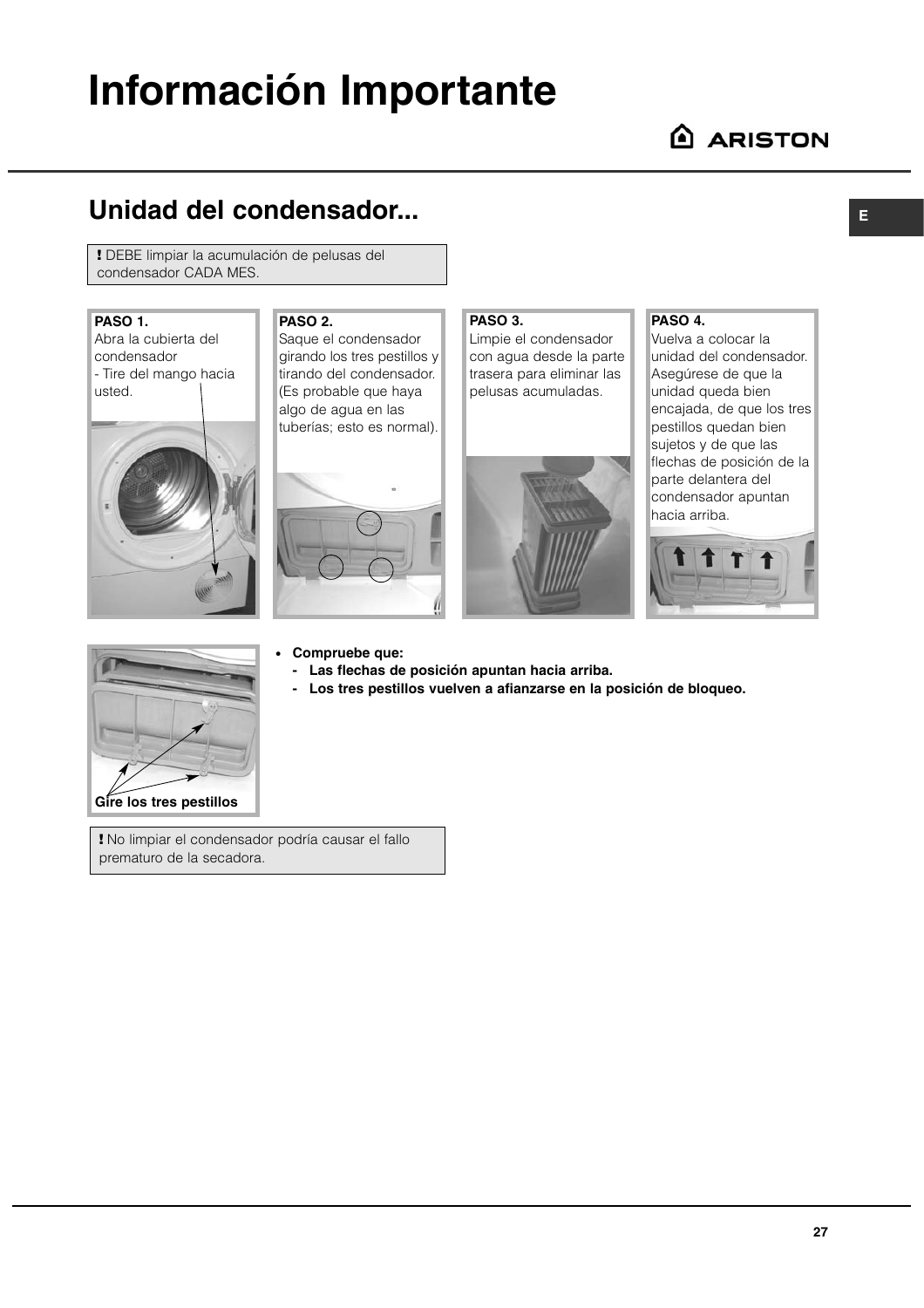# Información Importante

## Unidad del condensador...

**!** DEBE limpiar la acumulación de pelusas del condensador CADA MES.

**PASO 1.**
Abra la cubierta del condensador
- Tire del mango hacia usted.

**PASO 2.**
Saque el condensador girando los tres pestillos y tirando del condensador. (Es probable que haya algo de agua en las tuberías; esto es normal).

**PASO 3.**
Limpie el condensador con agua desde la parte trasera para eliminar las pelusas acumuladas.

**PASO 4.**
Vuelva a colocar la unidad del condensador. Asegúrese de que la unidad queda bien encajada, de que los tres pestillos quedan bien sujetos y de que las flechas de posición de la parte delantera del condensador apuntan hacia arriba.

**Gire los tres pestillos**

- **Compruebe que:**
  - **Las flechas de posición apuntan hacia arriba.**
  - **Los tres pestillos vuelven a afianzarse en la posición de bloqueo.**

**!** No limpiar el condensador podría causar el fallo prematuro de la secadora.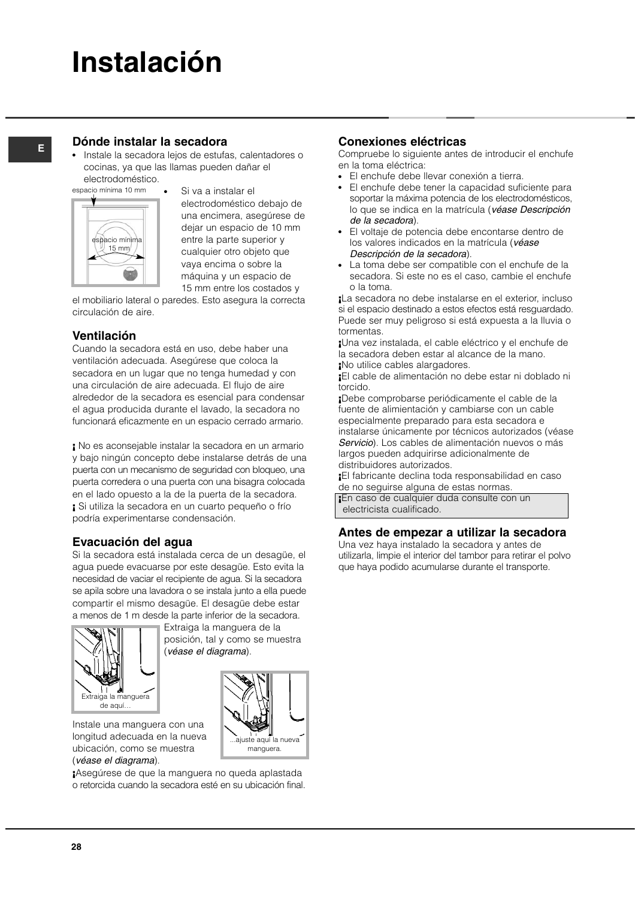# Instalación

## Dónde instalar la secadora

- Instale la secadora lejos de estufas, calentadores o cocinas, ya que las llamas pueden dañar el electrodoméstico.

espacio mínima 10 mm

espacio mínima 15 mm

- Si va a instalar el electrodoméstico debajo de una encimera, asegúrese de dejar un espacio de 10 mm entre la parte superior y cualquier otro objeto que vaya encima o sobre la máquina y un espacio de 15 mm entre los costados y el mobiliario lateral o paredes. Esto asegura la correcta circulación de aire.

## Ventilación

Cuando la secadora está en uso, debe haber una ventilación adecuada. Asegúrese que coloca la secadora en un lugar que no tenga humedad y con una circulación de aire adecuada. El flujo de aire alrededor de la secadora es esencial para condensar el agua producida durante el lavado, la secadora no funcionará eficazmente en un espacio cerrado armario.

¡ No es aconsejable instalar la secadora en un armario y bajo ningún concepto debe instalarse detrás de una puerta con un mecanismo de seguridad con bloqueo, una puerta corredera o una puerta con una bisagra colocada en el lado opuesto a la de la puerta de la secadora.
¡ Si utiliza la secadora en un cuarto pequeño o frío podría experimentarse condensación.

## Evacuación del agua

Si la secadora está instalada cerca de un desagüe, el agua puede evacuarse por este desagüe. Esto evita la necesidad de vaciar el recipiente de agua. Si la secadora se apila sobre una lavadora o se instala junto a ella puede compartir el mismo desagüe. El desagüe debe estar a menos de 1 m desde la parte inferior de la secadora.

Extraiga la manguera de la posición, tal y como se muestra (*véase el diagrama*).

Extraiga la manguera de aquí…

Instale una manguera con una longitud adecuada en la nueva ubicación, como se muestra (*véase el diagrama*).

...ajuste aquí la nueva manguera.

¡Asegúrese de que la manguera no queda aplastada o retorcida cuando la secadora esté en su ubicación final.

## Conexiones eléctricas

Compruebe lo siguiente antes de introducir el enchufe en la toma eléctrica:

- El enchufe debe llevar conexión a tierra.
- El enchufe debe tener la capacidad suficiente para soportar la máxima potencia de los electrodomésticos, lo que se indica en la matrícula (*véase Descripción de la secadora*).
- El voltaje de potencia debe encontarse dentro de los valores indicados en la matrícula (*véase Descripción de la secadora*).
- La toma debe ser compatible con el enchufe de la secadora. Si este no es el caso, cambie el enchufe o la toma.

¡La secadora no debe instalarse en el exterior, incluso si el espacio destinado a estos efectos está resguardado. Puede ser muy peligroso si está expuesta a la lluvia o tormentas.
¡Una vez instalada, el cable eléctrico y el enchufe de la secadora deben estar al alcance de la mano.
¡No utilice cables alargadores.
¡El cable de alimentación no debe estar ni doblado ni torcido.
¡Debe comprobarse periódicamente el cable de la fuente de alimientación y cambiarse con un cable especialmente preparado para esta secadora e instalarse únicamente por técnicos autorizados (véase *Servicio*). Los cables de alimentación nuevos o más largos pueden adquirirse adicionalmente de distribuidores autorizados.
¡El fabricante declina toda responsabilidad en caso de no seguirse alguna de estas normas.
¡En caso de cualquier duda consulte con un electricista cualificado.

## Antes de empezar a utilizar la secadora

Una vez haya instalado la secadora y antes de utilizarla, limpie el interior del tambor para retirar el polvo que haya podido acumularse durante el transporte.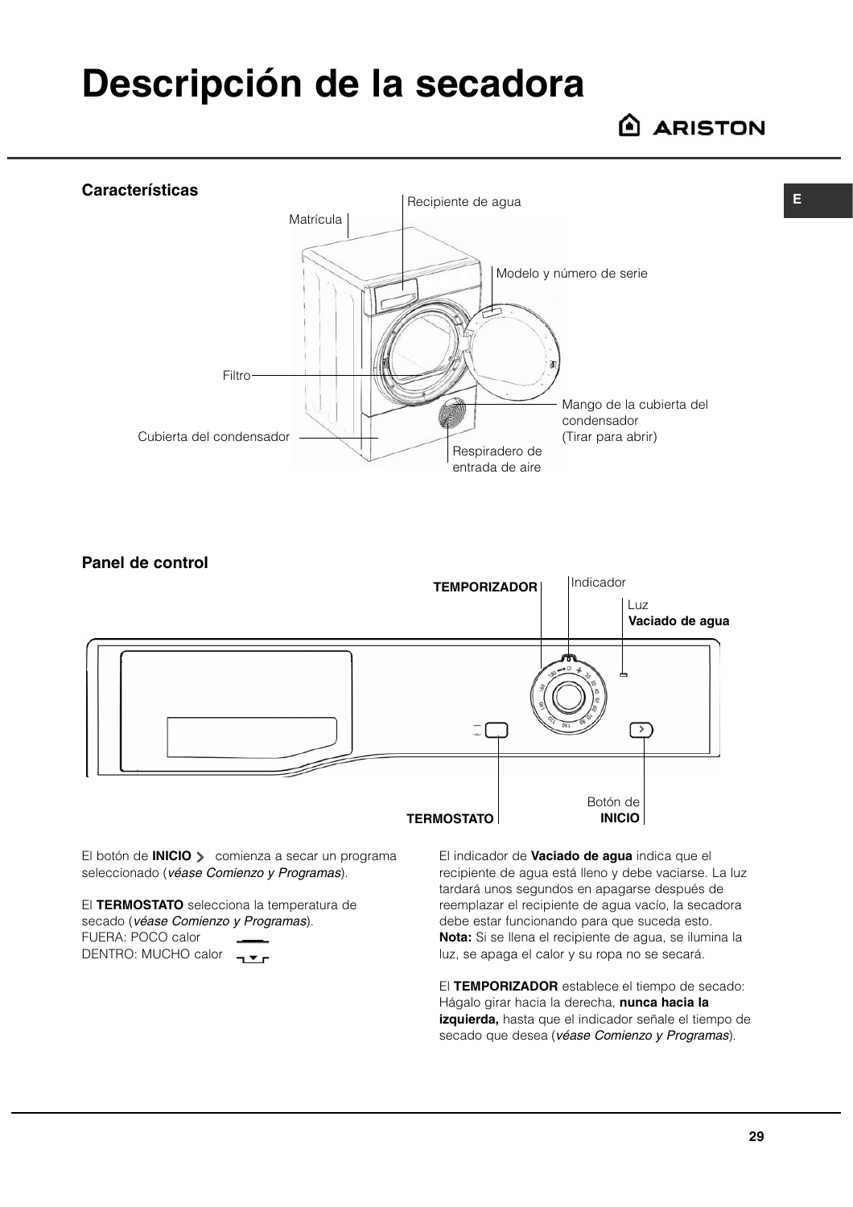# Descripción de la secadora

## Características

Matrícula

Recipiente de agua

Modelo y número de serie

Filtro

Mango de la cubierta del condensador (Tirar para abrir)

Cubierta del condensador

Respiradero de entrada de aire

## Panel de control

**TEMPORIZADOR**

Indicador

Luz **Vaciado de agua**

**TERMOSTATO**

Botón de **INICIO**

El botón de **INICIO** > comienza a secar un programa seleccionado (*véase Comienzo y Programas*).

El **TERMOSTATO** selecciona la temperatura de secado (*véase Comienzo y Programas*).
FUERA: POCO calor
DENTRO: MUCHO calor

El indicador de **Vaciado de agua** indica que el recipiente de agua está lleno y debe vaciarse. La luz tardará unos segundos en apagarse después de reemplazar el recipiente de agua vacío, la secadora debe estar funcionando para que suceda esto.
**Nota:** Si se llena el recipiente de agua, se ilumina la luz, se apaga el calor y su ropa no se secará.

El **TEMPORIZADOR** establece el tiempo de secado: Hágalo girar hacia la derecha, **nunca hacia la izquierda,** hasta que el indicador señale el tiempo de secado que desea (*véase Comienzo y Programas*).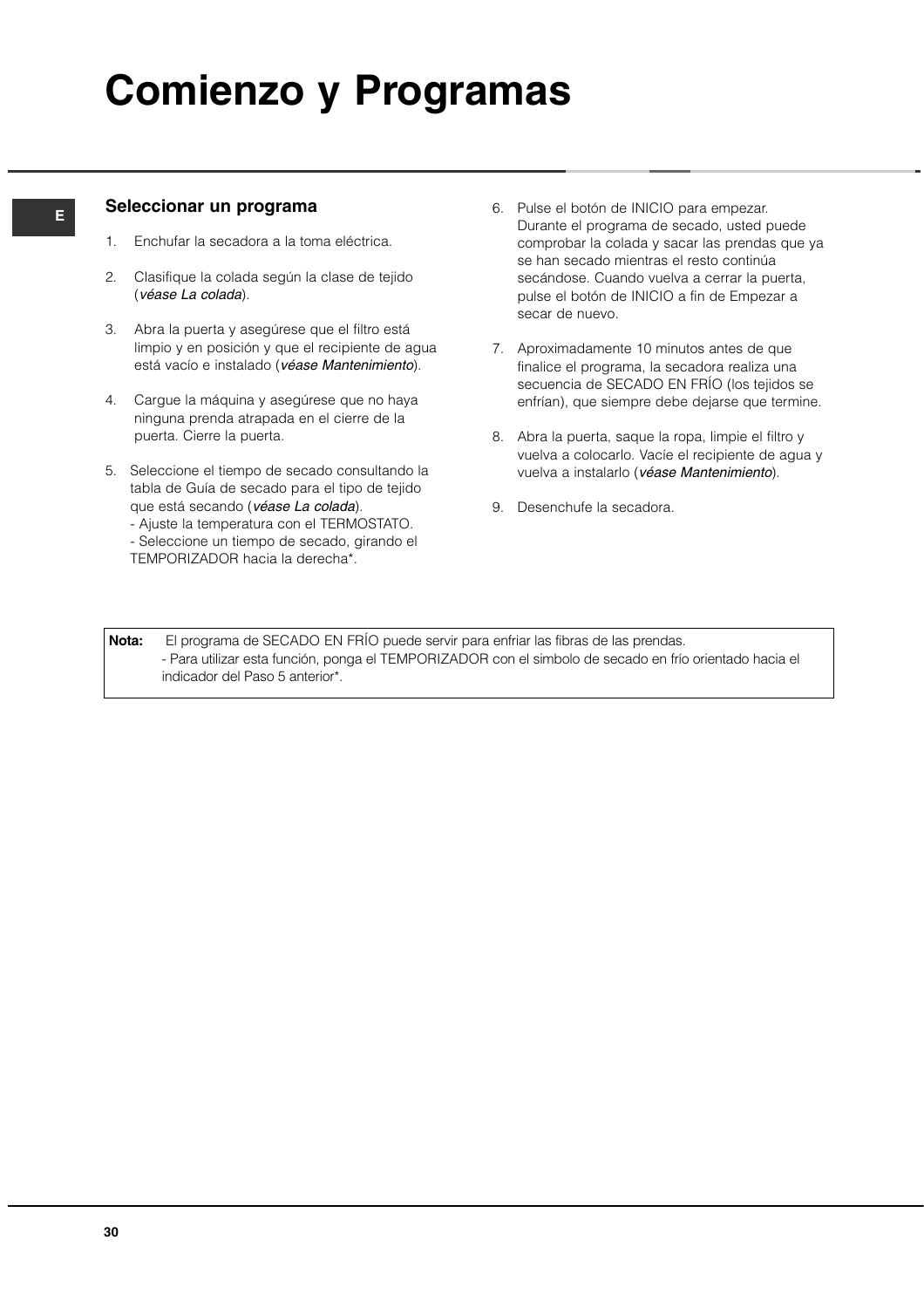# Comienzo y Programas

## Seleccionar un programa

1. Enchufar la secadora a la toma eléctrica.
2. Clasifique la colada según la clase de tejido (*véase La colada*).
3. Abra la puerta y asegúrese que el filtro está limpio y en posición y que el recipiente de agua está vacío e instalado (*véase Mantenimiento*).
4. Cargue la máquina y asegúrese que no haya ninguna prenda atrapada en el cierre de la puerta. Cierre la puerta.
5. Seleccione el tiempo de secado consultando la tabla de Guía de secado para el tipo de tejido que está secando (*véase La colada*).
   - Ajuste la temperatura con el TERMOSTATO.
   - Seleccione un tiempo de secado, girando el TEMPORIZADOR hacia la derecha*.
6. Pulse el botón de INICIO para empezar. Durante el programa de secado, usted puede comprobar la colada y sacar las prendas que ya se han secado mientras el resto continúa secándose. Cuando vuelva a cerrar la puerta, pulse el botón de INICIO a fin de Empezar a secar de nuevo.
7. Aproximadamente 10 minutos antes de que finalice el programa, la secadora realiza una secuencia de SECADO EN FRÍO (los tejidos se enfrían), que siempre debe dejarse que termine.
8. Abra la puerta, saque la ropa, limpie el filtro y vuelva a colocarlo. Vacíe el recipiente de agua y vuelva a instalarlo (*véase Mantenimiento*).
9. Desenchufe la secadora.

**Nota:** El programa de SECADO EN FRÍO puede servir para enfriar las fibras de las prendas.
- Para utilizar esta función, ponga el TEMPORIZADOR con el simbolo de secado en frío orientado hacia el indicador del Paso 5 anterior*.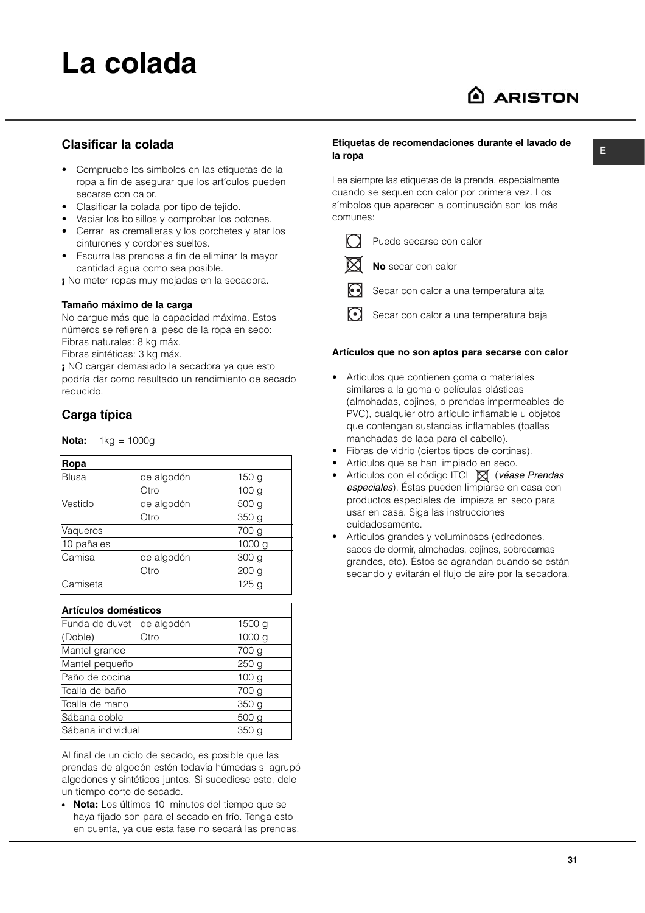# La colada

## Clasificar la colada

- Compruebe los símbolos en las etiquetas de la ropa a fin de asegurar que los artículos pueden secarse con calor.
- Clasificar la colada por tipo de tejido.
- Vaciar los bolsillos y comprobar los botones.
- Cerrar las cremalleras y los corchetes y atar los cinturones y cordones sueltos.
- Escurra las prendas a fin de eliminar la mayor cantidad agua como sea posible.

¡ No meter ropas muy mojadas en la secadora.

### Tamaño máximo de la carga

No cargue más que la capacidad máxima. Estos números se refieren al peso de la ropa en seco:
Fibras naturales: 8 kg máx.
Fibras sintéticas: 3 kg máx.

¡ NO cargar demasiado la secadora ya que esto podría dar como resultado un rendimiento de secado reducido.

## Carga típica

**Nota:** 1kg = 1000g

| Ropa | | |
|---|---|---|
| Blusa | de algodón | 150 g |
| | Otro | 100 g |
| Vestido | de algodón | 500 g |
| | Otro | 350 g |
| Vaqueros | | 700 g |
| 10 pañales | | 1000 g |
| Camisa | de algodón | 300 g |
| | Otro | 200 g |
| Camiseta | | 125 g |

| Artículos domésticos | | |
|---|---|---|
| Funda de duvet | de algodón | 1500 g |
| (Doble) | Otro | 1000 g |
| Mantel grande | | 700 g |
| Mantel pequeño | | 250 g |
| Paño de cocina | | 100 g |
| Toalla de baño | | 700 g |
| Toalla de mano | | 350 g |
| Sábana doble | | 500 g |
| Sábana individual | | 350 g |

Al final de un ciclo de secado, es posible que las prendas de algodón estén todavía húmedas si agrupó algodones y sintéticos juntos. Si sucediese esto, dele un tiempo corto de secado.

- **Nota:** Los últimos 10 minutos del tiempo que se haya fijado son para el secado en frío. Tenga esto en cuenta, ya que esta fase no secará las prendas.

### Etiquetas de recomendaciones durante el lavado de la ropa

Lea siempre las etiquetas de la prenda, especialmente cuando se sequen con calor por primera vez. Los símbolos que aparecen a continuación son los más comunes:

- Puede secarse con calor
- **No** secar con calor
- Secar con calor a una temperatura alta
- Secar con calor a una temperatura baja

### Artículos que no son aptos para secarse con calor

- Artículos que contienen goma o materiales similares a la goma o películas plásticas (almohadas, cojines, o prendas impermeables de PVC), cualquier otro artículo inflamable u objetos que contengan sustancias inflamables (toallas manchadas de laca para el cabello).
- Fibras de vidrio (ciertos tipos de cortinas).
- Artículos que se han limpiado en seco.
- Artículos con el código ITCL (*véase Prendas especiales*). Éstas pueden limpiarse en casa con productos especiales de limpieza en seco para usar en casa. Siga las instrucciones cuidadosamente.
- Artículos grandes y voluminosos (edredones, sacos de dormir, almohadas, cojines, sobrecamas grandes, etc). Éstos se agrandan cuando se están secando y evitarán el flujo de aire por la secadora.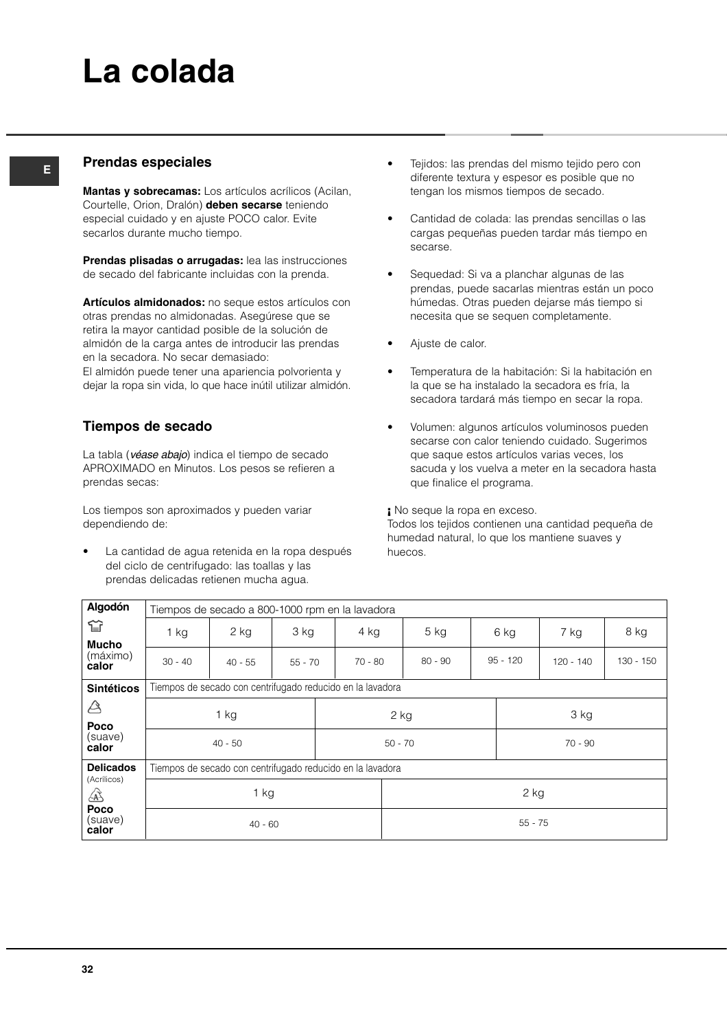# La colada

## Prendas especiales

**Mantas y sobrecamas:** Los artículos acrílicos (Acilan, Courtelle, Orion, Dralón) **deben secarse** teniendo especial cuidado y en ajuste POCO calor. Evite secarlos durante mucho tiempo.

**Prendas plisadas o arrugadas:** lea las instrucciones de secado del fabricante incluidas con la prenda.

**Artículos almidonados:** no seque estos artículos con otras prendas no almidonadas. Asegúrese que se retira la mayor cantidad posible de la solución de almidón de la carga antes de introducir las prendas en la secadora. No secar demasiado:
El almidón puede tener una apariencia polvorienta y dejar la ropa sin vida, lo que hace inútil utilizar almidón.

## Tiempos de secado

La tabla (*véase abajo*) indica el tiempo de secado APROXIMADO en Minutos. Los pesos se refieren a prendas secas:

Los tiempos son aproximados y pueden variar dependiendo de:

- La cantidad de agua retenida en la ropa después del ciclo de centrifugado: las toallas y las prendas delicadas retienen mucha agua.
- Tejidos: las prendas del mismo tejido pero con diferente textura y espesor es posible que no tengan los mismos tiempos de secado.
- Cantidad de colada: las prendas sencillas o las cargas pequeñas pueden tardar más tiempo en secarse.
- Sequedad: Si va a planchar algunas de las prendas, puede sacarlas mientras están un poco húmedas. Otras pueden dejarse más tiempo si necesita que se sequen completamente.
- Ajuste de calor.
- Temperatura de la habitación: Si la habitación en la que se ha instalado la secadora es fría, la secadora tardará más tiempo en secar la ropa.
- Volumen: algunos artículos voluminosos pueden secarse con calor teniendo cuidado. Sugerimos que saque estos artículos varias veces, los sacuda y los vuelva a meter en la secadora hasta que finalice el programa.

¡ No seque la ropa en exceso.
Todos los tejidos contienen una cantidad pequeña de humedad natural, lo que los mantiene suaves y huecos.

| **Algodón** **Mucho** (máximo) **calor** | Tiempos de secado a 800-1000 rpm en la lavadora | | | | | | | |
|---|---|---|---|---|---|---|---|---|
| | 1 kg | 2 kg | 3 kg | 4 kg | 5 kg | 6 kg | 7 kg | 8 kg |
| | 30 - 40 | 40 - 55 | 55 - 70 | 70 - 80 | 80 - 90 | 95 - 120 | 120 - 140 | 130 - 150 |

| **Sintéticos** **Poco** (suave) **calor** | Tiempos de secado con centrifugado reducido en la lavadora | | |
|---|---|---|---|
| | 1 kg | 2 kg | 3 kg |
| | 40 - 50 | 50 - 70 | 70 - 90 |

| **Delicados** (Acrílicos) **Poco** (suave) **calor** | Tiempos de secado con centrifugado reducido en la lavadora | |
|---|---|---|
| | 1 kg | 2 kg |
| | 40 - 60 | 55 - 75 |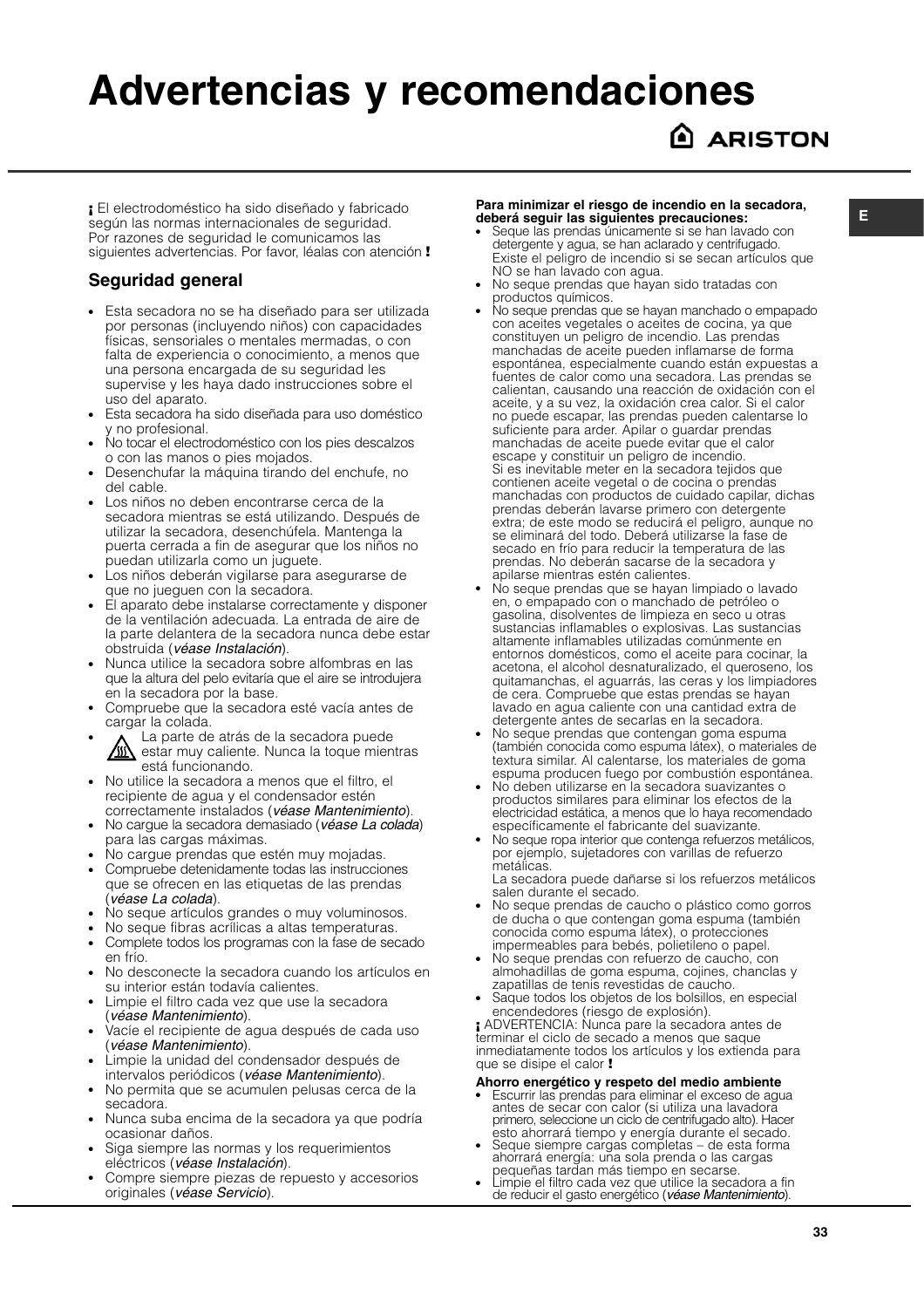# Advertencias y recomendaciones

¡ El electrodoméstico ha sido diseñado y fabricado según las normas internacionales de seguridad. Por razones de seguridad le comunicamos las siguientes advertencias. Por favor, léalas con atención !

## Seguridad general

- Esta secadora no se ha diseñado para ser utilizada por personas (incluyendo niños) con capacidades físicas, sensoriales o mentales mermadas, o con falta de experiencia o conocimiento, a menos que una persona encargada de su seguridad les supervise y les haya dado instrucciones sobre el uso del aparato.
- Esta secadora ha sido diseñada para uso doméstico y no profesional.
- No tocar el electrodoméstico con los pies descalzos o con las manos o pies mojados.
- Desenchufar la máquina tirando del enchufe, no del cable.
- Los niños no deben encontrarse cerca de la secadora mientras se está utilizando. Después de utilizar la secadora, desenchúfela. Mantenga la puerta cerrada a fin de asegurar que los niños no puedan utilizarla como un juguete.
- Los niños deberán vigilarse para asegurarse de que no jueguen con la secadora.
- El aparato debe instalarse correctamente y disponer de la ventilación adecuada. La entrada de aire de la parte delantera de la secadora nunca debe estar obstruida (*véase Instalación*).
- Nunca utilice la secadora sobre alfombras en las que la altura del pelo evitaría que el aire se introdujera en la secadora por la base.
- Compruebe que la secadora esté vacía antes de cargar la colada.
- La parte de atrás de la secadora puede estar muy caliente. Nunca la toque mientras está funcionando.
- No utilice la secadora a menos que el filtro, el recipiente de agua y el condensador estén correctamente instalados (*véase Mantenimiento*).
- No cargue la secadora demasiado (*véase La colada*) para las cargas máximas.
- No cargue prendas que estén muy mojadas.
- Compruebe detenidamente todas las instrucciones que se ofrecen en las etiquetas de las prendas (*véase La colada*).
- No seque artículos grandes o muy voluminosos.
- No seque fibras acrílicas a altas temperaturas.
- Complete todos los programas con la fase de secado en frío.
- No desconecte la secadora cuando los artículos en su interior están todavía calientes.
- Limpie el filtro cada vez que use la secadora (*véase Mantenimiento*).
- Vacíe el recipiente de agua después de cada uso (*véase Mantenimiento*).
- Limpie la unidad del condensador después de intervalos periódicos (*véase Mantenimiento*).
- No permita que se acumulen pelusas cerca de la secadora.
- Nunca suba encima de la secadora ya que podría ocasionar daños.
- Siga siempre las normas y los requerimientos eléctricos (*véase Instalación*).
- Compre siempre piezas de repuesto y accesorios originales (*véase Servicio*).

**Para minimizar el riesgo de incendio en la secadora, deberá seguir las siguientes precauciones:**

- Seque las prendas únicamente si se han lavado con detergente y agua, se han aclarado y centrifugado. Existe el peligro de incendio si se secan artículos que NO se han lavado con agua.
- No seque prendas que hayan sido tratadas con productos químicos.
- No seque prendas que se hayan manchado o empapado con aceites vegetales o aceites de cocina, ya que constituyen un peligro de incendio. Las prendas manchadas de aceite pueden inflamarse de forma espontánea, especialmente cuando están expuestas a fuentes de calor como una secadora. Las prendas se calientan, causando una reacción de oxidación con el aceite, y a su vez, la oxidación crea calor. Si el calor no puede escapar, las prendas pueden calentarse lo suficiente para arder. Apilar o guardar prendas manchadas de aceite puede evitar que el calor escape y constituir un peligro de incendio.
  Si es inevitable meter en la secadora tejidos que contienen aceite vegetal o de cocina o prendas manchadas con productos de cuidado capilar, dichas prendas deberán lavarse primero con detergente extra; de este modo se reducirá el peligro, aunque no se eliminará del todo. Deberá utilizarse la fase de secado en frío para reducir la temperatura de las prendas. No deberán sacarse de la secadora y apilarse mientras estén calientes.
- No seque prendas que se hayan limpiado o lavado en, o empapado con o manchado de petróleo o gasolina, disolventes de limpieza en seco u otras sustancias inflamables o explosivas. Las sustancias altamente inflamables utilizadas comúnmente en entornos domésticos, como el aceite para cocinar, la acetona, el alcohol desnaturalizado, el queroseno, los quitamanchas, el aguarrás, las ceras y los limpiadores de cera. Compruebe que estas prendas se hayan lavado en agua caliente con una cantidad extra de detergente antes de secarlas en la secadora.
- No seque prendas que contengan goma espuma (también conocida como espuma látex), o materiales de textura similar. Al calentarse, los materiales de goma espuma producen fuego por combustión espontánea.
- No deben utilizarse en la secadora suavizantes o productos similares para eliminar los efectos de la electricidad estática, a menos que lo haya recomendado específicamente el fabricante del suavizante.
- No seque ropa interior que contenga refuerzos metálicos, por ejemplo, sujetadores con varillas de refuerzo metálicas.
  La secadora puede dañarse si los refuerzos metálicos salen durante el secado.
- No seque prendas de caucho o plástico como gorros de ducha o que contengan goma espuma (también conocida como espuma látex), o protecciones impermeables para bebés, polietileno o papel.
- No seque prendas con refuerzo de caucho, con almohadillas de goma espuma, cojines, chanclas y zapatillas de tenis revestidas de caucho.
- Saque todos los objetos de los bolsillos, en especial encendedores (riesgo de explosión).

¡ ADVERTENCIA: Nunca pare la secadora antes de terminar el ciclo de secado a menos que saque inmediatamente todos los artículos y los extienda para que se disipe el calor !

**Ahorro energético y respeto del medio ambiente**

- Escurrir las prendas para eliminar el exceso de agua antes de secar con calor (si utiliza una lavadora primero, seleccione un ciclo de centrifugado alto). Hacer esto ahorrará tiempo y energía durante el secado.
- Seque siempre cargas completas – de esta forma ahorrará energía: una sola prenda o las cargas pequeñas tardan más tiempo en secarse.
- Limpie el filtro cada vez que utilice la secadora a fin de reducir el gasto energético (*véase Mantenimiento*).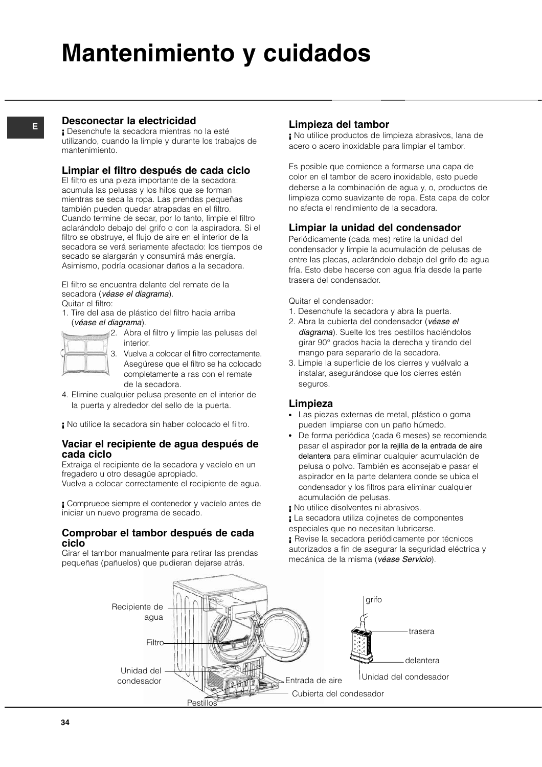# Mantenimiento y cuidados

## Desconectar la electricidad

¡ Desenchufe la secadora mientras no la esté utilizando, cuando la limpie y durante los trabajos de mantenimiento.

## Limpiar el filtro después de cada ciclo

El filtro es una pieza importante de la secadora: acumula las pelusas y los hilos que se forman mientras se seca la ropa. Las prendas pequeñas también pueden quedar atrapadas en el filtro. Cuando termine de secar, por lo tanto, limpie el filtro aclarándolo debajo del grifo o con la aspiradora. Si el filtro se obstruye, el flujo de aire en el interior de la secadora se verá seriamente afectado: los tiempos de secado se alargarán y consumirá más energía. Asimismo, podría ocasionar daños a la secadora.

El filtro se encuentra delante del remate de la secadora (*véase el diagrama*).
Quitar el filtro:

1. Tire del asa de plástico del filtro hacia arriba (*véase el diagrama*).
2. Abra el filtro y limpie las pelusas del interior.
3. Vuelva a colocar el filtro correctamente. Asegúrese que el filtro se ha colocado completamente a ras con el remate de la secadora.
4. Elimine cualquier pelusa presente en el interior de la puerta y alrededor del sello de la puerta.

¡ No utilice la secadora sin haber colocado el filtro.

## Vaciar el recipiente de agua después de cada ciclo

Extraiga el recipiente de la secadora y vacíelo en un fregadero u otro desagüe apropiado.
Vuelva a colocar correctamente el recipiente de agua.

¡ Compruebe siempre el contenedor y vacíelo antes de iniciar un nuevo programa de secado.

## Comprobar el tambor después de cada ciclo

Girar el tambor manualmente para retirar las prendas pequeñas (pañuelos) que pudieran dejarse atrás.

## Limpieza del tambor

¡ No utilice productos de limpieza abrasivos, lana de acero o acero inoxidable para limpiar el tambor.

Es posible que comience a formarse una capa de color en el tambor de acero inoxidable, esto puede deberse a la combinación de agua y, o, productos de limpieza como suavizante de ropa. Esta capa de color no afecta el rendimiento de la secadora.

## Limpiar la unidad del condensador

Periódicamente (cada mes) retire la unidad del condensador y limpie la acumulación de pelusas de entre las placas, aclarándolo debajo del grifo de agua fría. Esto debe hacerse con agua fría desde la parte trasera del condensador.

Quitar el condensador:

1. Desenchufe la secadora y abra la puerta.
2. Abra la cubierta del condensador (*véase el diagrama*). Suelte los tres pestillos haciéndolos girar 90° grados hacia la derecha y tirando del mango para separarlo de la secadora.
3. Limpie la superficie de los cierres y vuélvalo a instalar, asegurándose que los cierres estén seguros.

## Limpieza

- Las piezas externas de metal, plástico o goma pueden limpiarse con un paño húmedo.
- De forma periódica (cada 6 meses) se recomienda pasar el aspirador por la rejilla de la entrada de aire delantera para eliminar cualquier acumulación de pelusa o polvo. También es aconsejable pasar el aspirador en la parte delantera donde se ubica el condensador y los filtros para eliminar cualquier acumulación de pelusas.

¡ No utilice disolventes ni abrasivos.
¡ La secadora utiliza cojinetes de componentes especiales que no necesitan lubricarse.
¡ Revise la secadora periódicamente por técnicos autorizados a fin de asegurar la seguridad eléctrica y mecánica de la misma (*véase Servicio*).

Recipiente de agua
Filtro
Unidad del condensador
Pestillos
Entrada de aire
Cubierta del condensador

grifo
trasera
delantera
Unidad del condensador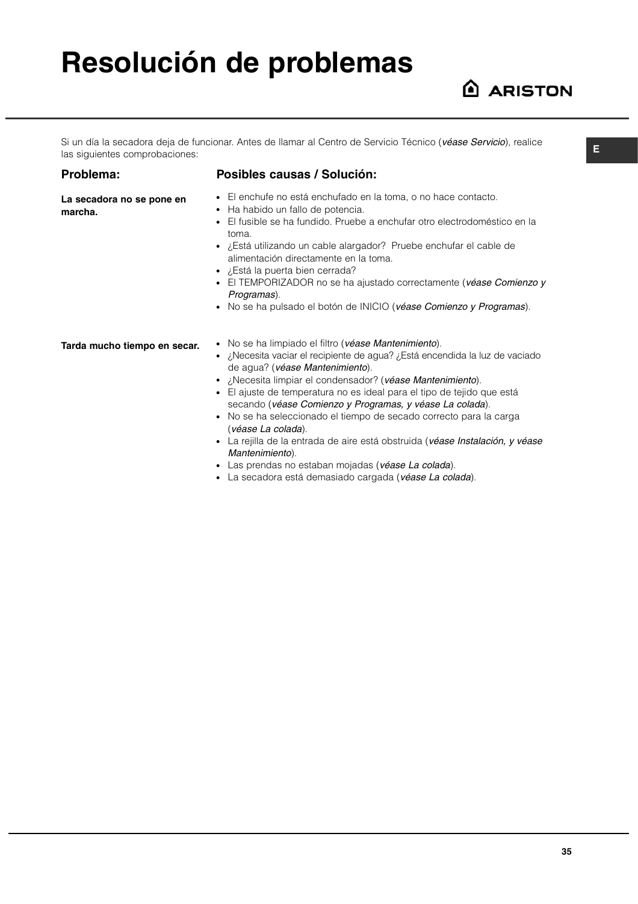# Resolución de problemas

Si un día la secadora deja de funcionar. Antes de llamar al Centro de Servicio Técnico (*véase Servicio*), realice las siguientes comprobaciones:

| Problema: | Posibles causas / Solución: |
| --- | --- |
| **La secadora no se pone en marcha.** | • El enchufe no está enchufado en la toma, o no hace contacto.<br>• Ha habido un fallo de potencia.<br>• El fusible se ha fundido. Pruebe a enchufar otro electrodoméstico en la toma.<br>• ¿Está utilizando un cable alargador? Pruebe enchufar el cable de alimentación directamente en la toma.<br>• ¿Está la puerta bien cerrada?<br>• El TEMPORIZADOR no se ha ajustado correctamente (*véase Comienzo y Programas*).<br>• No se ha pulsado el botón de INICIO (*véase Comienzo y Programas*). |
| **Tarda mucho tiempo en secar.** | • No se ha limpiado el filtro (*véase Mantenimiento*).<br>• ¿Necesita vaciar el recipiente de agua? ¿Está encendida la luz de vaciado de agua? (*véase Mantenimiento*).<br>• ¿Necesita limpiar el condensador? (*véase Mantenimiento*).<br>• El ajuste de temperatura no es ideal para el tipo de tejido que está secando (*véase Comienzo y Programas, y véase La colada*).<br>• No se ha seleccionado el tiempo de secado correcto para la carga (*véase La colada*).<br>• La rejilla de la entrada de aire está obstruida (*véase Instalación, y véase Mantenimiento*).<br>• Las prendas no estaban mojadas (*véase La colada*).<br>• La secadora está demasiado cargada (*véase La colada*). |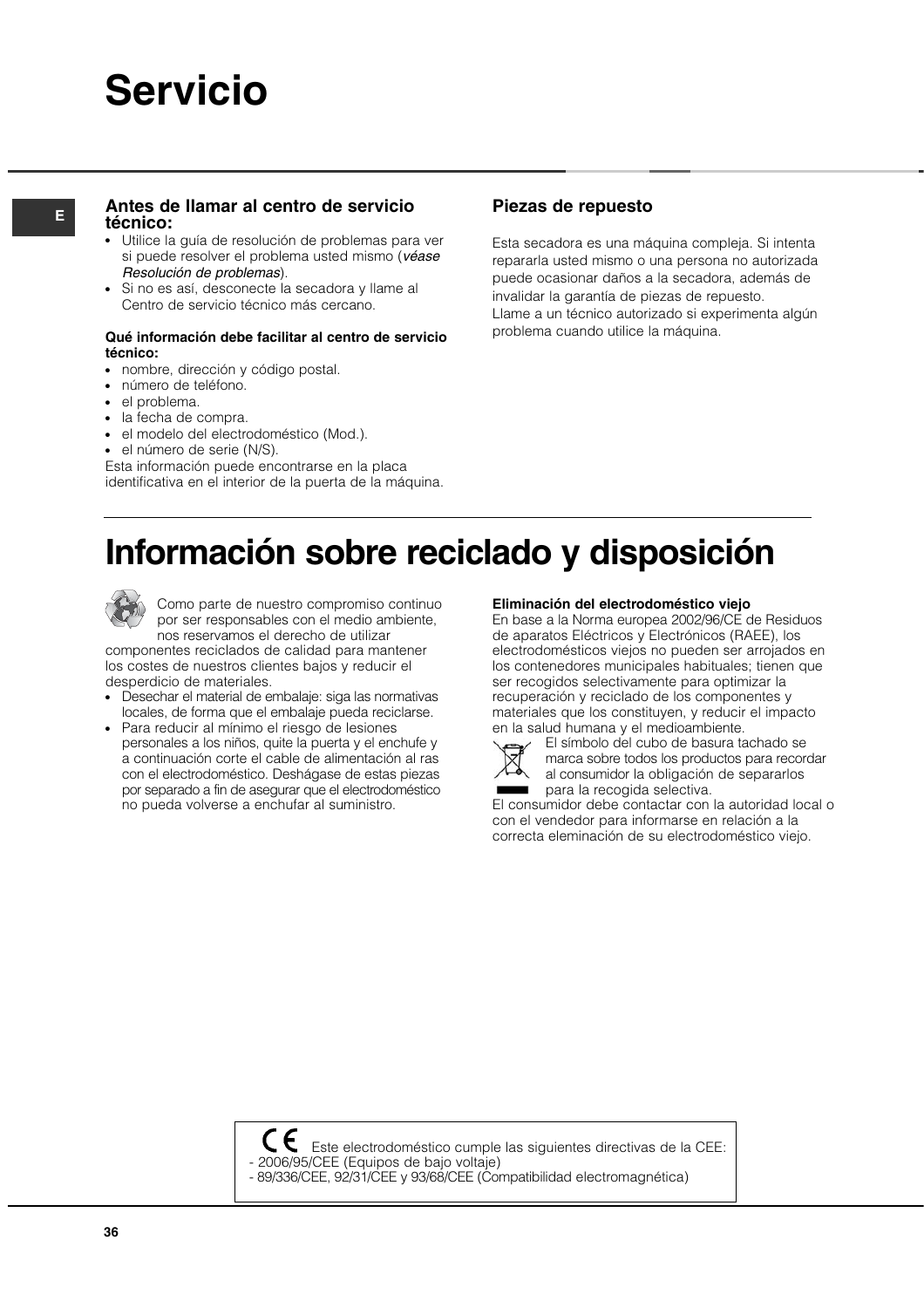# Servicio

### Antes de llamar al centro de servicio técnico:

- Utilice la guía de resolución de problemas para ver si puede resolver el problema usted mismo (*véase Resolución de problemas*).
- Si no es así, desconecte la secadora y llame al Centro de servicio técnico más cercano.

**Qué información debe facilitar al centro de servicio técnico:**

- nombre, dirección y código postal.
- número de teléfono.
- el problema.
- la fecha de compra.
- el modelo del electrodoméstico (Mod.).
- el número de serie (N/S).

Esta información puede encontrarse en la placa identificativa en el interior de la puerta de la máquina.

### Piezas de repuesto

Esta secadora es una máquina compleja. Si intenta repararla usted mismo o una persona no autorizada puede ocasionar daños a la secadora, además de invalidar la garantía de piezas de repuesto.
Llame a un técnico autorizado si experimenta algún problema cuando utilice la máquina.

# Información sobre reciclado y disposición

Como parte de nuestro compromiso continuo por ser responsables con el medio ambiente, nos reservamos el derecho de utilizar componentes reciclados de calidad para mantener los costes de nuestros clientes bajos y reducir el desperdicio de materiales.

- Desechar el material de embalaje: siga las normativas locales, de forma que el embalaje pueda reciclarse.
- Para reducir al mínimo el riesgo de lesiones personales a los niños, quite la puerta y el enchufe y a continuación corte el cable de alimentación al ras con el electrodoméstico. Deshágase de estas piezas por separado a fin de asegurar que el electrodoméstico no pueda volverse a enchufar al suministro.

**Eliminación del electrodoméstico viejo**
En base a la Norma europea 2002/96/CE de Residuos de aparatos Eléctricos y Electrónicos (RAEE), los electrodomésticos viejos no pueden ser arrojados en los contenedores municipales habituales; tienen que ser recogidos selectivamente para optimizar la recuperación y reciclado de los componentes y materiales que los constituyen, y reducir el impacto en la salud humana y el medioambiente.
El símbolo del cubo de basura tachado se marca sobre todos los productos para recordar al consumidor la obligación de separarlos para la recogida selectiva.
El consumidor debe contactar con la autoridad local o con el vendedor para informarse en relación a la correcta eleminación de su electrodoméstico viejo.

CE Este electrodoméstico cumple las siguientes directivas de la CEE:
- 2006/95/CEE (Equipos de bajo voltaje)
- 89/336/CEE, 92/31/CEE y 93/68/CEE (Compatibilidad electromagnética)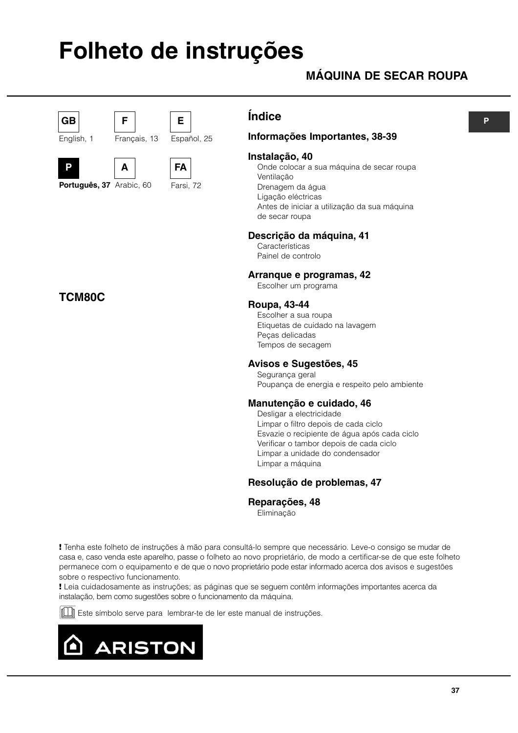# Folheto de instruções

## MÁQUINA DE SECAR ROUPA

| GB | F | E |
|---|---|---|
| English, 1 | Français, 13 | Español, 25 |
| **P** | **A** | **FA** |
| **Português, 37** | Arabic, 60 | Farsi, 72 |

**TCM80C**

## Índice

**Informações Importantes, 38-39**

**Instalação, 40**
- Onde colocar a sua máquina de secar roupa
- Ventilação
- Drenagem da água
- Ligação eléctricas
- Antes de iniciar a utilização da sua máquina de secar roupa

**Descrição da máquina, 41**
- Características
- Painel de controlo

**Arranque e programas, 42**
- Escolher um programa

**Roupa, 43-44**
- Escolher a sua roupa
- Etiquetas de cuidado na lavagem
- Peças delicadas
- Tempos de secagem

**Avisos e Sugestões, 45**
- Segurança geral
- Poupança de energia e respeito pelo ambiente

**Manutenção e cuidado, 46**
- Desligar a electricidade
- Limpar o filtro depois de cada ciclo
- Esvazie o recipiente de água após cada ciclo
- Verificar o tambor depois de cada ciclo
- Limpar a unidade do condensador
- Limpar a máquina

**Resolução de problemas, 47**

**Reparações, 48**
- Eliminação

**!** Tenha este folheto de instruções à mão para consultá-lo sempre que necessário. Leve-o consigo se mudar de casa e, caso venda este aparelho, passe o folheto ao novo proprietário, de modo a certificar-se de que este folheto permanece com o equipamento e de que o novo proprietário pode estar informado acerca dos avisos e sugestões sobre o respectivo funcionamento.

**!** Leia cuidadosamente as instruções; as páginas que se seguem contêm informações importantes acerca da instalação, bem como sugestões sobre o funcionamento da máquina.

Este símbolo serve para lembrar-te de ler este manual de instruções.

ARISTON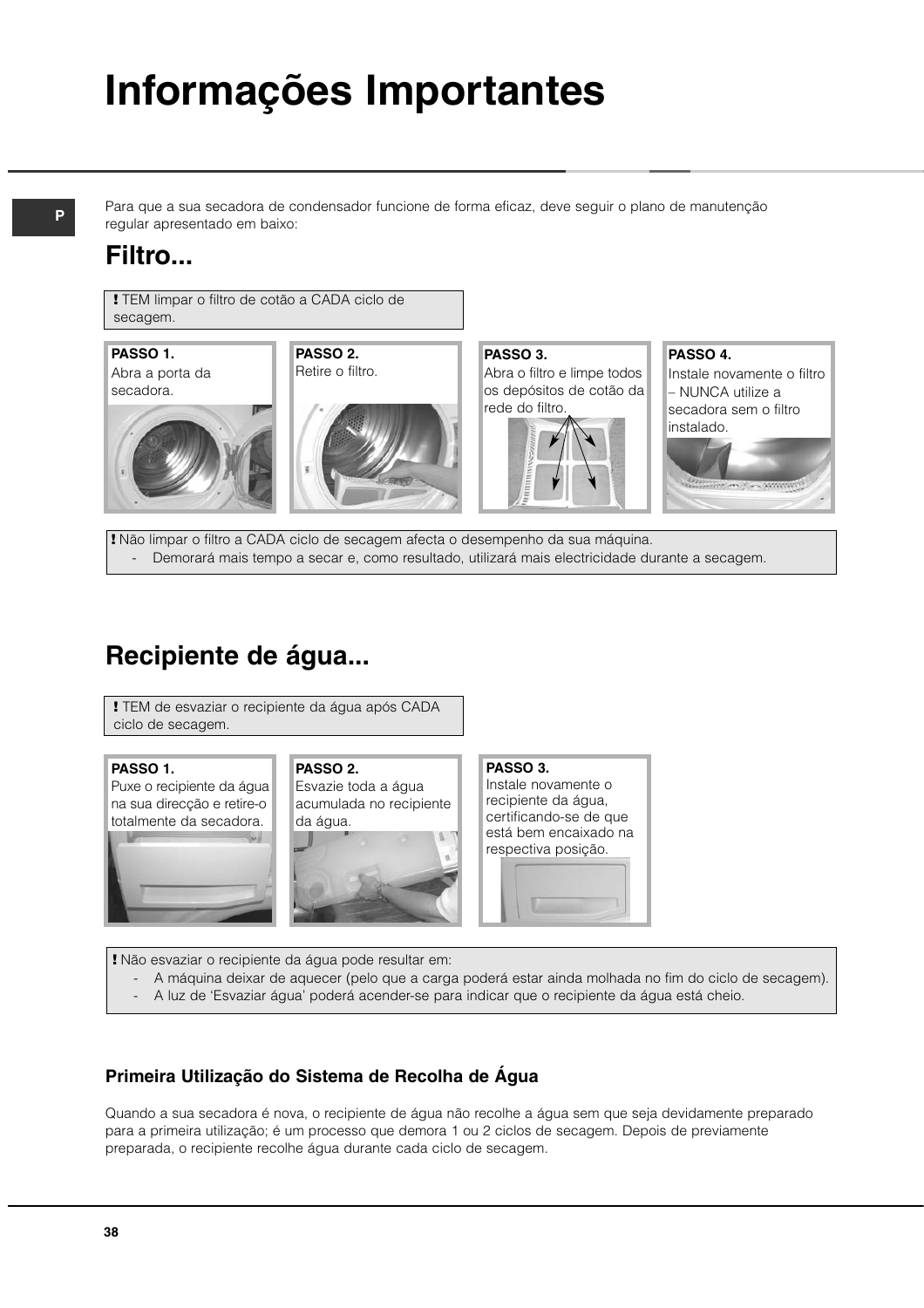# Informações Importantes

Para que a sua secadora de condensador funcione de forma eficaz, deve seguir o plano de manutenção regular apresentado em baixo:

## Filtro...

**!** TEM limpar o filtro de cotão a CADA ciclo de secagem.

**PASSO 1.**
Abra a porta da secadora.

**PASSO 2.**
Retire o filtro.

**PASSO 3.**
Abra o filtro e limpe todos os depósitos de cotão da rede do filtro.

**PASSO 4.**
Instale novamente o filtro – NUNCA utilize a secadora sem o filtro instalado.

**!** Não limpar o filtro a CADA ciclo de secagem afecta o desempenho da sua máquina.

- Demorará mais tempo a secar e, como resultado, utilizará mais electricidade durante a secagem.

## Recipiente de água...

**!** TEM de esvaziar o recipiente da água após CADA ciclo de secagem.

**PASSO 1.**
Puxe o recipiente da água na sua direcção e retire-o totalmente da secadora.

**PASSO 2.**
Esvazie toda a água acumulada no recipiente da água.

**PASSO 3.**
Instale novamente o recipiente da água, certificando-se de que está bem encaixado na respectiva posição.

**!** Não esvaziar o recipiente da água pode resultar em:

- A máquina deixar de aquecer (pelo que a carga poderá estar ainda molhada no fim do ciclo de secagem).
- A luz de 'Esvaziar água' poderá acender-se para indicar que o recipiente da água está cheio.

### Primeira Utilização do Sistema de Recolha de Água

Quando a sua secadora é nova, o recipiente de água não recolhe a água sem que seja devidamente preparado para a primeira utilização; é um processo que demora 1 ou 2 ciclos de secagem. Depois de previamente preparada, o recipiente recolhe água durante cada ciclo de secagem.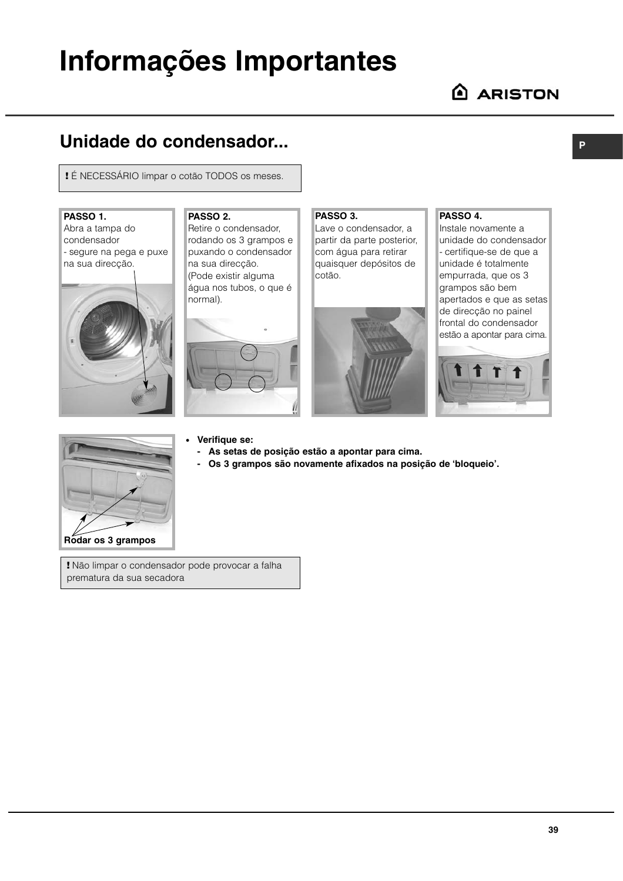# Informações Importantes

## Unidade do condensador...

**!** É NECESSÁRIO limpar o cotão TODOS os meses.

**PASSO 1.**
Abra a tampa do condensador
- segure na pega e puxe na sua direcção.

**PASSO 2.**
Retire o condensador, rodando os 3 grampos e puxando o condensador na sua direcção.
(Pode existir alguma água nos tubos, o que é normal).

**PASSO 3.**
Lave o condensador, a partir da parte posterior, com água para retirar quaisquer depósitos de cotão.

**PASSO 4.**
Instale novamente a unidade do condensador - certifique-se de que a unidade é totalmente empurrada, que os 3 grampos são bem apertados e que as setas de direcção no painel frontal do condensador estão a apontar para cima.

**Rodar os 3 grampos**

- **Verifique se:**
  - **As setas de posição estão a apontar para cima.**
  - **Os 3 grampos são novamente afixados na posição de 'bloqueio'.**

**!** Não limpar o condensador pode provocar a falha prematura da sua secadora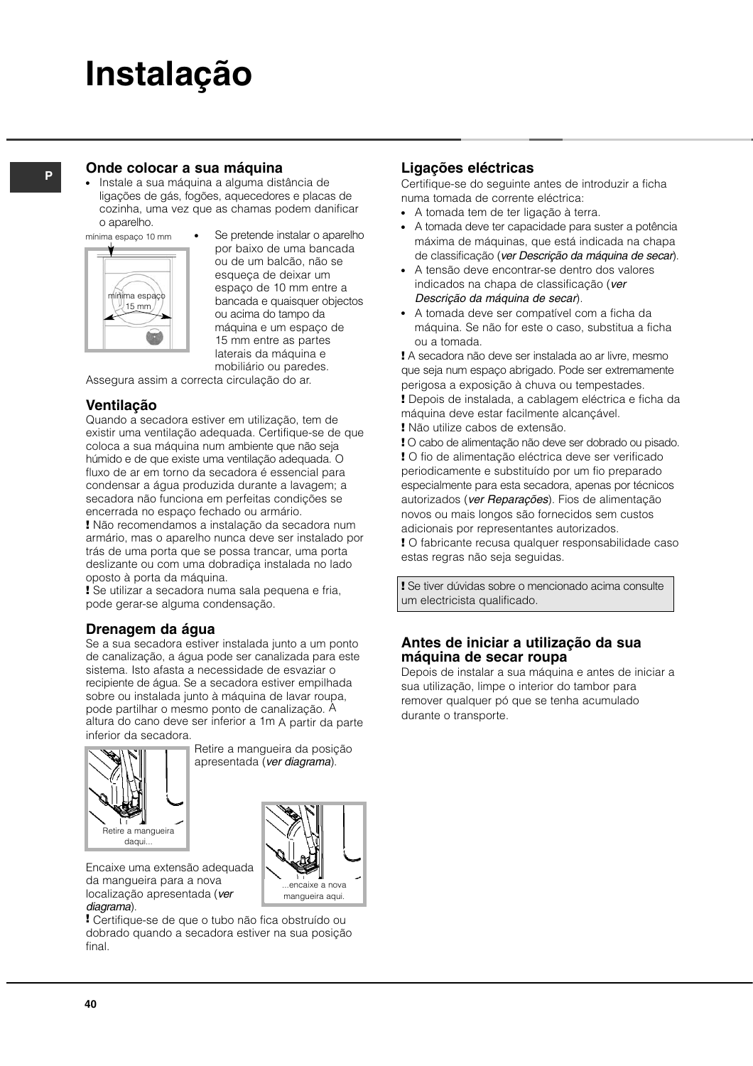# Instalação

## Onde colocar a sua máquina

- Instale a sua máquina a alguma distância de ligações de gás, fogões, aquecedores e placas de cozinha, uma vez que as chamas podem danificar o aparelho.

mínima espaço 10 mm

mínima espaço 15 mm

- Se pretende instalar o aparelho por baixo de uma bancada ou de um balcão, não se esqueça de deixar um espaço de 10 mm entre a bancada e quaisquer objectos ou acima do tampo da máquina e um espaço de 15 mm entre as partes laterais da máquina e mobiliário ou paredes.

Assegura assim a correcta circulação do ar.

## Ventilação

Quando a secadora estiver em utilização, tem de existir uma ventilação adequada. Certifique-se de que coloca a sua máquina num ambiente que não seja húmido e de que existe uma ventilação adequada. O fluxo de ar em torno da secadora é essencial para condensar a água produzida durante a lavagem; a secadora não funciona em perfeitas condições se encerrada no espaço fechado ou armário.

**!** Não recomendamos a instalação da secadora num armário, mas o aparelho nunca deve ser instalado por trás de uma porta que se possa trancar, uma porta deslizante ou com uma dobradiça instalada no lado oposto à porta da máquina.

**!** Se utilizar a secadora numa sala pequena e fria, pode gerar-se alguma condensação.

## Drenagem da água

Se a sua secadora estiver instalada junto a um ponto de canalização, a água pode ser canalizada para este sistema. Isto afasta a necessidade de esvaziar o recipiente de água. Se a secadora estiver empilhada sobre ou instalada junto à máquina de lavar roupa, pode partilhar o mesmo ponto de canalização. A altura do cano deve ser inferior a 1m A partir da parte inferior da secadora.

Retire a mangueira da posição apresentada (*ver diagrama*).

Retire a mangueira daqui...

Encaixe uma extensão adequada da mangueira para a nova localização apresentada (*ver diagrama*).

...encaixe a nova mangueira aqui.

**!** Certifique-se de que o tubo não fica obstruído ou dobrado quando a secadora estiver na sua posição final.

## Ligações eléctricas

Certifique-se do seguinte antes de introduzir a ficha numa tomada de corrente eléctrica:

- A tomada tem de ter ligação à terra.
- A tomada deve ter capacidade para suster a potência máxima de máquinas, que está indicada na chapa de classificação (*ver Descrição da máquina de secar*).
- A tensão deve encontrar-se dentro dos valores indicados na chapa de classificação (*ver Descrição da máquina de secar*).
- A tomada deve ser compatível com a ficha da máquina. Se não for este o caso, substitua a ficha ou a tomada.

**!** A secadora não deve ser instalada ao ar livre, mesmo que seja num espaço abrigado. Pode ser extremamente perigosa a exposição à chuva ou tempestades.

**!** Depois de instalada, a cablagem eléctrica e ficha da máquina deve estar facilmente alcançável.

**!** Não utilize cabos de extensão.

**!** O cabo de alimentação não deve ser dobrado ou pisado.

**!** O fio de alimentação eléctrica deve ser verificado periodicamente e substituído por um fio preparado especialmente para esta secadora, apenas por técnicos autorizados (*ver Reparações*). Fios de alimentação novos ou mais longos são fornecidos sem custos adicionais por representantes autorizados.

**!** O fabricante recusa qualquer responsabilidade caso estas regras não seja seguidas.

**!** Se tiver dúvidas sobre o mencionado acima consulte um electricista qualificado.

## Antes de iniciar a utilização da sua máquina de secar roupa

Depois de instalar a sua máquina e antes de iniciar a sua utilização, limpe o interior do tambor para remover qualquer pó que se tenha acumulado durante o transporte.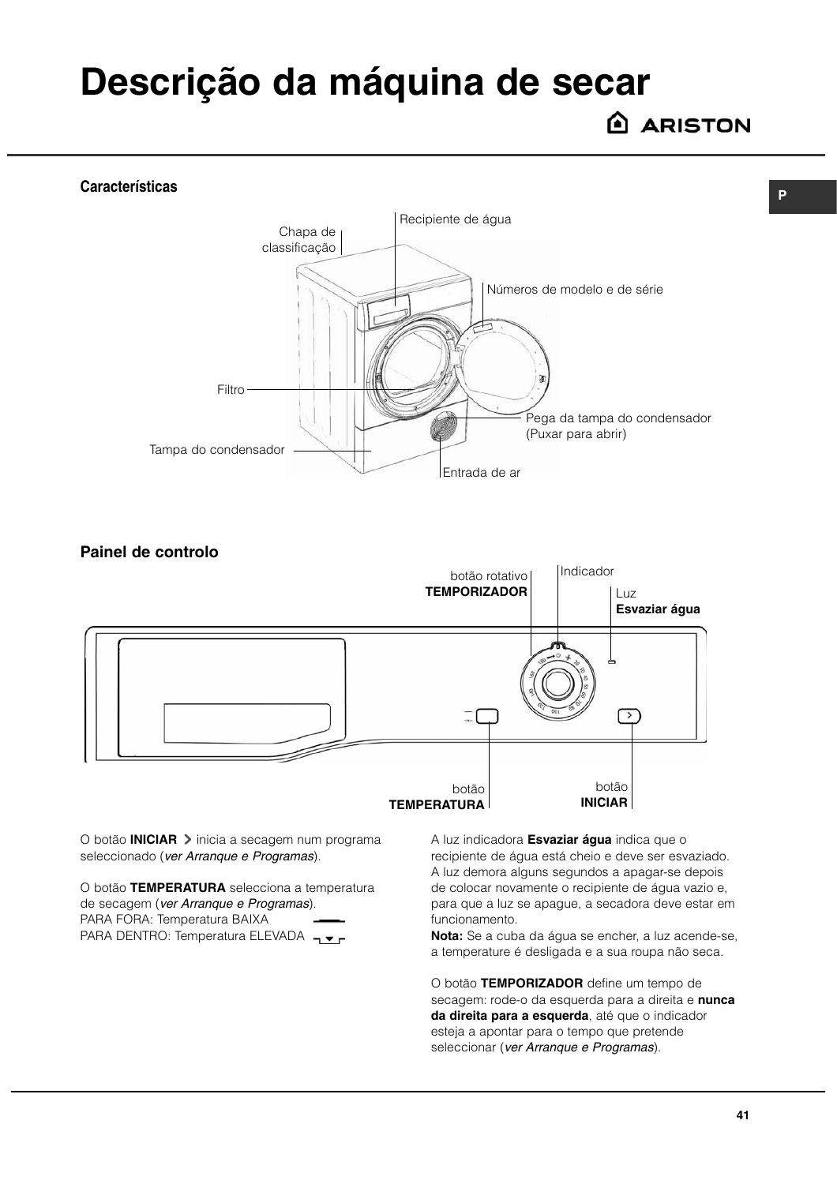# Descrição da máquina de secar

## Características

Chapa de classificação

Recipiente de água

Números de modelo e de série

Filtro

Pega da tampa do condensador (Puxar para abrir)

Tampa do condensador

Entrada de ar

## Painel de controlo

botão rotativo **TEMPORIZADOR**

Indicador

Luz **Esvaziar água**

botão **TEMPERATURA**

botão **INICIAR**

O botão **INICIAR** > inicia a secagem num programa seleccionado (*ver Arranque e Programas*).

O botão **TEMPERATURA** selecciona a temperatura de secagem (*ver Arranque e Programas*).
PARA FORA: Temperatura BAIXA
PARA DENTRO: Temperatura ELEVADA

A luz indicadora **Esvaziar água** indica que o recipiente de água está cheio e deve ser esvaziado. A luz demora alguns segundos a apagar-se depois de colocar novamente o recipiente de água vazio e, para que a luz se apague, a secadora deve estar em funcionamento.
**Nota:** Se a cuba da água se encher, a luz acende-se, a temperature é desligada e a sua roupa não seca.

O botão **TEMPORIZADOR** define um tempo de secagem: rode-o da esquerda para a direita e **nunca da direita para a esquerda**, até que o indicador esteja a apontar para o tempo que pretende seleccionar (*ver Arranque e Programas*).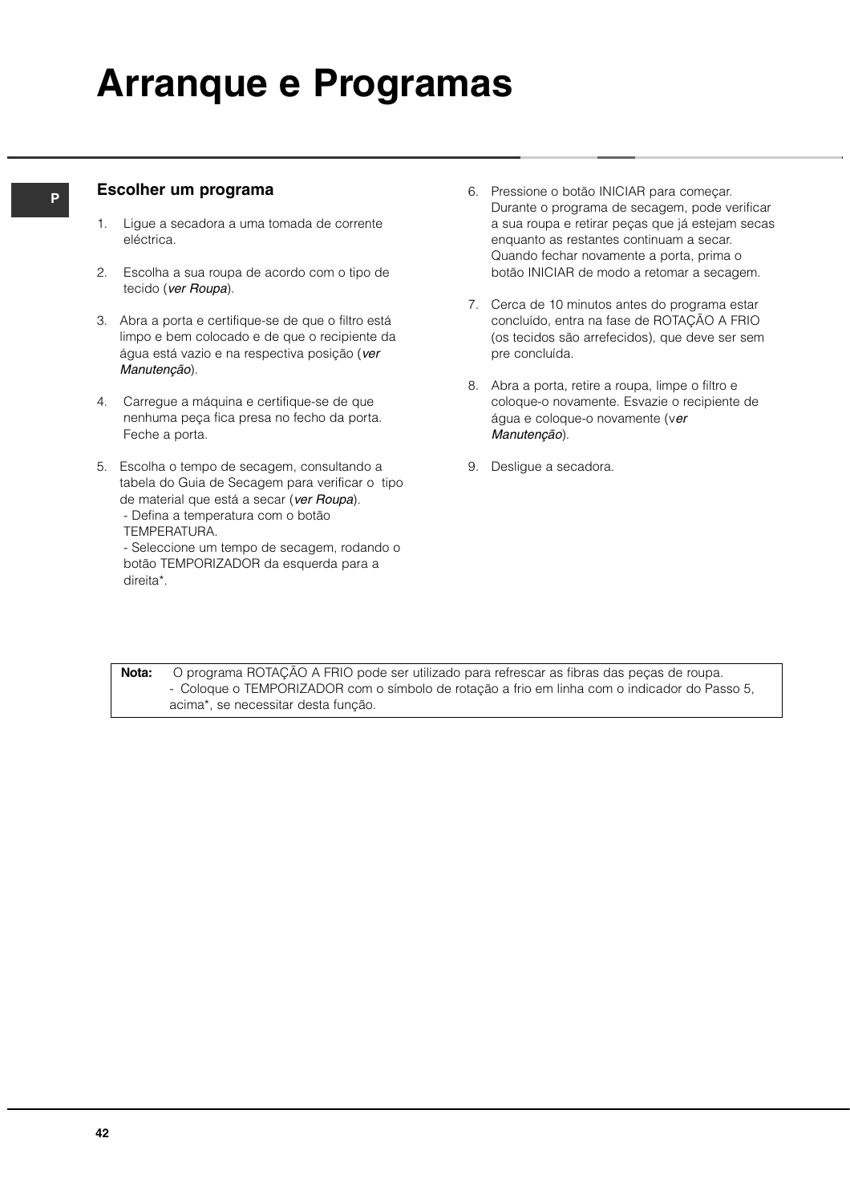# Arranque e Programas

## Escolher um programa

1. Ligue a secadora a uma tomada de corrente eléctrica.

2. Escolha a sua roupa de acordo com o tipo de tecido (*ver Roupa*).

3. Abra a porta e certifique-se de que o filtro está limpo e bem colocado e de que o recipiente da água está vazio e na respectiva posição (*ver Manutenção*).

4. Carregue a máquina e certifique-se de que nenhuma peça fica presa no fecho da porta. Feche a porta.

5. Escolha o tempo de secagem, consultando a tabela do Guia de Secagem para verificar o tipo de material que está a secar (*ver Roupa*).
   - Defina a temperatura com o botão TEMPERATURA.
   - Seleccione um tempo de secagem, rodando o botão TEMPORIZADOR da esquerda para a direita*.

6. Pressione o botão INICIAR para começar. Durante o programa de secagem, pode verificar a sua roupa e retirar peças que já estejam secas enquanto as restantes continuam a secar. Quando fechar novamente a porta, prima o botão INICIAR de modo a retomar a secagem.

7. Cerca de 10 minutos antes do programa estar concluído, entra na fase de ROTAÇÃO A FRIO (os tecidos são arrefecidos), que deve ser sem pre concluída.

8. Abra a porta, retire a roupa, limpe o filtro e coloque-o novamente. Esvazie o recipiente de água e coloque-o novamente (v*er Manutenção*).

9. Desligue a secadora.

**Nota:** O programa ROTAÇÃO A FRIO pode ser utilizado para refrescar as fibras das peças de roupa.
- Coloque o TEMPORIZADOR com o símbolo de rotação a frio em linha com o indicador do Passo 5, acima*, se necessitar desta função.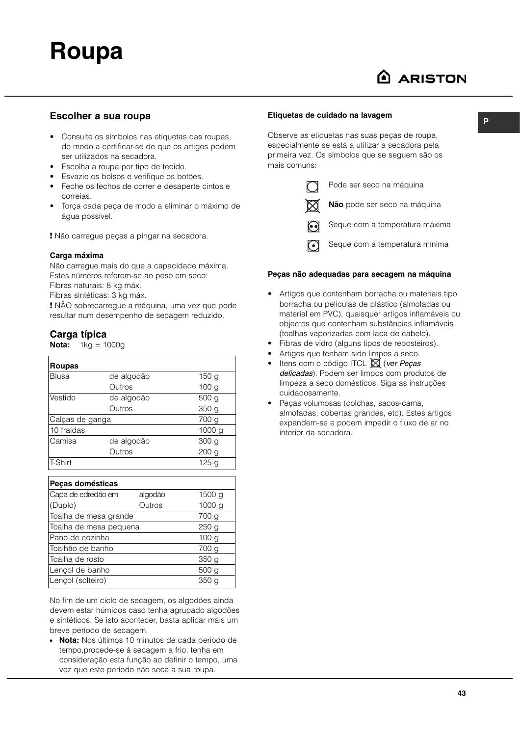# Roupa

## Escolher a sua roupa

- Consulte os símbolos nas etiquetas das roupas, de modo a certificar-se de que os artigos podem ser utilizados na secadora.
- Escolha a roupa por tipo de tecido.
- Esvazie os bolsos e verifique os botões.
- Feche os fechos de correr e desaperte cintos e correias.
- Torça cada peça de modo a eliminar o máximo de água possível.

**!** Não carregue peças a pingar na secadora.

**Carga máxima**

Não carregue mais do que a capacidade máxima. Estes números referem-se ao peso em seco:
Fibras naturais: 8 kg máx.
Fibras sintéticas: 3 kg máx.
**!** NÃO sobrecarregue a máquina, uma vez que pode resultar num desempenho de secagem reduzido.

## Carga típica

**Nota:** 1kg = 1000g

| Roupas | | |
|---|---|---|
| Blusa | de algodão | 150 g |
| | Outros | 100 g |
| Vestido | de algodão | 500 g |
| | Outros | 350 g |
| Calças de ganga | | 700 g |
| 10 fraldas | | 1000 g |
| Camisa | de algodão | 300 g |
| | Outros | 200 g |
| T-Shirt | | 125 g |

| Peças domésticas | | |
|---|---|---|
| Capa de edredão em | algodão | 1500 g |
| (Duplo) | Outros | 1000 g |
| Toalha de mesa grande | | 700 g |
| Toalha de mesa pequena | | 250 g |
| Pano de cozinha | | 100 g |
| Toalhão de banho | | 700 g |
| Toalha de rosto | | 350 g |
| Lençol de banho | | 500 g |
| Lençol (solteiro) | | 350 g |

No fim de um ciclo de secagem, os algodões ainda devem estar húmidos caso tenha agrupado algodões e sintéticos. Se isto acontecer, basta aplicar mais um breve período de secagem.

- **Nota:** Nos últimos 10 minutos de cada período de tempo,procede-se à secagem a frio; tenha em consideração esta função ao definir o tempo, uma vez que este período não seca a sua roupa.

**Etiquetas de cuidado na lavagem**

Observe as etiquetas nas suas peças de roupa, especialmente se está a utilizar a secadora pela primeira vez. Os símbolos que se seguem são os mais comuns:

- Pode ser seco na máquina
- **Não** pode ser seco na máquina
- Seque com a temperatura máxima
- Seque com a temperatura mínima

**Peças não adequadas para secagem na máquina**

- Artigos que contenham borracha ou materiais tipo borracha ou películas de plástico (almofadas ou material em PVC), quaisquer artigos inflamáveis ou objectos que contenham substâncias inflamáveis (toalhas vaporizadas com laca de cabelo).
- Fibras de vidro (alguns tipos de reposteiros).
- Artigos que tenham sido limpos a seco.
- Itens com o código ITCL (*ver Peças delicadas*). Podem ser limpos com produtos de limpeza a seco domésticos. Siga as instruções cuidadosamente.
- Peças volumosas (colchas, sacos-cama, almofadas, cobertas grandes, etc). Estes artigos expandem-se e podem impedir o fluxo de ar no interior da secadora.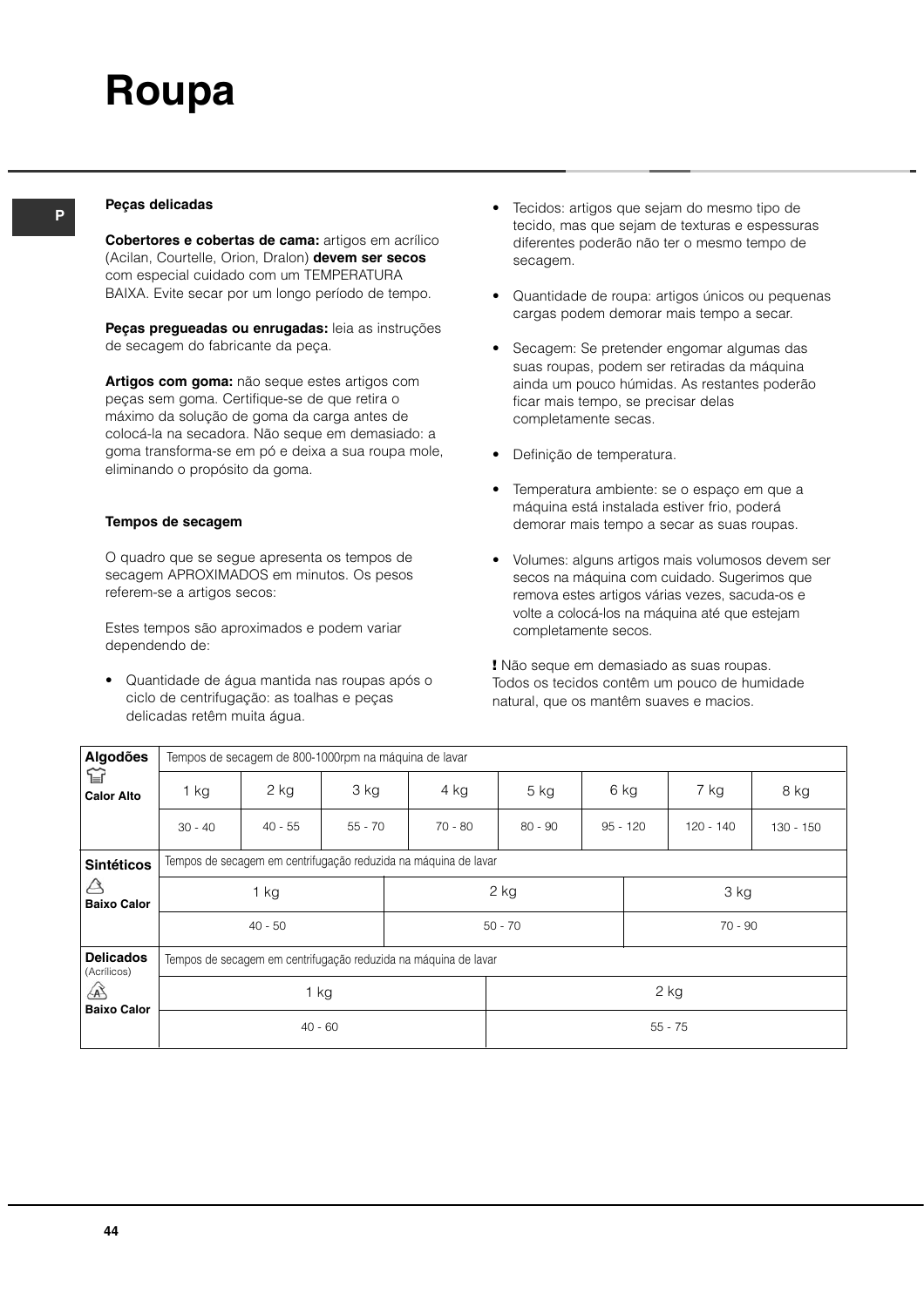# Roupa

### Peças delicadas

**Cobertores e cobertas de cama:** artigos em acrílico (Acilan, Courtelle, Orion, Dralon) **devem ser secos** com especial cuidado com um TEMPERATURA BAIXA. Evite secar por um longo período de tempo.

**Peças pregueadas ou enrugadas:** leia as instruções de secagem do fabricante da peça.

**Artigos com goma:** não seque estes artigos com peças sem goma. Certifique-se de que retira o máximo da solução de goma da carga antes de colocá-la na secadora. Não seque em demasiado: a goma transforma-se em pó e deixa a sua roupa mole, eliminando o propósito da goma.

### Tempos de secagem

O quadro que se segue apresenta os tempos de secagem APROXIMADOS em minutos. Os pesos referem-se a artigos secos:

Estes tempos são aproximados e podem variar dependendo de:

- Quantidade de água mantida nas roupas após o ciclo de centrifugação: as toalhas e peças delicadas retêm muita água.
- Tecidos: artigos que sejam do mesmo tipo de tecido, mas que sejam de texturas e espessuras diferentes poderão não ter o mesmo tempo de secagem.
- Quantidade de roupa: artigos únicos ou pequenas cargas podem demorar mais tempo a secar.
- Secagem: Se pretender engomar algumas das suas roupas, podem ser retiradas da máquina ainda um pouco húmidas. As restantes poderão ficar mais tempo, se precisar delas completamente secas.
- Definição de temperatura.
- Temperatura ambiente: se o espaço em que a máquina está instalada estiver frio, poderá demorar mais tempo a secar as suas roupas.
- Volumes: alguns artigos mais volumosos devem ser secos na máquina com cuidado. Sugerimos que remova estes artigos várias vezes, sacuda-os e volte a colocá-los na máquina até que estejam completamente secos.

**!** Não seque em demasiado as suas roupas. Todos os tecidos contêm um pouco de humidade natural, que os mantêm suaves e macios.

| **Algodões** Calor Alto | Tempos de secagem de 800-1000rpm na máquina de lavar | | | | | | | |
|---|---|---|---|---|---|---|---|---|
| | 1 kg | 2 kg | 3 kg | 4 kg | 5 kg | 6 kg | 7 kg | 8 kg |
| | 30 - 40 | 40 - 55 | 55 - 70 | 70 - 80 | 80 - 90 | 95 - 120 | 120 - 140 | 130 - 150 |

| **Sintéticos** Baixo Calor | Tempos de secagem em centrifugação reduzida na máquina de lavar | | |
|---|---|---|---|
| | 1 kg | 2 kg | 3 kg |
| | 40 - 50 | 50 - 70 | 70 - 90 |

| **Delicados** (Acrílicos) Baixo Calor | Tempos de secagem em centrifugação reduzida na máquina de lavar | |
|---|---|---|
| | 1 kg | 2 kg |
| | 40 - 60 | 55 - 75 |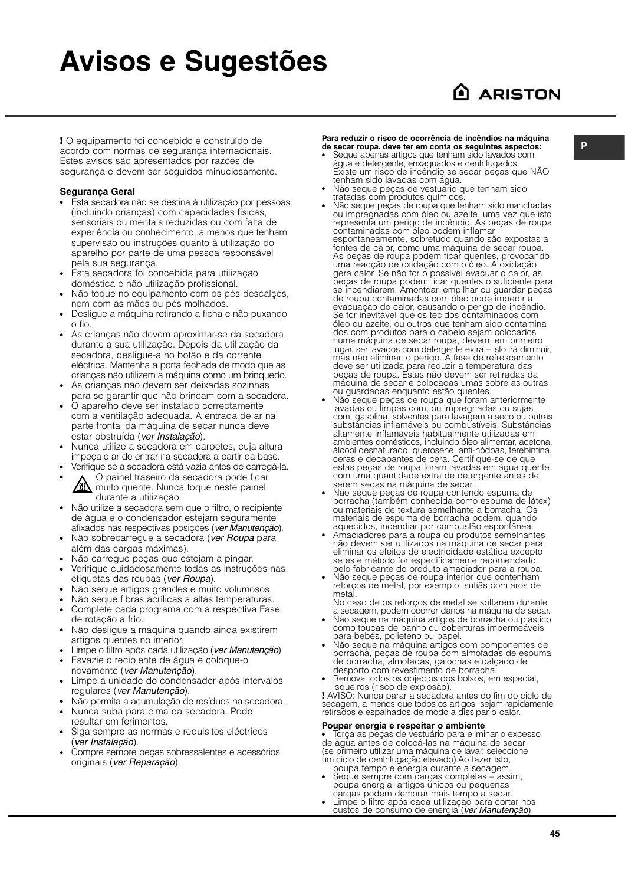# Avisos e Sugestões

**!** O equipamento foi concebido e construído de acordo com normas de segurança internacionais. Estes avisos são apresentados por razões de segurança e devem ser seguidos minuciosamente.

**Segurança Geral**

- Esta secadora não se destina à utilização por pessoas (incluindo crianças) com capacidades físicas, sensoriais ou mentais reduzidas ou com falta de experiência ou conhecimento, a menos que tenham supervisão ou instruções quanto à utilização do aparelho por parte de uma pessoa responsável pela sua segurança.
- Esta secadora foi concebida para utilização doméstica e não utilização profissional.
- Não toque no equipamento com os pés descalços, nem com as mãos ou pés molhados.
- Desligue a máquina retirando a ficha e não puxando o fio.
- As crianças não devem aproximar-se da secadora durante a sua utilização. Depois da utilização da secadora, desligue-a no botão e da corrente eléctrica. Mantenha a porta fechada de modo que as crianças não utilizem a máquina como um brinquedo.
- As crianças não devem ser deixadas sozinhas para se garantir que não brincam com a secadora.
- O aparelho deve ser instalado correctamente com a ventilação adequada. A entrada de ar na parte frontal da máquina de secar nunca deve estar obstruída (*ver Instalação*).
- Nunca utilize a secadora em carpetes, cuja altura impeça o ar de entrar na secadora a partir da base.
- Verifique se a secadora está vazia antes de carregá-la.
- O painel traseiro da secadora pode ficar muito quente. Nunca toque neste painel durante a utilização.
- Não utilize a secadora sem que o filtro, o recipiente de água e o condensador estejam seguramente afixados nas respectivas posições (*ver Manutenção*).
- Não sobrecarregue a secadora (*ver Roupa* para além das cargas máximas).
- Não carregue peças que estejam a pingar.
- Verifique cuidadosamente todas as instruções nas etiquetas das roupas (*ver Roupa*).
- Não seque artigos grandes e muito volumosos.
- Não seque fibras acrílicas a altas temperaturas.
- Complete cada programa com a respectiva Fase de rotação a frio.
- Não desligue a máquina quando ainda existirem artigos quentes no interior.
- Limpe o filtro após cada utilização (*ver Manutenção*).
- Esvazie o recipiente de água e coloque-o novamente (*ver Manutenção*).
- Limpe a unidade do condensador após intervalos regulares (*ver Manutenção*).
- Não permita a acumulação de resíduos na secadora.
- Nunca suba para cima da secadora. Pode resultar em ferimentos.
- Siga sempre as normas e requisitos eléctricos (*ver Instalação*).
- Compre sempre peças sobressalentes e acessórios originais (*ver Reparação*).

**Para reduzir o risco de ocorrência de incêndios na máquina de secar roupa, deve ter em conta os seguintes aspectos:**

- Seque apenas artigos que tenham sido lavados com água e detergente, enxaguados e centrifugados. Existe um risco de incêndio se secar peças que NÃO tenham sido lavadas com água.
- Não seque peças de vestuário que tenham sido tratadas com produtos químicos.
- Não seque peças de roupa que tenham sido manchadas ou impregnadas com óleo ou azeite, uma vez que isto representa um perigo de incêndio. As peças de roupa contaminadas com óleo podem inflamar espontaneamente, sobretudo quando são expostas a fontes de calor, como uma máquina de secar roupa. As peças de roupa podem ficar quentes, provocando uma reacção de oxidação com o óleo. A oxidação gera calor. Se não for o possível evacuar o calor, as peças de roupa podem ficar quentes o suficiente para se incendiarem. Amontoar, empilhar ou guardar peças de roupa contaminadas com óleo pode impedir a evacuação do calor, causando o perigo de incêndio. Se for inevitável que os tecidos contaminados com óleo ou azeite, ou outros que tenham sido contamina dos com produtos para o cabelo sejam colocados numa máquina de secar roupa, devem, em primeiro lugar, ser lavados com detergente extra – isto irá diminuir, mas não eliminar, o perigo. A fase de refrescamento deve ser utilizada para reduzir a temperatura das peças de roupa. Estas não devem ser retiradas da máquina de secar e colocadas umas sobre as outras ou guardadas enquanto estão quentes.
- Não seque peças de roupa que foram anteriormente lavadas ou limpas com, ou impregnadas ou sujas com, gasolina, solventes para lavagem a seco ou outras substâncias inflamáveis ou combustíveis. Substâncias altamente inflamáveis habitualmente utilizadas em ambientes domésticos, incluindo óleo alimentar, acetona, álcool desnaturado, querosene, anti-nódoas, terebintina, ceras e decapantes de cera. Certifique-se de que estas peças de roupa foram lavadas em água quente com uma quantidade extra de detergente antes de serem secas na máquina de secar.
- Não seque peças de roupa contendo espuma de borracha (também conhecida como espuma de látex) ou materiais de textura semelhante a borracha. Os materiais de espuma de borracha podem, quando aquecidos, incendiar por combustão espontânea.
- Amaciadores para a roupa ou produtos semelhantes não devem ser utilizados na máquina de secar para eliminar os efeitos de electricidade estática excepto se este método for especificamente recomendado pelo fabricante do produto amaciador para a roupa.
- Não seque peças de roupa interior que contenham reforços de metal, por exemplo, sutiãs com aros de metal.
  No caso de os reforços de metal se soltarem durante a secagem, podem ocorrer danos na máquina de secar.
- Não seque na máquina artigos de borracha ou plástico como toucas de banho ou coberturas impermeáveis para bebés, polieteno ou papel.
- Não seque na máquina artigos com componentes de borracha, peças de roupa com almofadas de espuma de borracha, almofadas, galochas e calçado de desporto com revestimento de borracha.
- Remova todos os objectos dos bolsos, em especial, isqueiros (risco de explosão).

**!** AVISO: Nunca parar a secadora antes do fim do ciclo de secagem, a menos que todos os artigos sejam rapidamente retirados e espalhados de modo a dissipar o calor.

**Poupar energia e respeitar o ambiente**

- Torça as peças de vestuário para eliminar o excesso de água antes de colocá-las na máquina de secar (se primeiro utilizar uma máquina de lavar, seleccione um ciclo de centrifugação elevado).Ao fazer isto, poupa tempo e energia durante a secagem.
- Seque sempre com cargas completas – assim, poupa energia: artigos únicos ou pequenas cargas podem demorar mais tempo a secar.
- Limpe o filtro após cada utilização para cortar nos custos de consumo de energia (*ver Manutenção*).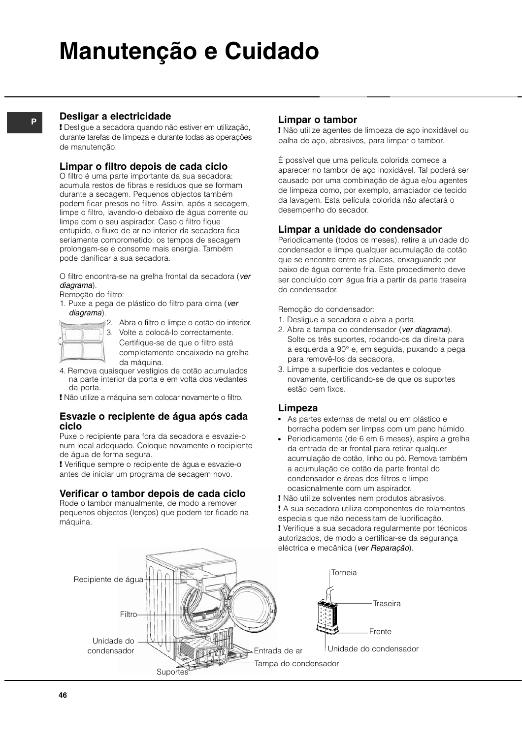# Manutenção e Cuidado

## Desligar a electricidade

**!** Desligue a secadora quando não estiver em utilização, durante tarefas de limpeza e durante todas as operações de manutenção.

## Limpar o filtro depois de cada ciclo

O filtro é uma parte importante da sua secadora: acumula restos de fibras e resíduos que se formam durante a secagem. Pequenos objectos também podem ficar presos no filtro. Assim, após a secagem, limpe o filtro, lavando-o debaixo de água corrente ou limpe com o seu aspirador. Caso o filtro fique entupido, o fluxo de ar no interior da secadora fica seriamente comprometido: os tempos de secagem prolongam-se e consome mais energia. Também pode danificar a sua secadora.

O filtro encontra-se na grelha frontal da secadora (*ver diagrama*).

Remoção do filtro:

1. Puxe a pega de plástico do filtro para cima (*ver diagrama*).
2. Abra o filtro e limpe o cotão do interior.
3. Volte a colocá-lo correctamente. Certifique-se de que o filtro está completamente encaixado na grelha da máquina.
4. Remova quaisquer vestígios de cotão acumulados na parte interior da porta e em volta dos vedantes da porta.

**!** Não utilize a máquina sem colocar novamente o filtro.

## Esvazie o recipiente de água após cada ciclo

Puxe o recipiente para fora da secadora e esvazie-o num local adequado. Coloque novamente o recipiente de água de forma segura.

**!** Verifique sempre o recipiente de água e esvazie-o antes de iniciar um programa de secagem novo.

## Verificar o tambor depois de cada ciclo

Rode o tambor manualmente, de modo a remover pequenos objectos (lenços) que podem ter ficado na máquina.

## Limpar o tambor

**!** Não utilize agentes de limpeza de aço inoxidável ou palha de aço, abrasivos, para limpar o tambor.

É possível que uma película colorida comece a aparecer no tambor de aço inoxidável. Tal poderá ser causado por uma combinação de água e/ou agentes de limpeza como, por exemplo, amaciador de tecido da lavagem. Esta película colorida não afectará o desempenho do secador.

## Limpar a unidade do condensador

Periodicamente (todos os meses), retire a unidade do condensador e limpe qualquer acumulação de cotão que se encontre entre as placas, enxaguando por baixo de água corrente fria. Este procedimento deve ser concluído com água fria a partir da parte traseira do condensador.

Remoção do condensador:

1. Desligue a secadora e abra a porta.
2. Abra a tampa do condensador (*ver diagrama*). Solte os três suportes, rodando-os da direita para a esquerda a 90° e, em seguida, puxando a pega para removê-los da secadora.
3. Limpe a superfície dos vedantes e coloque novamente, certificando-se de que os suportes estão bem fixos.

## Limpeza

- As partes externas de metal ou em plástico e borracha podem ser limpas com um pano húmido.
- Periodicamente (de 6 em 6 meses), aspire a grelha da entrada de ar frontal para retirar qualquer acumulação de cotão, linho ou pó. Remova também a acumulação de cotão da parte frontal do condensador e áreas dos filtros e limpe ocasionalmente com um aspirador.

**!** Não utilize solventes nem produtos abrasivos.

**!** A sua secadora utiliza componentes de rolamentos especiais que não necessitam de lubrificação.

**!** Verifique a sua secadora regularmente por técnicos autorizados, de modo a certificar-se da segurança eléctrica e mecânica (*ver Reparação*).

Recipiente de água · Filtro · Unidade do condensador · Suportes · Entrada de ar · Tampa do condensador

Torneia · Traseira · Frente · Unidade do condensador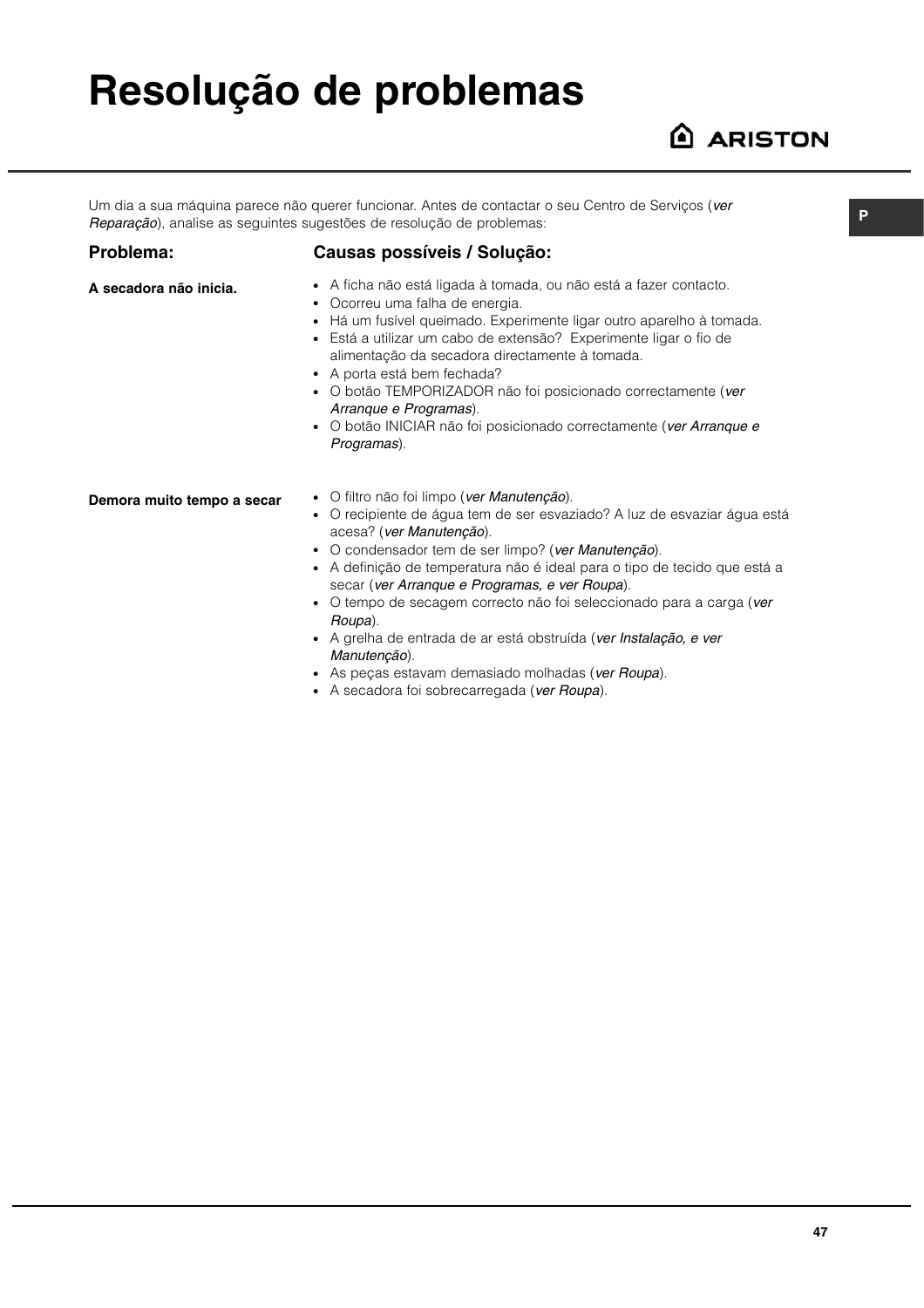# Resolução de problemas

Um dia a sua máquina parece não querer funcionar. Antes de contactar o seu Centro de Serviços (*ver Reparação*), analise as seguintes sugestões de resolução de problemas:

| Problema: | Causas possíveis / Solução: |
| --- | --- |
| **A secadora não inicia.** | • A ficha não está ligada à tomada, ou não está a fazer contacto.<br>• Ocorreu uma falha de energia.<br>• Há um fusível queimado. Experimente ligar outro aparelho à tomada.<br>• Está a utilizar um cabo de extensão? Experimente ligar o fio de alimentação da secadora directamente à tomada.<br>• A porta está bem fechada?<br>• O botão TEMPORIZADOR não foi posicionado correctamente (*ver Arranque e Programas*).<br>• O botão INICIAR não foi posicionado correctamente (*ver Arranque e Programas*). |
| **Demora muito tempo a secar** | • O filtro não foi limpo (*ver Manutenção*).<br>• O recipiente de água tem de ser esvaziado? A luz de esvaziar água está acesa? (*ver Manutenção*).<br>• O condensador tem de ser limpo? (*ver Manutenção*).<br>• A definição de temperatura não é ideal para o tipo de tecido que está a secar (*ver Arranque e Programas, e ver Roupa*).<br>• O tempo de secagem correcto não foi seleccionado para a carga (*ver Roupa*).<br>• A grelha de entrada de ar está obstruída (*ver Instalação, e ver Manutenção*).<br>• As peças estavam demasiado molhadas (*ver Roupa*).<br>• A secadora foi sobrecarregada (*ver Roupa*). |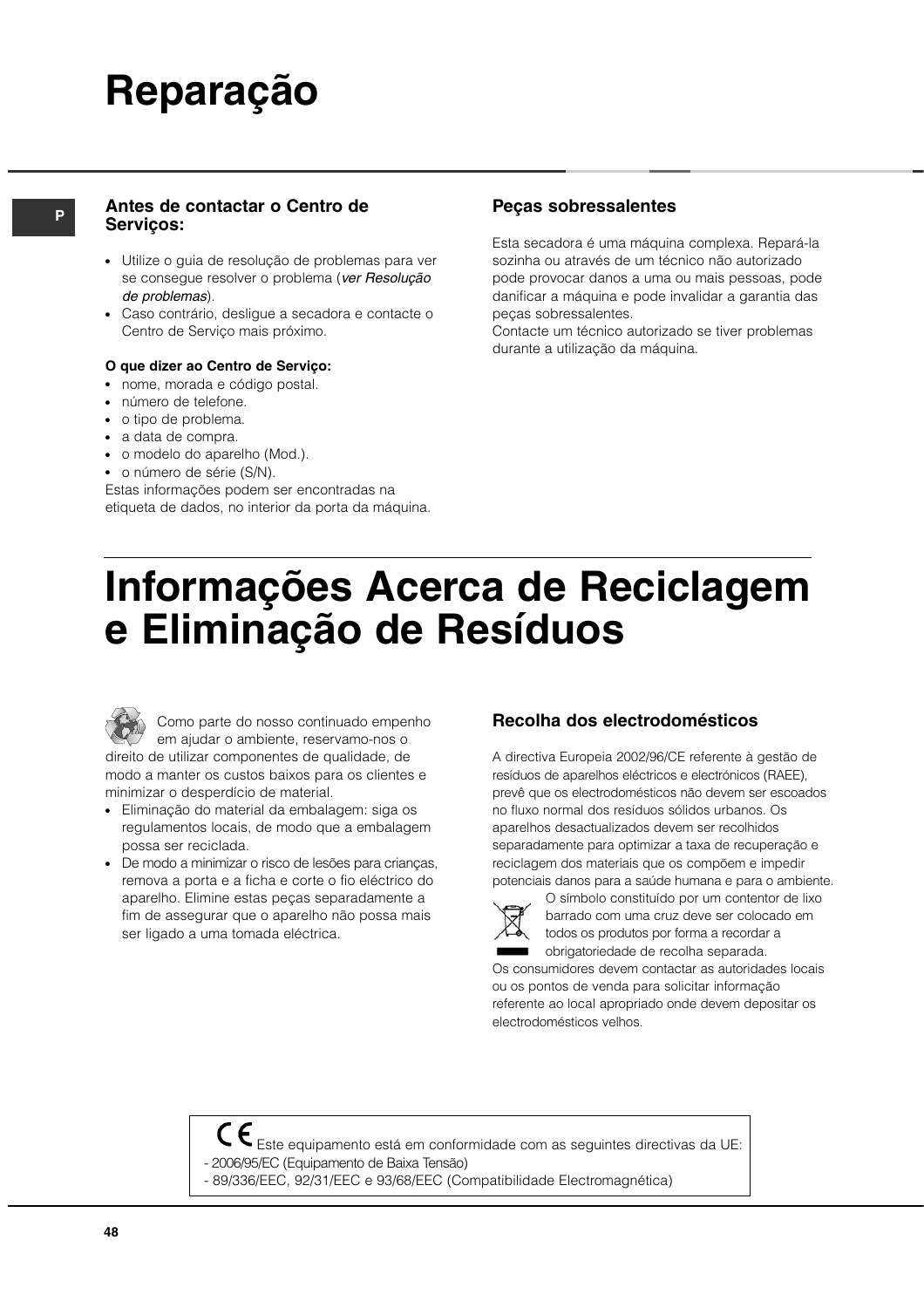# Reparação

P

### Antes de contactar o Centro de Serviços:

- Utilize o guia de resolução de problemas para ver se consegue resolver o problema (*ver Resolução de problemas*).
- Caso contrário, desligue a secadora e contacte o Centro de Serviço mais próximo.

**O que dizer ao Centro de Serviço:**

- nome, morada e código postal.
- número de telefone.
- o tipo de problema.
- a data de compra.
- o modelo do aparelho (Mod.).
- o número de série (S/N).

Estas informações podem ser encontradas na etiqueta de dados, no interior da porta da máquina.

### Peças sobressalentes

Esta secadora é uma máquina complexa. Repará-la sozinha ou através de um técnico não autorizado pode provocar danos a uma ou mais pessoas, pode danificar a máquina e pode invalidar a garantia das peças sobressalentes.
Contacte um técnico autorizado se tiver problemas durante a utilização da máquina.

# Informações Acerca de Reciclagem e Eliminação de Resíduos

Como parte do nosso continuado empenho em ajudar o ambiente, reservamo-nos o direito de utilizar componentes de qualidade, de modo a manter os custos baixos para os clientes e minimizar o desperdício de material.

- Eliminação do material da embalagem: siga os regulamentos locais, de modo que a embalagem possa ser reciclada.
- De modo a minimizar o risco de lesões para crianças, remova a porta e a ficha e corte o fio eléctrico do aparelho. Elimine estas peças separadamente a fim de assegurar que o aparelho não possa mais ser ligado a uma tomada eléctrica.

### Recolha dos electrodomésticos

A directiva Europeia 2002/96/CE referente à gestão de resíduos de aparelhos eléctricos e electrónicos (RAEE), prevê que os electrodomésticos não devem ser escoados no fluxo normal dos resíduos sólidos urbanos. Os aparelhos desactualizados devem ser recolhidos separadamente para optimizar a taxa de recuperação e reciclagem dos materiais que os compõem e impedir potenciais danos para a saúde humana e para o ambiente.

O símbolo constituído por um contentor de lixo barrado com uma cruz deve ser colocado em todos os produtos por forma a recordar a obrigatoriedade de recolha separada.

Os consumidores devem contactar as autoridades locais ou os pontos de venda para solicitar informação referente ao local apropriado onde devem depositar os electrodomésticos velhos.

CE Este equipamento está em conformidade com as seguintes directivas da UE:
- 2006/95/EC (Equipamento de Baixa Tensão)
- 89/336/EEC, 92/31/EEC e 93/68/EEC (Compatibilidade Electromagnética)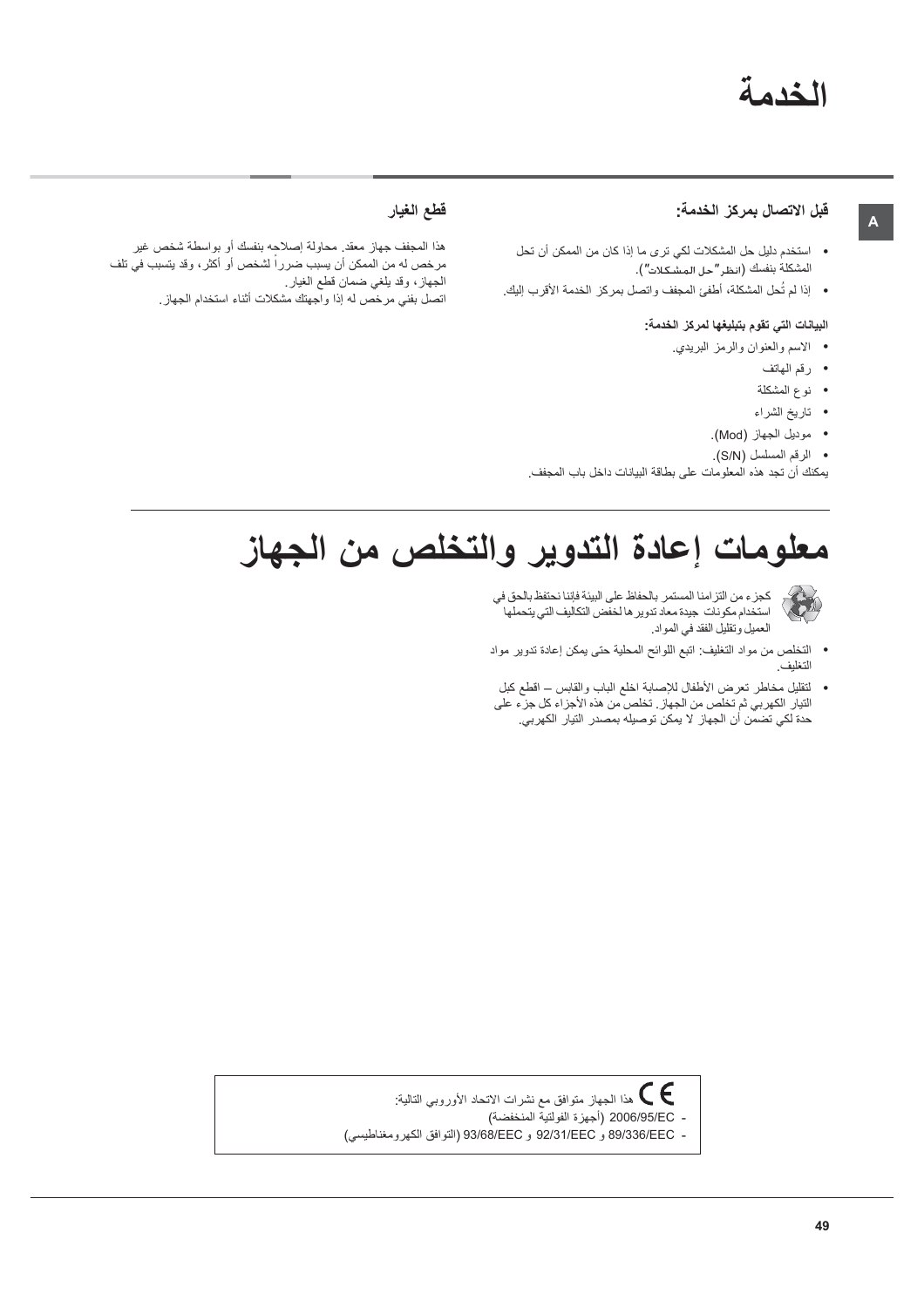# الخدمة

A

### قبل الاتصال بمركز الخدمة:

- استخدم دليل حل المشكلات لكي ترى ما إذا كان من الممكن أن تحل المشكلة بنفسك (انظر"حل المشكلات").
- إذا لم تُحل المشكلة، أطفئ المجفف واتصل بمركز الخدمة الأقرب إليك.

**البيانات التي تقوم بتبليغها لمركز الخدمة:**

- الاسم والعنوان والرمز البريدي.
- رقم الهاتف
- نوع المشكلة
- تاريخ الشراء
- موديل الجهاز (Mod).
- الرقم المسلسل (S/N).

يمكنك أن تجد هذه المعلومات على بطاقة البيانات داخل باب المجفف.

### قطع الغيار

هذا المجفف جهاز معقد. محاولة إصلاحه بنفسك أو بواسطة شخص غير مرخص له من الممكن أن يسبب ضرراً لشخص أو أكثر، وقد يتسبب في تلف الجهاز، وقد يلغي ضمان قطع الغيار.
اتصل بفني مرخص له إذا واجهتك مشكلات أثناء استخدام الجهاز.

# معلومات إعادة التدوير والتخلص من الجهاز

كجزء من التزامنا المستمر بالحفاظ على البيئة فإننا نحتفظ بالحق في استخدام مكونات جيدة معاد تدويرها لخفض التكاليف التي يتحملها العميل وتقليل الفقد في المواد.

- التخلص من مواد التغليف: اتبع اللوائح المحلية حتى يمكن إعادة تدوير مواد التغليف.
- لتقليل مخاطر تعرض الأطفال للإصابة اخلع الباب والقابس – اقطع كبل التيار الكهربي ثم تخلص من الجهاز. تخلص من هذه الأجزاء كل جزء على حدة لكي تضمن أن الجهاز لا يمكن توصيله بمصدر التيار الكهربي.

CE هذا الجهاز متوافق مع نشرات الاتحاد الأوروبي التالية:
- 2006/95/EC (أجهزة الفولتية المنخفضة)
- 89/336/EEC و 92/31/EEC و 93/68/EEC (التوافق الكهرومغناطيسي)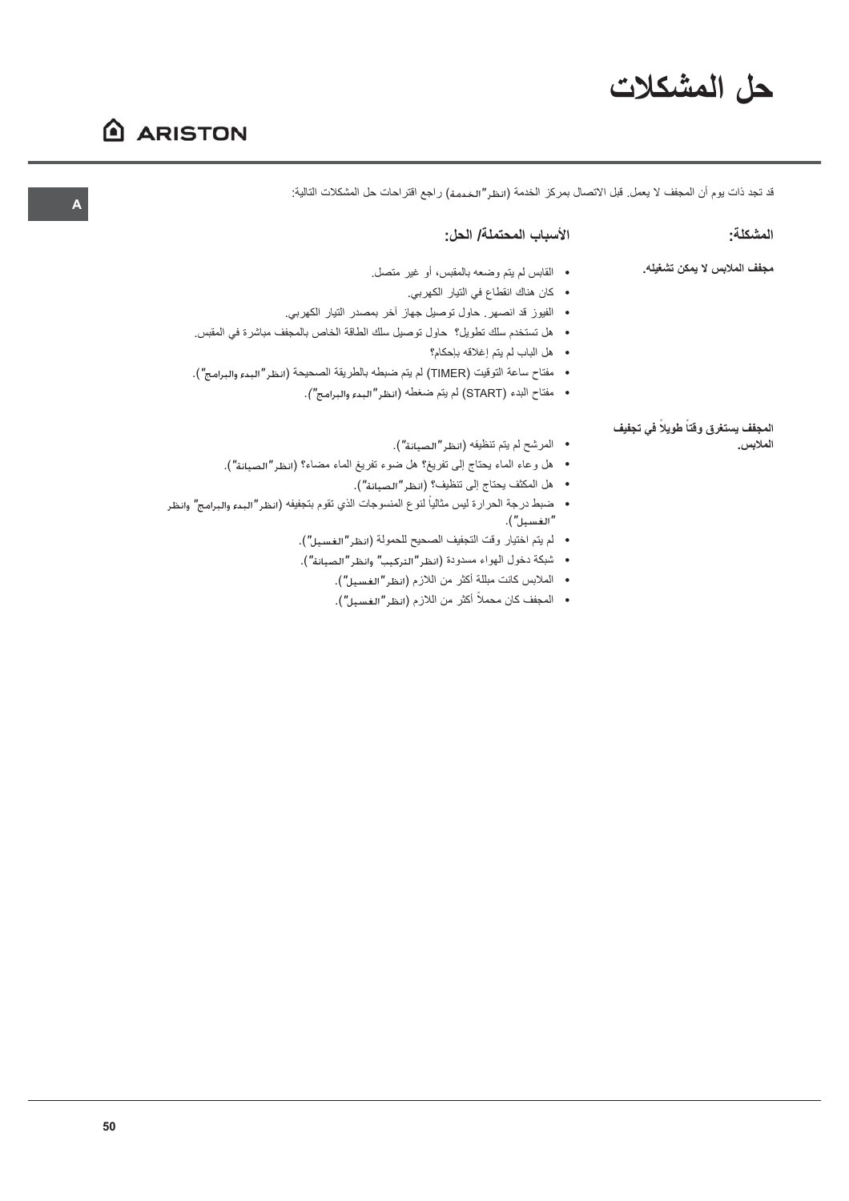# حل المشكلات

قد تجد ذات يوم أن المجفف لا يعمل. قبل الاتصال بمركز الخدمة (انظر"الخدمة) راجع اقتراحات حل المشكلات التالية:

| المشكلة: | الأسباب المحتملة/ الحل: |
|---|---|
| **مجفف الملابس لا يمكن تشغيله.** | • القابس لم يتم وضعه بالمقبس، أو غير متصل.<br>• كان هناك انقطاع في التيار الكهربي.<br>• الفيوز قد انصهر. حاول توصيل جهاز آخر بمصدر التيار الكهربي.<br>• هل تستخدم سلك تطويل؟ حاول توصيل سلك الطاقة الخاص بالمجفف مباشرة في المقبس.<br>• هل الباب لم يتم إغلاقه بإحكام؟<br>• مفتاح ساعة التوقيت (TIMER) لم يتم ضبطه بالطريقة الصحيحة (انظر"البدء والبرامج").<br>• مفتاح البدء (START) لم يتم ضغطه (انظر"البدء والبرامج"). |
| **المجفف يستغرق وقتاً طويلاً في تجفيف الملابس.** | • المرشح لم يتم تنظيفه (انظر"الصيانة").<br>• هل وعاء الماء يحتاج إلى تفريغ؟ هل ضوء تفريغ الماء مضاء؟ (انظر"الصيانة").<br>• هل المكثف يحتاج إلى تنظيف؟ (انظر"الصيانة").<br>• ضبط درجة الحرارة ليس مثالياً لنوع المنسوجات الذي تقوم بتجفيفه (انظر"البدء والبرامج" وانظر "الغسيل").<br>• لم يتم اختيار وقت التجفيف الصحيح للحمولة (انظر"الغسيل").<br>• شبكة دخول الهواء مسدودة (انظر"التركيب" وانظر"الصيانة").<br>• الملابس كانت مبللة أكثر من اللازم (انظر"الغسيل").<br>• المجفف كان محملاً أكثر من اللازم (انظر"الغسيل"). |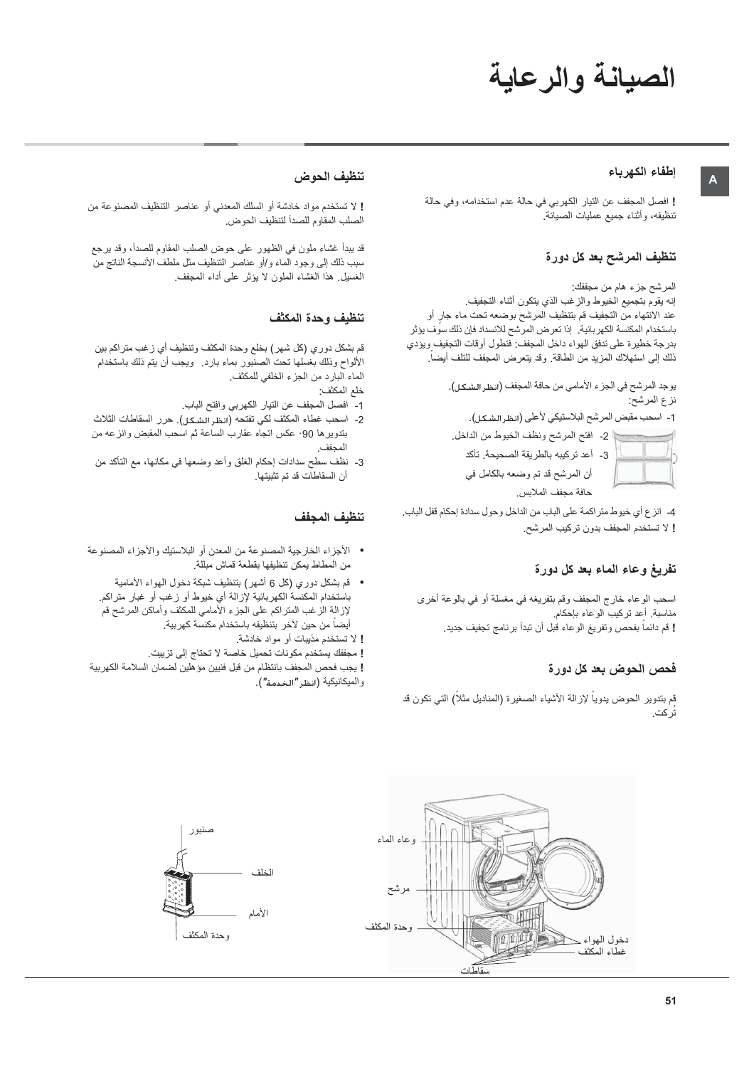# الصيانة والرعاية

A

## إطفاء الكهرباء

**!** افصل المجفف عن التيار الكهربي في حالة عدم استخدامه، وفي حالة تنظيفه، وأثناء جميع عمليات الصيانة.

## تنظيف المرشح بعد كل دورة

المرشح جزء هام من مجففك:
إنه يقوم بتجميع الخيوط والزغب الذي يتكون أثناء التجفيف.
عند الانتهاء من التجفيف قم بتنظيف المرشح بوضعه تحت ماء جارٍ أو باستخدام المكنسة الكهربائية. إذا تعرض المرشح للانسداد فإن ذلك سوف يؤثر بدرجة خطيرة على تدفق الهواء داخل المجفف: فتطول أوقات التجفيف ويؤدي ذلك إلى استهلاك المزيد من الطاقة. وقد يتعرض المجفف للتلف أيضاً.

يوجد المرشح في الجزء الأمامي من حافة المجفف (انظر الشكل).
نزع المرشح:

1- اسحب مقبض المرشح البلاستيكي لأعلى (انظر الشكل).
2- افتح المرشح ونظف الخيوط من الداخل.
3- أعد تركيبه بالطريقة الصحيحة. تأكد أن المرشح قد تم وضعه بالكامل في حافة مجفف الملابس.
4- انزع أي خيوط متراكمة على الباب من الداخل وحول سدادة إحكام قفل الباب.

**!** لا تستخدم المجفف بدون تركيب المرشح.

## تفريغ وعاء الماء بعد كل دورة

اسحب الوعاء خارج المجفف وقم بتفريغه في مغسلة أو في بالوعة أخرى مناسبة. أعد تركيب الوعاء بإحكام.
**!** قم دائماً بفحص وتفريغ الوعاء قبل أن تبدأ برنامج تجفيف جديد.

## فحص الحوض بعد كل دورة

قم بتدوير الحوض يدوياً لإزالة الأشياء الصغيرة (المناديل مثلاً) التي تكون قد تُركت.

## تنظيف الحوض

**!** لا تستخدم مواد خادشة أو السلك المعدني أو عناصر التنظيف المصنوعة من الصلب المقاوم للصدأ لتنظيف الحوض.

قد يبدأ غشاء ملون في الظهور على حوض الصلب المقاوم للصدأ، وقد يرجع سبب ذلك إلى وجود الماء و/أو عناصر التنظيف مثل ملطف الأنسجة الناتج من الغسيل. هذا الغشاء الملون لا يؤثر على أداء المجفف.

## تنظيف وحدة المكثف

قم بشكل دوري (كل شهر) بخلع وحدة المكثف وتنظيف أي زغب متراكم بين الألواح وذلك بغسلها تحت الصنبور بماء بارد. ويجب أن يتم ذلك باستخدام الماء البارد من الجزء الخلفي للمكثف.
خلع المكثف:

1- افصل المجفف عن التيار الكهربي وافتح الباب.
2- اسحب غطاء المكثف لكي تفتحه (انظر الشكل). حرر السقاطات الثلاث بتدويرها 90° عكس اتجاه عقارب الساعة ثم اسحب المقبض وانزعه من المجفف.
3- نظف سطح سدادات إحكام الغلق وأعد وضعها في مكانها، مع التأكد من أن السقاطات قد تم تثبيتها.

## تنظيف المجفف

- الأجزاء الخارجية المصنوعة من المعدن أو البلاستيك والأجزاء المصنوعة من المطاط يمكن تنظيفها بقطعة قماش مبللة.
- قم بشكل دوري (كل 6 أشهر) بتنظيف شبكة دخول الهواء الأمامية باستخدام المكنسة الكهربائية لإزالة أي خيوط أو زغب أو غبار متراكم. لإزالة الزغب المتراكم على الجزء الأمامي للمكثف وأماكن المرشح قم أيضاً من حين لآخر بتنظيفه باستخدام مكنسة كهربية.

**!** لا تستخدم مذيبات أو مواد خادشة.
**!** مجففك يستخدم مكونات تحميل خاصة لا تحتاج إلى تزييت.
**!** يجب فحص المجفف بانتظام من قبل فنيين مؤهلين لضمان السلامة الكهربية والميكانيكية (انظر "الخدمة").

وعاء الماء
مرشح
وحدة المكثف
دخول الهواء
غطاء المكثف
سقاطات

صنبور
الخلف
الأمام
وحدة المكثف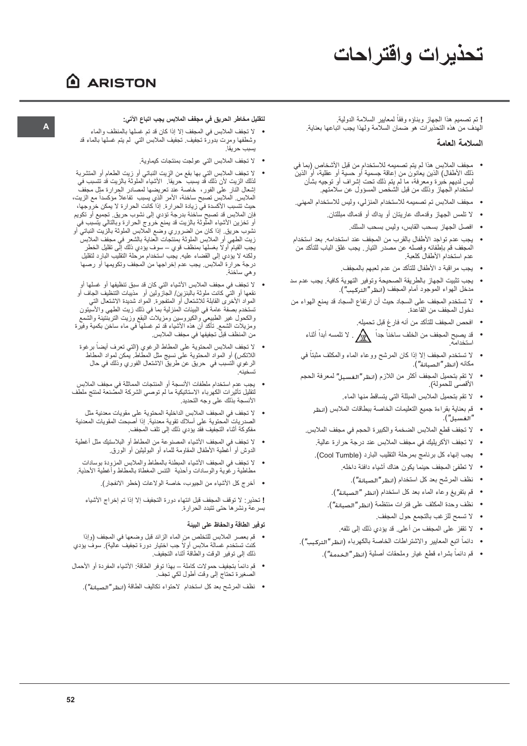# تحذيرات واقتراحات

**!** تم تصميم هذا الجهاز وبناؤه وفقاً لمعايير السلامة الدولية. الهدف من هذه التحذيرات هو ضمان السلامة ولهذا يجب اتباعها بعناية.

### السلامة العامة

- مجفف الملابس هذا لم يتم تصميمه للاستخدام من قبل الأشخاص (بما في ذلك الأطفال) الذين يعانون من إعاقة جسمية أو حسية أو عقلية، أو الذين ليس لديهم خبرة ومعرفة، ما لم يتم ذلك تحت إشراف أو توجيه بشأن استخدام الجهاز وذلك من قبل الشخص المسؤول عن سلامتهم.
- مجفف الملابس تم تصميمه للاستخدام المنزلي، وليس للاستخدام المهني.
- لا تلمس الجهاز وقدماك عاريتان أو يداك أو قدماك مبللتان.
- افصل الجهاز بسحب القابس، وليس بسحب السلك.
- يجب عدم تواجد الأطفال بالقرب من المجفف عند استخدامه. بعد استخدام المجفف قم بإطفائه وفصله عن مصدر التيار. يجب غلق الباب للتأكد من عدم استخدام الأطفال كلعبة.
- يجب مراقبة د الأطفال للتأكد من عدم لعبهم بالمجفف.
- يجب تثبيت الجهاز بالطريقة الصحيحة وتوفير التهوية كافية. يجب عدم سد مدخل الهواء الموجود أمام المجفف (انظر "التركيب").
- لا تستخدم المجفف على السجاد حيث أن ارتفاع السجاد قد يمنع الهواء من دخول المجفف من القاعدة.
- افحص المجفف للتأكد من أنه فارغ قبل تحميله.
- قد يصبح المجفف من الخلف ساخناً جداً . لا تلمسه أبداً أثناء استخدامه.
- لا تستخدم المجفف إلا إذا كان المرشح ووعاء الماء والمكثف مثبتاً في مكانه (انظر "الصيانة").
- لا تقم بتحميل المجفف أكثر من اللازم (انظر "الغسيل" لمعرفة الحجم الأقصى للحمولة).
- لا تقم بتحميل الملابس المبللة التي يتساقط منها الماء.
- قم بعناية بقراءة جميع التعليمات الخاصة ببطاقات الملابس (انظر "الغسيل").
- لا تجفف قطع الملابس الضخمة والكبيرة الحجم في مجفف الملابس.
- لا تجفف الأكريليك في مجفف الملابس عند درجة حرارة عالية.
- يجب إنهاء كل برنامج بمرحلة التقليب البارد (Cool Tumble).
- لا تطفئ المجفف حينما يكون هناك أشياء دافئة داخله.
- نظف المرشح بعد كل استخدام (انظر "الصيانة").
- قم بتفريغ وعاء الماء بعد كل استخدام (انظر "الصيانة").
- نظف وحدة المكثف على فترات منتظمة (انظر "الصيانة").
- لا تسمح للزغب بالتجمع حول المجفف.
- لا تقفز على المجفف من أعلى. قد يؤدي ذلك إلى تلفه.
- دائماً اتبع المعايير والاشتراطات الخاصة بالكهرباء (انظر "التركيب").
- قم دائماً بشراء قطع غيار وملحقات أصلية (انظر "الخدمة").

**لتقليل مخاطر الحريق في مجفف الملابس يجب اتباع الآتي:**

- لا تجفف الملابس في المجفف إلا إذا كان قد تم غسلها بالمنظف والماء وشطفها ومرت بدورة تجفيف. تجفيف الملابس التي لم يتم غسلها بالماء قد يسبب حريقاً.
- لا تجفف الملابس التي عولجت بمنتجات كيماوية.
- لا تجفف الملابس التي بها بقع من الزيت النباتي أو زيت الطعام أو المتشربة لذلك الزيت لأن ذلك قد يسبب حريقاً. الأشياء الملوثة بالزيت قد تتسبب في إشعال النار على الفور، خاصة عند تعريضها لمصادر الحرارة مثل مجفف الملابس. الملابس تصبح ساخنة، الأمر الذي يسبب تفاعلاً مؤكسداً مع الزيت، حيث تتسبب الأكسدة في زيادة الحرارة. إذا كانت الحرارة لا يمكن خروجها، فإن الملابس قد تصبح ساخنة بدرجة تؤدي إلى نشوب حريق. تجميع أو تكويم أو تخزين الأشياء الملوثة بالزيت قد يمنع خروج الحرارة وبالتالي يتسبب في نشوب حريق. إذا كان من الضروري وضع الملابس الملوثة بالزيت النباتي أو زيت الطهي أو الملابس الملوثة بمنتجات العناية بالشعر في مجفف الملابس يجب القيام أولاً بغسلها بمنظف قوي – سوف يؤدي ذلك إلى تقليل الخطر ولكنه لا يؤدي إلى القضاء عليه. يجب استخدام مرحلة التقليب البارد لتقليل درجة حرارة الملابس. يجب عدم إخراجها من المجفف وتكويمها أو رصها وهي ساخنة.
- لا تجفف في مجفف الملابس الأشياء التي كان قد سبق تنظيفها أو غسلها أو نقعها أو التي كانت ملوثة بالبنزين/ الجازولين أو مذيبات التنظيف الجاف أو المواد الأخرى القابلة للاشتعال أو المتفجرة. المواد شديدة الاشتعال التي تستخدم بصفة عامة في البيئات المنزلية بما في ذلك زيت الطهي والأسيتون والكحول غير الطبيعي والكيروسين ومزيلات البقع وزيت التربنتينة والشمع ومزيلات الشمع. تأكد أن هذه الأشياء قد تم غسلها في ماء ساخن بكمية وفيرة من المنظف قبل تجفيفها في مجفف الملابس.
- لا تجفف الملابس المحتوية على المطاط الرغوي (التي تعرف أيضاً برغوة اللاتكس) أو المواد المحتوية على نسيج مثل المطاط. يمكن لمواد المطاط الرغوي التسبب في حريق عن طريق الاشتعال الفوري وذلك في حال تسخينه.
- يجب عدم استخدام ملطفات الأنسجة أو المنتجات المماثلة في مجفف الملابس لتقليل تأثيرات الكهرباء الاستاتيكية ما لم توصي الشركة المصنعة لمنتج ملطف الأنسجة بذلك على وجه التحديد.
- لا تجفف في المجفف الملابس الداخلية المحتوية على مقويات معدنية مثل الصدريات المحتوية على أسلاك تقوية معدنية. إذا أصبحت المقويات المعدنية مفكوكة أثناء التجفيف فقد يؤدي ذلك إلى تلف المجفف.
- لا تجفف في المجفف الأشياء المصنوعة من المطاط أو البلاستيك مثل أغطية الدوش أو أغطية الأطفال المقاومة للماء أو البوليثين أو الورق.
- لا تجفف في المجفف الأشياء المبطنة بالمطاط والملابس المزودة بوسادات مطاطية رغوية والوسادات وأحذية التنس المغطاة بالمطاط وأغطية الأحذية.
- أخرج كل الأشياء من الجيوب، خاصة الولاعات (خطر الانفجار).

**!** تحذير: لا توقف المجفف قبل انتهاء دورة التجفيف إلا إذا تم إخراج الأشياء بسرعة ونشرها حتى تتبدد الحرارة.

**توفير الطاقة والحفاظ على البيئة**

- قم بعصر الملابس للتخلص من الماء الزائد قبل وضعها في المجفف (وإذا كنت تستخدم غسالة ملابس أولاً جب اختيار دورة تجفيف عالية). سوف يؤدي ذلك إلى توفير الوقت والطاقة أثناء التجفيف.
- قم دائماً بتجفيف حمولات كاملة – بهذا توفر الطاقة: الأشياء المفردة أو الأحمال الصغيرة تحتاج إلى وقت أطول لكي تجف.
- نظف المرشح بعد كل استخدام لاحتواء تكاليف الطاقة (انظر "الصيانة").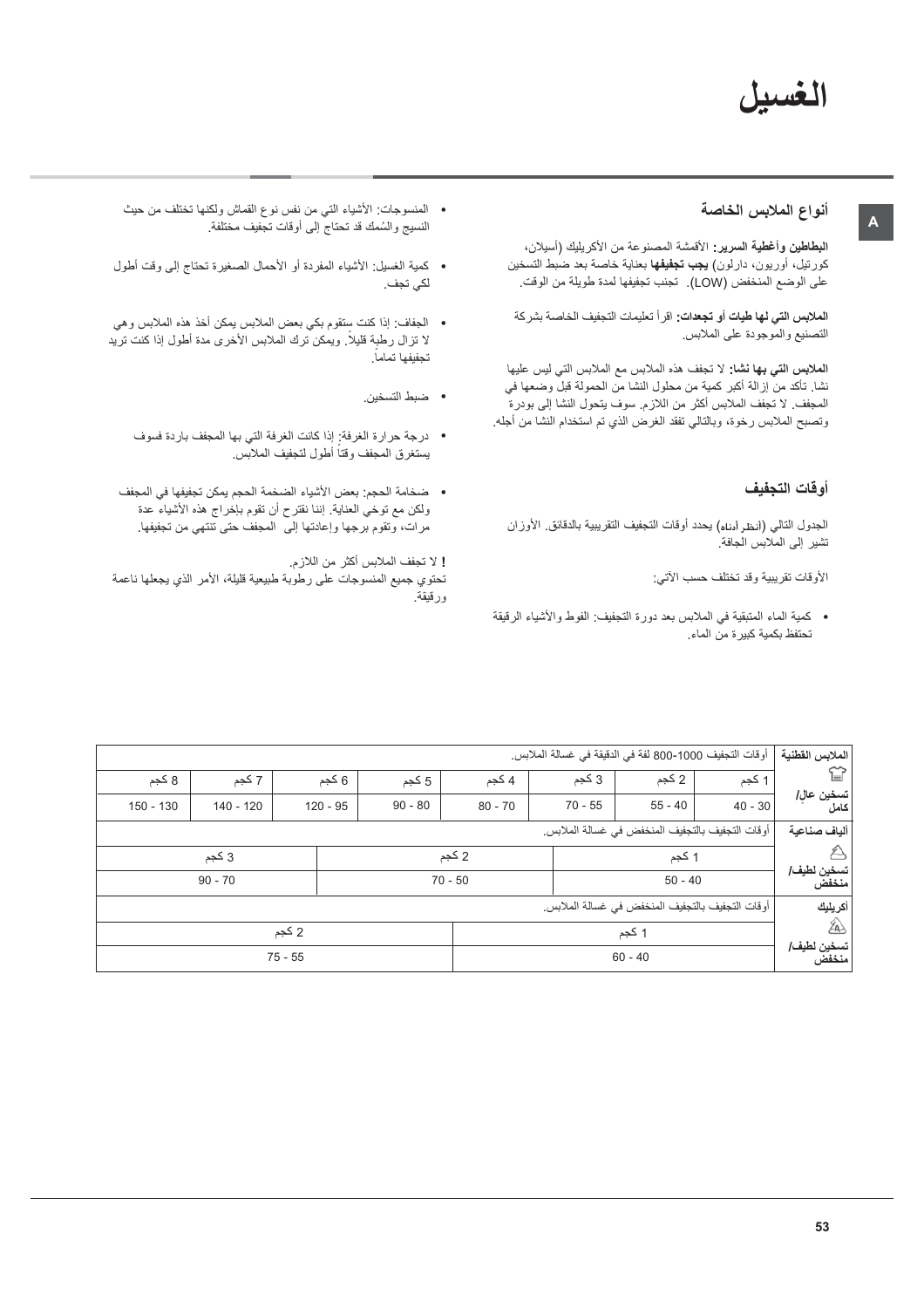# الغسيل

A

## أنواع الملابس الخاصة

**البطاطين وأغطية السرير:** الأقمشة المصنوعة من الأكريليك (أسيلان، كورتيل، أوريون، دارلون) **يجب تجفيفها** بعناية خاصة بعد ضبط التسخين على الوضع المنخفض (LOW). تجنب تجفيفها لمدة طويلة من الوقت.

**الملابس التي لها طيات أو تجعدات:** اقرأ تعليمات التجفيف الخاصة بشركة التصنيع والموجودة على الملابس.

**الملابس التي بها نشا:** لا تجفف هذه الملابس مع الملابس التي ليس عليها نشا. تأكد من إزالة أكبر كمية من محلول النشا من الحمولة قبل وضعها في المجفف. لا تجفف الملابس أكثر من اللازم. سوف يتحول النشا إلى بودرة وتصبح الملابس رخوة، وبالتالي تفقد الغرض الذي تم استخدام النشا من أجله.

## أوقات التجفيف

الجدول التالي (أنظر أدناه) يحدد أوقات التجفيف التقريبية بالدقائق. الأوزان تشير إلى الملابس الجافة.

الأوقات تقريبية وقد تختلف حسب الآتي:

- كمية الماء المتبقية في الملابس بعد دورة التجفيف: الفوط والأشياء الرقيقة تحتفظ بكمية كبيرة من الماء.
- المنسوجات: الأشياء التي من نفس نوع القماش ولكنها تختلف من حيث النسيج والسُمك قد تحتاج إلى أوقات تجفيف مختلفة.
- كمية الغسيل: الأشياء المفردة أو الأحمال الصغيرة تحتاج إلى وقت أطول لكي تجف.
- الجفاف: إذا كنت ستقوم بكي بعض الملابس يمكن أخذ هذه الملابس وهي لا تزال رطبة قليلاً. ويمكن ترك الملابس الأخرى مدة أطول إذا كنت تريد تجفيفها تماماً.
- ضبط التسخين.
- درجة حرارة الغرفة: إذا كانت الغرفة التي بها المجفف باردة فسوف يستغرق المجفف وقتاً أطول لتجفيف الملابس.
- ضخامة الحجم: بعض الأشياء الضخمة الحجم يمكن تجفيفها في المجفف ولكن مع توخي العناية. إننا نقترح أن تقوم بإخراج هذه الأشياء عدة مرات، وتقوم برجها وإعادتها إلى المجفف حتى تنتهي من تجفيفها.

**!** لا تجفف الملابس أكثر من اللازم.
تحتوي جميع المنسوجات على رطوبة طبيعية قليلة، الأمر الذي يجعلها ناعمة ورقيقة.

| الملابس القطنية | أوقات التجفيف 1000-800 لفة في الدقيقة في غسالة الملابس. | | | | | | | |
|---|---|---|---|---|---|---|---|---|
| تسخين عالٍ/ كامل | 1 كجم | 2 كجم | 3 كجم | 4 كجم | 5 كجم | 6 كجم | 7 كجم | 8 كجم |
| | 30 - 40 | 40 - 55 | 55 - 70 | 70 - 80 | 80 - 90 | 95 - 120 | 120 - 140 | 130 - 150 |
| ألياف صناعية | أوقات التجفيف بالتجفيف المنخفض في غسالة الملابس. | | | | | | | |
| تسخين لطيف/ منخفض | 1 كجم | | | 2 كجم | | 3 كجم | | |
| | 40 - 50 | | | 50 - 70 | | 70 - 90 | | |
| أكريليك | أوقات التجفيف بالتجفيف المنخفض في غسالة الملابس. | | | | | | | |
| تسخين لطيف/ منخفض | 1 كجم | | | | 2 كجم | | | |
| | 40 - 60 | | | | 55 - 75 | | | |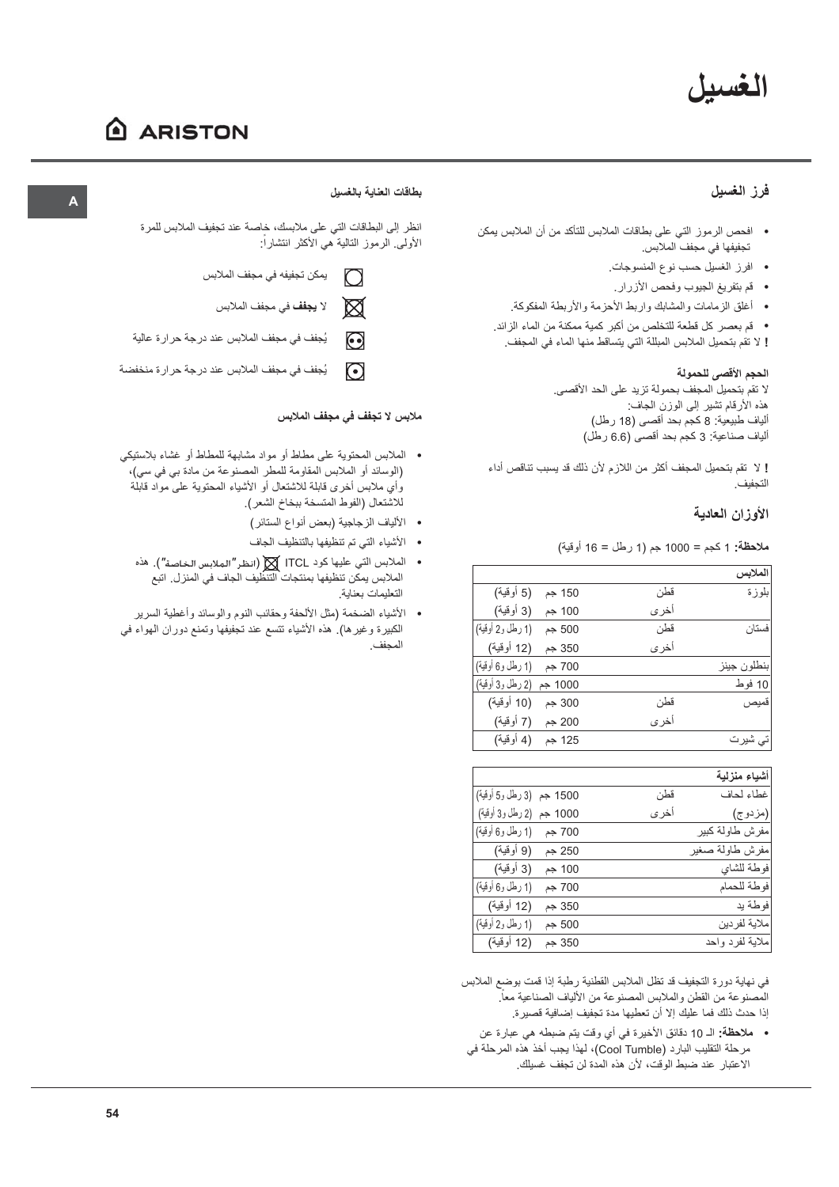# الغسيل

## فرز الغسيل

- افحص الرموز التي على بطاقات الملابس للتأكد من أن الملابس يمكن تجفيفها في مجفف الملابس.
- افرز الغسيل حسب نوع المنسوجات.
- قم بتفريغ الجيوب وفحص الأزرار.
- أغلق الزمامات والمشابك واربط الأحزمة والأربطة المفكوكة.
- قم بعصر كل قطعة للتخلص من أكبر كمية ممكنة من الماء الزائد.

**!** لا تقم بتحميل الملابس المبللة التي يتساقط منها الماء في المجفف.

### الحجم الأقصى للحمولة

لا تقم بتحميل المجفف بحمولة تزيد على الحد الأقصى.
هذه الأرقام تشير إلى الوزن الجاف:
ألياف طبيعية: 8 كجم بحد أقصى (18 رطل)
ألياف صناعية: 3 كجم بحد أقصى (6.6 رطل)

**!** لا تقم بتحميل المجفف أكثر من اللازم لأن ذلك قد يسبب تناقص أداء التجفيف.

## الأوزان العادية

**ملاحظة:** 1 كجم = 1000 جم (1 رطل = 16 أوقية)

| الملابس | | |
|---|---|---|
| بلوزة | قطن | 150 جم (5 أوقية) |
| | أخرى | 100 جم (3 أوقية) |
| فستان | قطن | 500 جم (1 رطل و2 أوقية) |
| | أخرى | 350 جم (12 أوقية) |
| بنطلون جينز | | 700 جم (1 رطل و6 أوقية) |
| 10 فوط | | 1000 جم (2 رطل و3 أوقية) |
| قميص | قطن | 300 جم (10 أوقية) |
| | أخرى | 200 جم (7 أوقية) |
| تي شيرت | | 125 جم (4 أوقية) |

| أشياء منزلية | | |
|---|---|---|
| غطاء لحاف | قطن | 1500 جم (3 رطل و5 أوقية) |
| (مزدوج) | أخرى | 1000 جم (2 رطل و3 أوقية) |
| مفرش طاولة كبير | | 700 جم (1 رطل و6 أوقية) |
| مفرش طاولة صغير | | 250 جم (9 أوقية) |
| فوطة للشاي | | 100 جم (3 أوقية) |
| فوطة للحمام | | 700 جم (1 رطل و6 أوقية) |
| فوطة يد | | 350 جم (12 أوقية) |
| ملاية لفردين | | 500 جم (1 رطل و2 أوقية) |
| ملاية لفرد واحد | | 350 جم (12 أوقية) |

في نهاية دورة التجفيف قد تظل الملابس القطنية رطبة إذا قمت بوضع الملابس المصنوعة من القطن والملابس المصنوعة من الألياف الصناعية معاً.
إذا حدث ذلك فما عليك إلا أن تعطيها مدة تجفيف إضافية قصيرة.

- **ملاحظة:** الـ 10 دقائق الأخيرة في أي وقت يتم ضبطه هي عبارة عن مرحلة التقليب البارد (Cool Tumble)، لهذا يجب أخذ هذه المرحلة في الاعتبار عند ضبط الوقت، لأن هذه المدة لن تجفف غسيلك.

### بطاقات العناية بالغسيل

انظر إلى البطاقات التي على ملابسك، خاصة عند تجفيف الملابس للمرة الأولى. الرموز التالية هي الأكثر انتشاراً:

- ▢ يمكن تجفيفه في مجفف الملابس
- ☒ لا **يجفف** في مجفف الملابس
- ⊡ (نقطتان) يُجفف في مجفف الملابس عند درجة حرارة عالية
- ⊡ (نقطة واحدة) يُجفف في مجفف الملابس عند درجة حرارة منخفضة

### ملابس لا تجفف في مجفف الملابس

- الملابس المحتوية على مطاط أو مواد مشابهة للمطاط أو غشاء بلاستيكي (الوسائد أو الملابس المقاومة للمطر المصنوعة من مادة بي في سي)، وأي ملابس أخرى قابلة للاشتعال أو الأشياء المحتوية على مواد قابلة للاشتعال (الفوط المتسخة ببخاخ الشعر).
- الألياف الزجاجية (بعض أنواع الستائر)
- الأشياء التي تم تنظيفها بالتنظيف الجاف
- الملابس التي عليها كود ITCL ☒ (انظر"الملابس الخاصة"). هذه الملابس يمكن تنظيفها بمنتجات التنظيف الجاف في المنزل. اتبع التعليمات بعناية.
- الأشياء الضخمة (مثل الألحفة وحقائب النوم والوسائد وأغطية السرير الكبيرة وغيرها). هذه الأشياء تتسع عند تجفيفها وتمنع دوران الهواء في المجفف.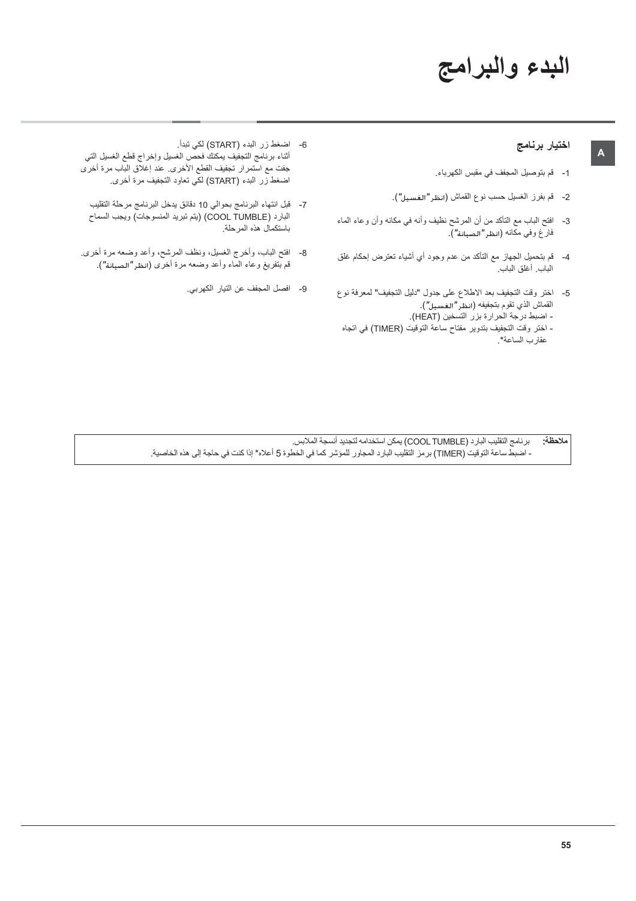# البدء والبرامج

A

## اختيار برنامج

1- قم بتوصيل المجفف في مقبس الكهرباء.

2- قم بفرز الغسيل حسب نوع القماش (انظر "الغسيل").

3- افتح الباب مع التأكد من أن المرشح نظيف وأنه في مكانه وأن وعاء الماء فارغ وفي مكانه (انظر "الصيانة").

4- قم بتحميل الجهاز مع التأكد من عدم وجود أي أشياء تعترض إحكام غلق الباب. أغلق الباب.

5- اختر وقت التجفيف بعد الاطلاع على جدول "دليل التجفيف" لمعرفة نوع القماش الذي تقوم بتجفيفه (انظر "الغسيل").
- اضبط درجة الحرارة بزر التسخين (HEAT).
- اختر وقت التجفيف بتدوير مفتاح ساعة التوقيت (TIMER) في اتجاه عقارب الساعة*.

6- اضغط زر البدء (START) لكي تبدأ.
أثناء برنامج التجفيف يمكنك فحص الغسيل وإخراج قطع الغسيل التي جفت مع استمرار تجفيف القطع الأخرى. عند إغلاق الباب مرة أخرى اضغط زر البدء (START) لكي تعاود التجفيف مرة أخرى.

7- قبل انتهاء البرنامج بحوالي 10 دقائق يدخل البرنامج مرحلة التقليب البارد (COOL TUMBLE) (يتم تبريد المنسوجات) ويجب السماح باستكمال هذه المرحلة.

8- افتح الباب، وأخرج الغسيل، ونظف المرشح، وأعد وضعه مرة أخرى. قم بتفريغ وعاء الماء وأعد وضعه مرة أخرى (انظر "الصيانة").

9- افصل المجفف عن التيار الكهربي.

**ملاحظة:** برنامج التقليب البارد (COOL TUMBLE) يمكن استخدامه لتجديد أنسجة الملابس.
- اضبط ساعة التوقيت (TIMER) برمز التقليب البارد المجاور للمؤشر كما في الخطوة 5 أعلاه* إذا كنت في حاجة إلى هذه الخاصية.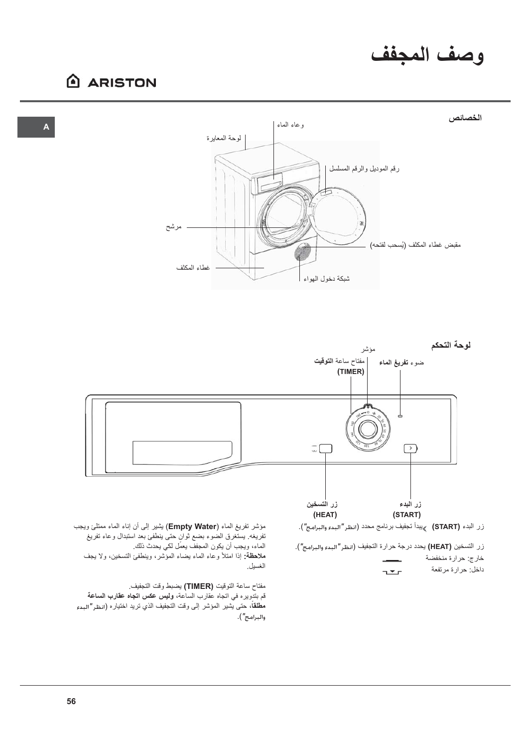# وصف المجفف

ARISTON

## الخصائص

- وعاء الماء
- لوحة المعايرة
- رقم الموديل والرقم المسلسل
- مرشح
- مقبض غطاء المكثف (يُسحب لفتحه)
- غطاء المكثف
- شبكة دخول الهواء

## لوحة التحكم

- ضوء **تفريغ الماء**
- مؤشر
- مفتاح ساعة **التوقيت (TIMER)**
- زر **البدء (START)**
- زر **التسخين (HEAT)**

زر البدء **(START)** يبدأ تجفيف برنامج محدد (انظر "البدء والبرامج").

زر التسخين **(HEAT)** يحدد درجة حرارة التجفيف (انظر "البدء والبرامج").

خارج: حرارة منخفضة

داخل: حرارة مرتفعة

مؤشر تفريغ الماء **(Empty Water)** يشير إلى أن إناء الماء ممتلئ ويجب تفريغه. يستغرق الضوء بضع ثوان حتى ينطفئ بعد استبدال وعاء تفريغ الماء، ويجب أن يكون المجفف يعمل لكي يحدث ذلك.

**ملاحظة:** إذا امتلأ وعاء الماء يضاء المؤشر، وينطفئ التسخين، ولا يجف الغسيل.

مفتاح ساعة التوقيت **(TIMER)** يضبط وقت التجفيف.

قم بتدويره في اتجاه عقارب الساعة، **وليس عكس اتجاه عقارب الساعة مطلقاً**، حتى يشير المؤشر إلى وقت التجفيف الذي تريد اختياره (انظر "البدء والبرامج").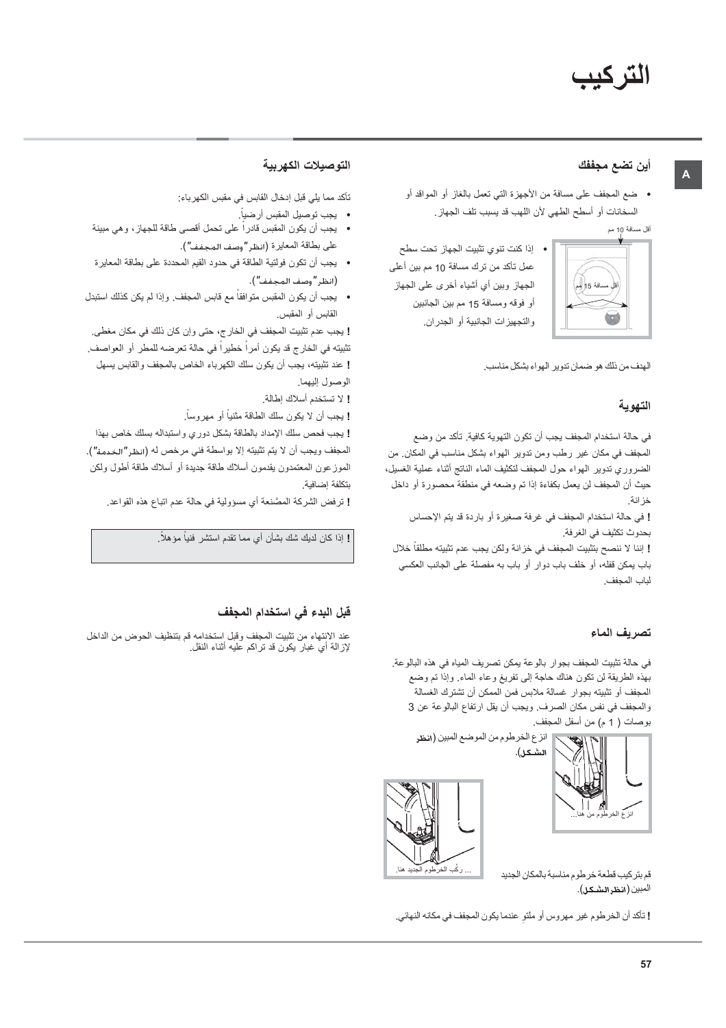# التركيب

## أين تضع مجففك

- ضع المجفف على مسافة من الأجهزة التي تعمل بالغاز أو المواقد أو السخانات أو أسطح الطهي لأن اللهب قد يسبب تلف الجهاز.

أقل مسافة 10 مم

أقل مسافة 15 مم

- إذا كنت تنوي تثبيت الجهاز تحت سطح عمل تأكد من ترك مسافة 10 مم بين أعلى الجهاز وبين أي أشياء أخرى على الجهاز أو فوقه ومسافة 15 مم بين الجانبين والتجهيزات الجانبية أو الجدران.

الهدف من ذلك هو ضمان تدوير الهواء بشكل مناسب.

## التهوية

في حالة استخدام المجفف يجب أن تكون التهوية كافية. تأكد من وضع المجفف في مكان غير رطب ومن تدوير الهواء بشكل مناسب في المكان. من الضروري تدوير الهواء حول المجفف لتكثيف الماء الناتج أثناء عملية الغسيل، حيث أن المجفف لن يعمل بكفاءة إذا تم وضعه في منطقة محصورة أو داخل خزانة.

**!** في حالة استخدام المجفف في غرفة صغيرة أو باردة قد يتم الإحساس بحدوث تكثيف في الغرفة.

**!** إننا لا ننصح بتثبيت المجفف في خزانة ولكن يجب عدم تثبيته مطلقاً خلال باب يمكن قفله، أو خلف باب دوار أو باب به مفصلة على الجانب العكسي لباب المجفف.

## تصريف الماء

في حالة تثبيت المجفف بجوار بالوعة يمكن تصريف المياه في هذه البالوعة. بهذه الطريقة لن تكون هناك حاجة إلى تفريغ وعاء الماء. وإذا تم وضع المجفف أو تثبيته بجوار غسالة ملابس فمن الممكن أن تشترك الغسالة والمجفف في نفس مكان الصرف. ويجب أن يقل ارتفاع البالوعة عن 3 بوصات ( 1 م) من أسفل المجفف.

انزع الخرطوم من الموضع المبين (**انظر الشكل**).

انزع الخرطوم من هنا...

... ركّب الخرطوم الجديد هنا.

قم بتركيب قطعة خرطوم مناسبة بالمكان الجديد المبين (**انظر الشكل**).

**!** تأكد أن الخرطوم غير مهروس أو ملتوٍ عندما يكون المجفف في مكانه النهائي.

## التوصيلات الكهربية

تأكد مما يلي قبل إدخال القابس في مقبس الكهرباء:

- يجب توصيل المقبس أرضياً.
- يجب أن يكون المقبس قادراً على تحمل أقصى طاقة للجهاز، وهي مبينة على بطاقة المعايرة (انظر"وصف المجفف").
- يجب أن تكون فولتية الطاقة في حدود القيم المحددة على بطاقة المعايرة (انظر"وصف المجفف").
- يجب أن يكون المقبس متوافقاً مع قابس المجفف. وإذا لم يكن كذلك استبدل القابس أو المقبس.

**!** يجب عدم تثبيت المجفف في الخارج، حتى وإن كان ذلك في مكان مغطى. تثبيته في الخارج قد يكون أمراً خطيراً في حالة تعرضه للمطر أو العواصف.

**!** عند تثبيته، يجب أن يكون سلك الكهرباء الخاص بالمجفف والقابس يسهل الوصول إليهما.

**!** لا تستخدم أسلاك إطالة.

**!** يجب أن لا يكون سلك الطاقة مثنياً أو مهروساً.

**!** يجب فحص سلك الإمداد بالطاقة بشكل دوري واستبداله بسلك خاص بهذا المجفف ويجب أن لا يتم تثبيته إلا بواسطة فني مرخص له (انظر"الخدمة"). الموزعون المعتمدون يقدمون أسلاك طاقة جديدة أو أسلاك طاقة أطول ولكن بتكلفة إضافية.

**!** ترفض الشركة المصنّعة أي مسؤولية في حالة عدم اتباع هذه القواعد.

**!** إذا كان لديك شك بشأن أي مما تقدم استشر فنياً مؤهلاً.

## قبل البدء في استخدام المجفف

عند الانتهاء من تثبيت المجفف وقبل استخدامه قم بتنظيف الحوض من الداخل لإزالة أي غبار يكون قد تراكم عليه أثناء النقل.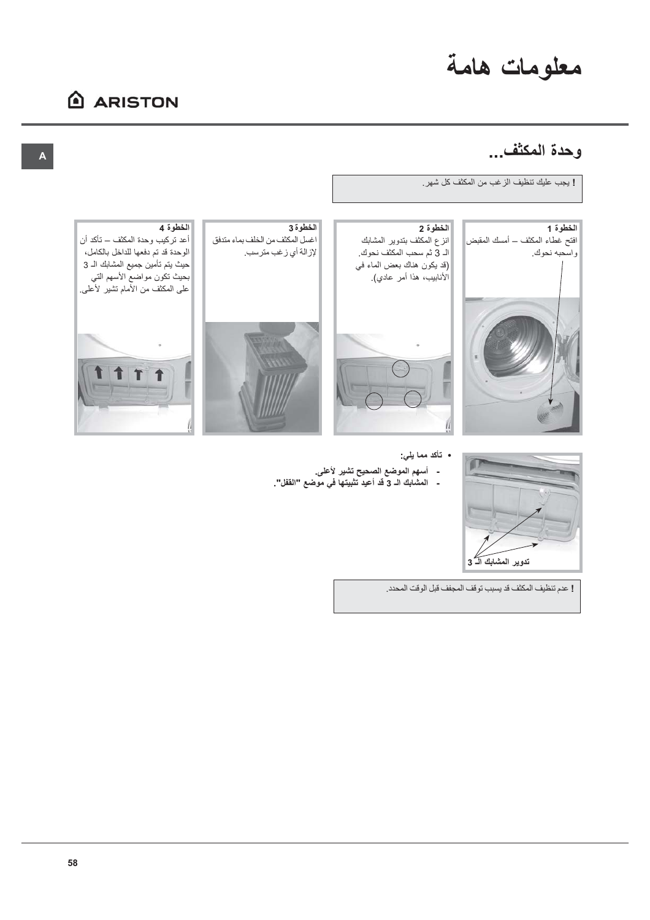# معلومات هامة

ARISTON

A

## وحدة المكثف...

**!** يجب عليك تنظيف الزغب من المكثف كل شهر.

**الخطوة 1**
افتح غطاء المكثف – أمسك المقبض واسحبه نحوك.

**الخطوة 2**
انزع المكثف بتدوير المشابك الـ 3 ثم سحب المكثف نحوك. (قد يكون هناك بعض الماء في الأنابيب، هذا أمر عادي).

**الخطوة 3**
اغسل المكثف من الخلف بماء متدفق لإزالة أي زغب مترسب.

**الخطوة 4**
أعد تركيب وحدة المكثف – تأكد أن الوحدة قد تم دفعها للداخل بالكامل، حيث يتم تأمين جميع المشابك الـ 3 بحيث تكون مواضع الأسهم التي على المكثف من الأمام تشير لأعلى.

تدوير المشابك الـ 3

- **تأكد مما يلي:**
  - **أسهم الموضع الصحيح تشير لأعلى.**
  - **المشابك الـ 3 قد أعيد تثبيتها في موضع "القفل".**

**!** عدم تنظيف المكثف قد يسبب توقف المجفف قبل الوقت المحدد.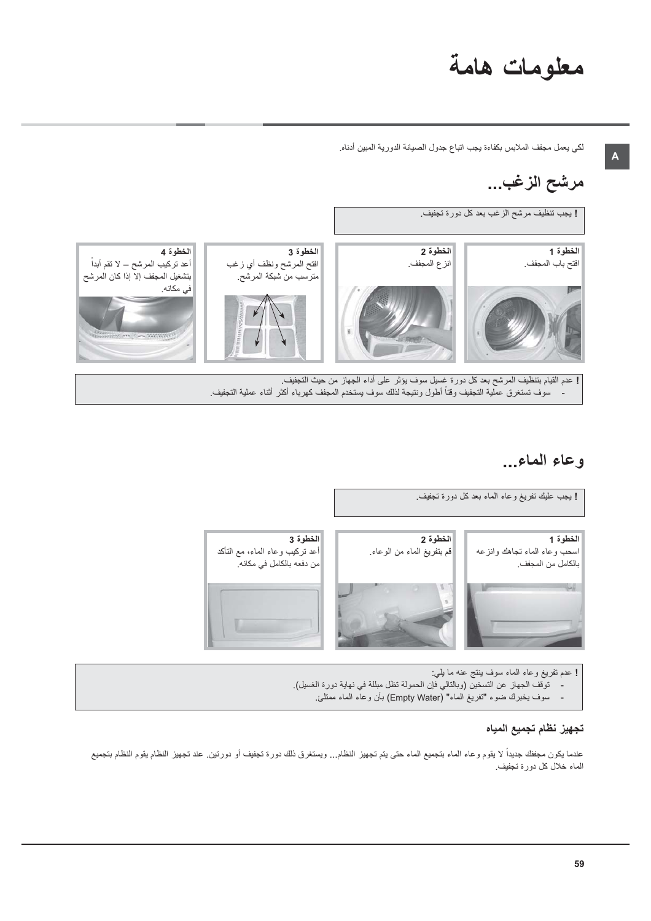# معلومات هامة

A

لكي يعمل مجفف الملابس بكفاءة يجب اتباع جدول الصيانة الدورية المبين أدناه.

## مرشح الزغب...

**!** يجب تنظيف مرشح الزغب بعد كل دورة تجفيف.

**الخطوة 1**
افتح باب المجفف.

**الخطوة 2**
انزع المجفف.

**الخطوة 3**
افتح المرشح ونظف أي زغب مترسب من شبكة المرشح.

**الخطوة 4**
أعد تركيب المرشح – لا تقم أبداً بتشغيل المجفف إلا إذا كان المرشح في مكانه.

**!** عدم القيام بتنظيف المرشح بعد كل دورة غسيل سوف يؤثر على أداء الجهاز من حيث التجفيف.
- سوف تستغرق عملية التجفيف وقتاً أطول ونتيجة لذلك سوف يستخدم المجفف كهرباء أكثر أثناء عملية التجفيف.

## وعاء الماء...

**!** يجب عليك تفريغ وعاء الماء بعد كل دورة تجفيف.

**الخطوة 1**
اسحب وعاء الماء تجاهك وانزعه بالكامل من المجفف.

**الخطوة 2**
قم بتفريغ الماء من الوعاء.

**الخطوة 3**
أعد تركيب وعاء الماء، مع التأكد من دفعه بالكامل في مكانه.

**!** عدم تفريغ وعاء الماء سوف ينتج عنه ما يلي:
- توقف الجهاز عن التسخين (وبالتالي فإن الحمولة تظل مبللة في نهاية دورة الغسيل).
- سوف يخبرك ضوء "تفريغ الماء" (Empty Water) بأن وعاء الماء ممتلئ.

### تجهيز نظام تجميع المياه

عندما يكون مجففك جديداً لا يقوم وعاء الماء بتجميع الماء حتى يتم تجهيز النظام... ويستغرق ذلك دورة تجفيف أو دورتين. عند تجهيز النظام يقوم النظام بتجميع الماء خلال كل دورة تجفيف.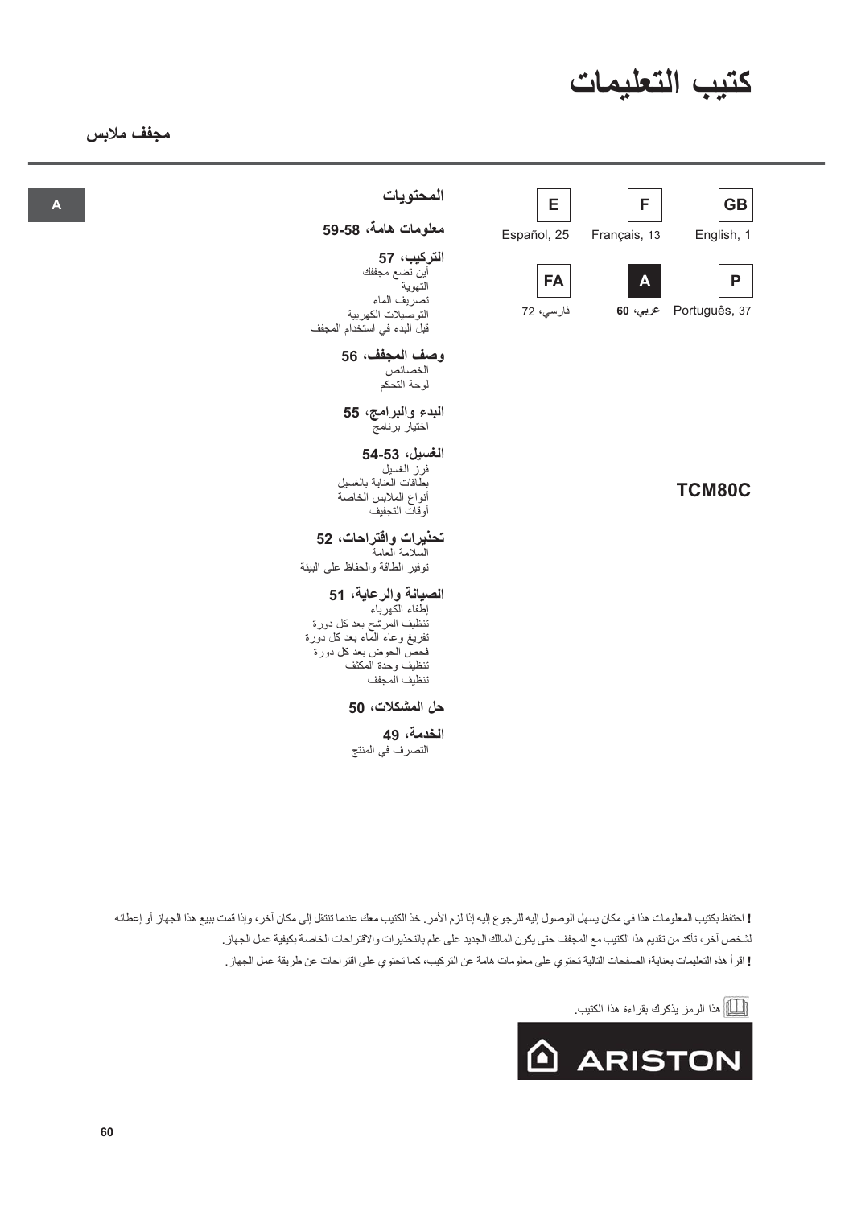# كتيب التعليمات

## مجفف ملابس

| GB | F | E |
|---|---|---|
| English, 1 | Français, 13 | Español, 25 |
| **P** | **A** | **FA** |
| Português, 37 | **عربي، 60** | فارسي، 72 |

**TCM80C**

## المحتويات

**معلومات هامة، 58-59**

**التركيب، 57**
أين تضع مجففك
التهوية
تصريف الماء
التوصيلات الكهربية
قبل البدء في استخدام المجفف

**وصف المجفف، 56**
الخصائص
لوحة التحكم

**البدء والبرامج، 55**
اختيار برنامج

**الغسيل، 53-54**
فرز الغسيل
بطاقات العناية بالغسيل
أنواع الملابس الخاصة
أوقات التجفيف

**تحذيرات واقتراحات، 52**
السلامة العامة
توفير الطاقة والحفاظ على البيئة

**الصيانة والرعاية، 51**
إطفاء الكهرباء
تنظيف المرشح بعد كل دورة
تفريغ وعاء الماء بعد كل دورة
فحص الحوض بعد كل دورة
تنظيف وحدة المكثف
تنظيف المجفف

**حل المشكلات، 50**

**الخدمة، 49**
التصرف في المنتج

**!** احتفظ بكتيب المعلومات هذا في مكان يسهل الوصول إليه للرجوع إليه إذا لزم الأمر. خذ الكتيب معك عندما تنتقل إلى مكان آخر، وإذا قمت ببيع هذا الجهاز أو إعطائه لشخص آخر، تأكد من تقديم هذا الكتيب مع المجفف حتى يكون المالك الجديد على علم بالتحذيرات والاقتراحات الخاصة بكيفية عمل الجهاز.

**!** اقرأ هذه التعليمات بعناية؛ الصفحات التالية تحتوي على معلومات هامة عن التركيب، كما تحتوي على اقتراحات عن طريقة عمل الجهاز.

📖 هذا الرمز يذكرك بقراءة هذا الكتيب.

ARISTON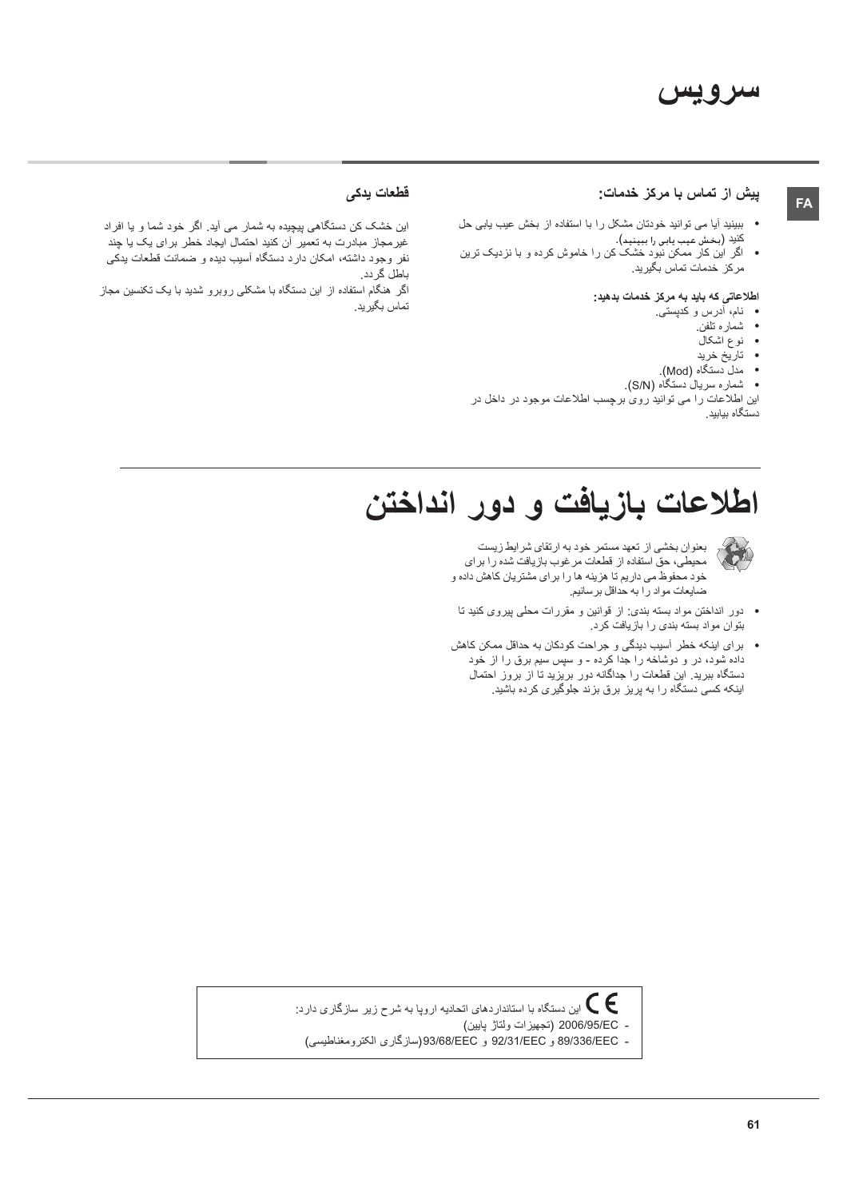# سرویس

FA

### پیش از تماس با مرکز خدمات:

- ببینید آیا می توانید خودتان مشکل را با استفاده از بخش عیب یابی حل کنید (بخش عیب یابی را ببینید).
- اگر این کار ممکن نبود خشک کن را خاموش کرده و با نزدیک ترین مرکز خدمات تماس بگیرید.

**اطلاعاتی که باید به مرکز خدمات بدهید:**

- نام، آدرس و کدپستی.
- شماره تلفن.
- نوع اشکال
- تاریخ خرید
- مدل دستگاه (Mod).
- شماره سریال دستگاه (S/N).

این اطلاعات را می توانید روی برچسب اطلاعات موجود در داخل در دستگاه بیابید.

### قطعات یدکی

این خشک کن دستگاهی پیچیده به شمار می آید. اگر خود شما و یا افراد غیرمجاز مبادرت به تعمیر آن کنید احتمال ایجاد خطر برای یک یا چند نفر وجود داشته، امکان دارد دستگاه آسیب دیده و ضمانت قطعات یدکی باطل گردد.
اگر هنگام استفاده از این دستگاه با مشکلی روبرو شدید با یک تکنسین مجاز تماس بگیرید.

# اطلاعات بازیافت و دور انداختن

بعنوان بخشی از تعهد مستمر خود به ارتقای شرایط زیست محیطی، حق استفاده از قطعات مرغوب بازیافت شده را برای خود محفوظ می داریم تا هزینه ها را برای مشتریان کاهش داده و ضایعات مواد را به حداقل برسانیم.

- دور انداختن مواد بسته بندی: از قوانین و مقررات محلی پیروی کنید تا بتوان مواد بسته بندی را بازیافت کرد.
- برای اینکه خطر آسیب دیدگی و جراحت کودکان به حداقل ممکن کاهش داده شود، در و دوشاخه را جدا کرده - و سپس سیم برق را از خود دستگاه ببرید. این قطعات را جداگانه دور بریزید تا از بروز احتمال اینکه کسی دستگاه را به پریز برق بزند جلوگیری کرده باشید.

CE این دستگاه با استانداردهای اتحادیه اروپا به شرح زیر سازگاری دارد:
- 2006/95/EC (تجهیزات ولتاژ پایین)
- 89/336/EEC و 92/31/EEC و 93/68/EEC(سازگاری الکترومغناطیسی)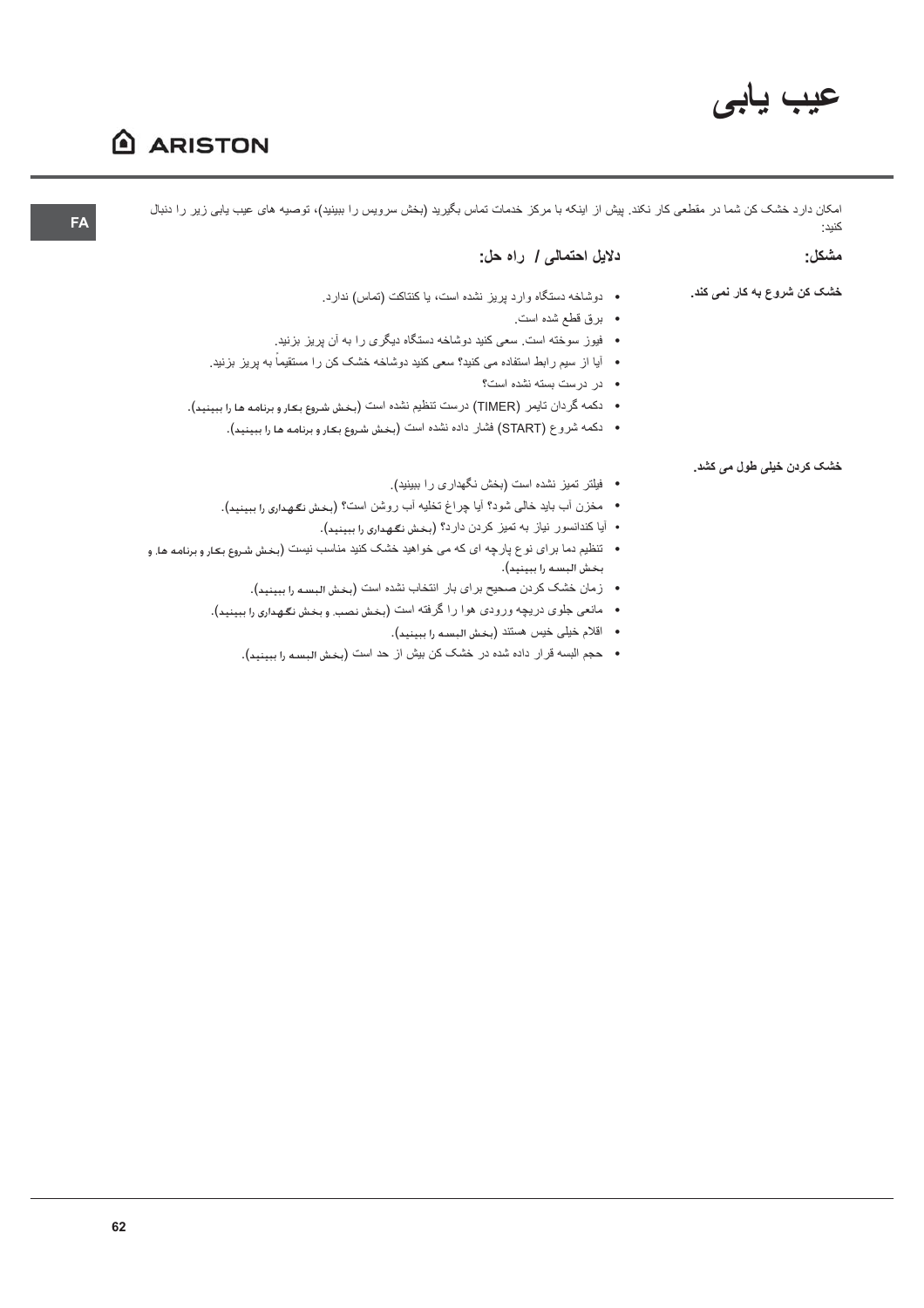# عیب یابی

امکان دارد خشک کن شما در مقطعی کار نکند. پیش از اینکه با مرکز خدمات تماس بگیرید (بخش سرویس را ببینید)، توصیه های عیب یابی زیر را دنبال کنید:

| مشکل: | دلایل احتمالی / راه حل: |
| --- | --- |
| **خشک کن شروع به کار نمی کند.** | • دوشاخه دستگاه وارد پریز نشده است، یا کنتاکت (تماس) ندارد.<br>• برق قطع شده است.<br>• فیوز سوخته است. سعی کنید دوشاخه دستگاه دیگری را به آن پریز بزنید.<br>• آیا از سیم رابط استفاده می کنید؟ سعی کنید دوشاخه خشک کن را مستقیماً به پریز بزنید.<br>• در درست بسته نشده است؟<br>• دکمه گردان تایمر (TIMER) درست تنظیم نشده است (بخش شروع بکار و برنامه ها را ببینید).<br>• دکمه شروع (START) فشار داده نشده است (بخش شروع بکار و برنامه ها را ببینید). |
| **خشک کردن خیلی طول می کشد.** | • فیلتر تمیز نشده است (بخش نگهداری را ببینید).<br>• مخزن آب باید خالی شود؟ آیا چراغ تخلیه آب روشن است؟ (بخش نگهداری را ببینید).<br>• آیا کندانسور نیاز به تمیز کردن دارد؟ (بخش نگهداری را ببینید).<br>• تنظیم دما برای نوع پارچه ای که می خواهید خشک کنید مناسب نیست (بخش شروع بکار و برنامه ها، و بخش البسه را ببینید).<br>• زمان خشک کردن صحیح برای بار انتخاب نشده است (بخش البسه را ببینید).<br>• مانعی جلوی دریچه ورودی هوا را گرفته است (بخش نصب، و بخش نگهداری را ببینید).<br>• اقلام خیلی خیس هستند (بخش البسه را ببینید).<br>• حجم البسه قرار داده شده در خشک کن بیش از حد است (بخش البسه را ببینید). |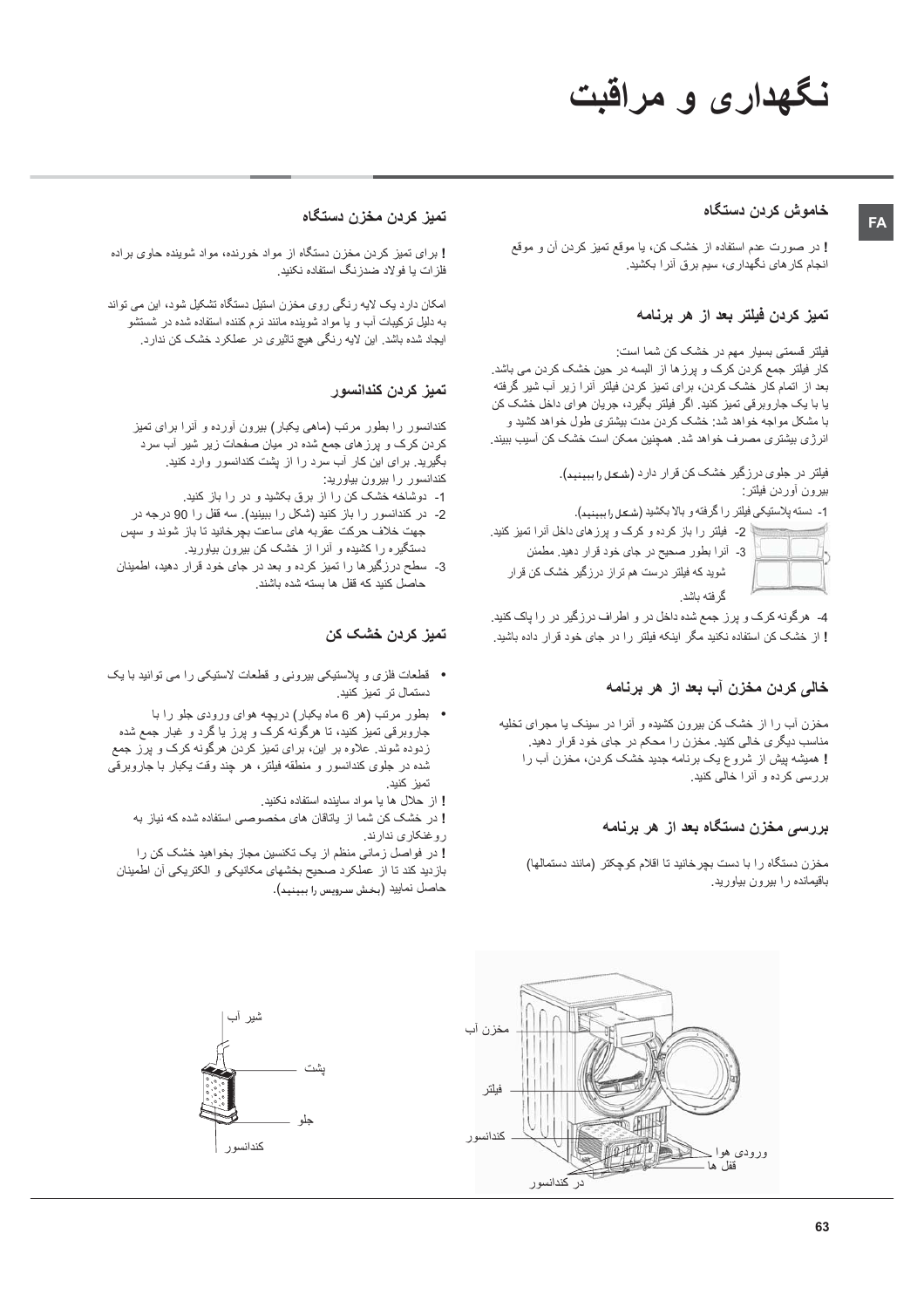# نگهداری و مراقبت

FA

### خاموش کردن دستگاه

**!** در صورت عدم استفاده از خشک کن، یا موقع تمیز کردن آن و موقع انجام کارهای نگهداری، سیم برق آنرا بکشید.

### تمیز کردن فیلتر بعد از هر برنامه

فیلتر قسمتی بسیار مهم در خشک کن شما است:
کار فیلتر جمع کردن کرک و پرزها از البسه در حین خشک کردن می باشد. بعد از اتمام کار خشک کردن، برای تمیز کردن فیلتر آنرا زیر آب شیر گرفته یا با یک جاروبرقی تمیز کنید. اگر فیلتر بگیرد، جریان هوای داخل خشک کن با مشکل مواجه خواهد شد: خشک کردن مدت بیشتری طول خواهد کشید و انرژی بیشتری مصرف خواهد شد. همچنین ممکن است خشک کن آسیب ببیند.

فیلتر در جلوی درزگیر خشک کن قرار دارد (شکل را ببینید).
بیرون آوردن فیلتر:

1- دسته پلاستیکی فیلتر را گرفته و بالا بکشید (شکل را ببینید).
2- فیلتر را باز کرده و کرک و پرزهای داخل آنرا تمیز کنید.
3- آنرا بطور صحیح در جای خود قرار دهید. مطمئن شوید که فیلتر درست هم تراز درزگیر خشک کن قرار گرفته باشد.
4- هرگونه کرک و پرز جمع شده داخل در و اطراف درزگیر در را پاک کنید.

**!** از خشک کن استفاده نکنید مگر اینکه فیلتر را در جای خود قرار داده باشید.

### خالی کردن مخزن آب بعد از هر برنامه

مخزن آب را از خشک کن بیرون کشیده و آنرا در سینک یا مجرای تخلیه مناسب دیگری خالی کنید. مخزن را محکم در جای خود قرار دهید.
**!** همیشه پیش از شروع یک برنامه جدید خشک کردن، مخزن آب را بررسی کرده و آنرا خالی کنید.

### بررسی مخزن دستگاه بعد از هر برنامه

مخزن دستگاه را با دست بچرخانید تا اقلام کوچکتر (مانند دستمالها) باقیمانده را بیرون بیاورید.

### تمیز کردن مخزن دستگاه

**!** برای تمیز کردن مخزن دستگاه از مواد خورنده، مواد شوینده حاوی براده فلزات یا فولاد ضدزنگ استفاده نکنید.

امکان دارد یک لایه رنگی روی مخزن استیل دستگاه تشکیل شود، این می تواند به دلیل ترکیبات آب و یا مواد شوینده مانند نرم کننده استفاده شده در شستشو ایجاد شده باشد. این لایه رنگی هیچ تاثیری در عملکرد خشک کن ندارد.

### تمیز کردن کندانسور

کندانسور را بطور مرتب (ماهی یکبار) بیرون آورده و آنرا برای تمیز کردن کرک و پرزهای جمع شده در میان صفحات زیر شیر آب سرد بگیرید. برای این کار آب سرد را از پشت کندانسور وارد کنید.
کندانسور را بیرون بیاورید:

1- دوشاخه خشک کن را از برق بکشید و در را باز کنید.
2- در کندانسور را باز کنید (شکل را ببینید). سه قفل را 90 درجه در جهت خلاف حرکت عقربه های ساعت بچرخانید تا باز شوند و سپس دستگیره را کشیده و آنرا از خشک کن بیرون بیاورید.
3- سطح درزگیرها را تمیز کرده و بعد در جای خود قرار دهید، اطمینان حاصل کنید که قفل ها بسته شده باشند.

### تمیز کردن خشک کن

- قطعات فلزی و پلاستیکی بیرونی و قطعات لاستیکی را می توانید با یک دستمال تر تمیز کنید.
- بطور مرتب (هر 6 ماه یکبار) دریچه هوای ورودی جلو را با جاروبرقی تمیز کنید، تا هرگونه کرک و پرز یا گرد و غبار جمع شده زدوده شوند. علاوه بر این، برای تمیز کردن هرگونه کرک و پرز جمع شده در جلوی کندانسور و منطقه فیلتر، هر چند وقت یکبار با جاروبرقی تمیز کنید.

**!** از حلال ها یا مواد ساینده استفاده نکنید.
**!** در خشک کن شما از یاتاقان های مخصوصی استفاده شده که نیاز به روغنکاری ندارند.
**!** در فواصل زمانی منظم از یک تکنسین مجاز بخواهید خشک کن را بازدید کند تا از عملکرد صحیح بخشهای مکانیکی و الکتریکی آن اطمینان حاصل نمایید (بخش سرویس را ببینید).

مخزن آب
فیلتر
کندانسور
ورودی هوا
قفل ها
در کندانسور

شیر آب
پشت
جلو
کندانسور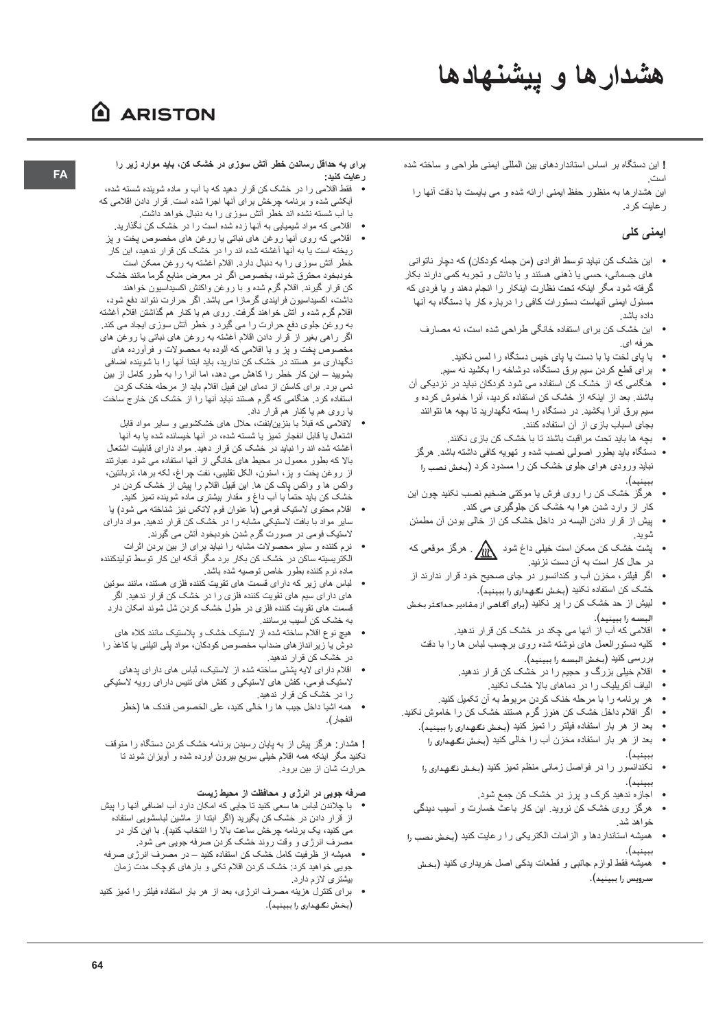# هشدارها و پیشنهادها

ARISTON

FA

**!** این دستگاه بر اساس استانداردهای بین المللی ایمنی طراحی و ساخته شده است.
این هشدارها به منظور حفظ ایمنی ارائه شده و می بایست با دقت آنها را رعایت کرد.

## ایمنی کلی

- این خشک کن نباید توسط افرادی (من جمله کودکان) که دچار ناتوانی های جسمانی، حسی یا ذهنی هستند و یا دانش و تجربه کمی دارند بکار گرفته شود مگر اینکه تحت نظارت اینکار را انجام دهند و یا فردی که مسئول ایمنی آنهاست دستورات کافی را درباره کار با دستگاه به آنها داده باشد.
- این خشک کن برای استفاده خانگی طراحی شده است، نه مصارف حرفه ای.
- با پای لخت یا با دست یا پای خیس دستگاه را لمس نکنید.
- برای قطع کردن سیم برق دستگاه، دوشاخه را بکشید نه سیم.
- هنگامی که از خشک کن استفاده می شود کودکان نباید در نزدیکی آن باشند. بعد از اینکه از خشک کن استفاده کردید، آنرا خاموش کرده و سیم برق آنرا بکشید. در دستگاه را بسته نگهدارید تا بچه ها نتوانند بجای اسباب بازی از آن استفاده کنند.
- بچه ها باید تحت مراقبت باشند تا با خشک کن بازی نکنند.
- دستگاه باید بطور اصولی نصب شده و تهویه کافی داشته باشد. هرگز نباید ورودی هوای جلوی خشک کن را مسدود کرد (*بخش نصب را ببینید*).
- هرگز خشک کن را روی فرش یا موکتی ضخیم نصب نکنید چون این کار از وارد شدن هوا به خشک کن جلوگیری می کند.
- پیش از قرار دادن البسه در داخل خشک کن از خالی بودن آن مطمئن شوید.
- پشت خشک کن ممکن است خیلی داغ شود . هرگز موقعی که در حال کار است به آن دست نزنید.
- اگر فیلتر، مخزن آب و کندانسور در جای صحیح خود قرار ندارند از خشک کن استفاده نکنید (*بخش نگهداری را ببینید*).
- لبیش از حد خشک کن را پر نکنید (*برای آگاهی از مقادیر حداکثر بخش البسه را ببینید*).
- اقلامی که آب از آنها می چکد در خشک کن قرار ندهید.
- کلیه دستورالعمل های نوشته شده روی برچسب لباس ها را با دقت بررسی کنید (*بخش البسه را ببینید*).
- اقلام خیلی بزرگ و حجیم را در خشک کن قرار ندهید.
- الیاف آکریلیک را در دماهای بالا خشک نکنید.
- هر برنامه را با مرحله خنک کردن مربوط به آن تکمیل کنید.
- اگر اقلام داخل خشک کن هنوز گرم هستند خشک کن را خاموش نکنید.
- بعد از هر بار استفاده فیلتر را تمیز کنید (*بخش نگهداری را ببینید*).
- بعد از هر بار استفاده مخزن آب را خالی کنید (*بخش نگهداری را ببینید*).
- نکندانسور را در فواصل زمانی منظم تمیز کنید (*بخش نگهداری را ببینید*).
- اجازه ندهید کرک و پرز در خشک کن جمع شود.
- هرگز روی خشک کن نروید. این کار باعث خسارت و آسیب دیدگی خواهد شد.
- همیشه استانداردها و الزامات الکتریکی را رعایت کنید (*بخش نصب را ببینید*).
- همیشه فقط لوازم جانبی و قطعات یدکی اصل خریداری کنید (*بخش سرویس را ببینید*).

**برای به حداقل رساندن خطر آتش سوزی در خشک کن، باید موارد زیر را رعایت کنید:**

- فقط اقلامی را در خشک کن قرار دهید که با آب و ماده شوینده شسته شده، آبکشی شده و برنامه چرخش برای آنها اجرا شده است. قرار دادن اقلامی که با آب شسته نشده اند خطر آتش سوزی را به دنبال خواهد داشت.
- اقلامی که مواد شیمیایی به آنها زده شده است را در خشک کن نگذارید.
- اقلامی که روی آنها روغن های نباتی یا روغن های مخصوص پخت و پز ریخته است یا به آنها آغشته شده اند را در خشک کن قرار ندهید، این کار خطر آتش سوزی را به دنبال دارد. اقلام آغشته به روغن ممکن است خودبخود محترق شوند، بخصوص اگر در معرض منابع گرما مانند خشک کن قرار گیرند. اقلام گرم شده و با روغن واکنش اکسیداسیون خواهند داشت، اکسیداسیون فرایندی گرمازا می باشد. اگر حرارت نتواند دفع شود، اقلام گرم شده و آتش خواهند گرفت. روی هم یا کنار هم گذاشتن اقلام آغشته به روغن جلوی دفع حرارت را می گیرد و خطر آتش سوزی ایجاد می کند. اگر راهی بغیر از قرار دادن اقلام آغشته به روغن های نباتی یا روغن های مخصوص پخت و پز و یا اقلامی که آلوده به محصولات و فرآورده های نگهداری مو هستند در خشک کن ندارید، باید ابتدا آنها را با شوینده اضافی بشویید – این کار خطر را کاهش می دهد، اما آنرا را به طور کامل از بین نمی برد. برای کاستن از دمای این قبیل اقلام باید از مرحله خنک کردن استفاده کرد. هنگامی که گرم هستند نباید آنها را از خشک کن خارج ساخت یا روی هم یا کنار هم قرار داد.
- لااقلامی که قبلاً با بنزین/نفت، حلال های خشکشویی و سایر مواد قابل اشتعال یا قابل انفجار تمیز یا شسته شده، در آنها خیسانده شده یا به آنها آغشته شده اند را نباید در خشک کن قرار دهید. مواد دارای قابلیت اشتعال بالا که بطور معمول در محیط های خانگی از آنها استفاده می شود عبارتند از روغن پخت و پز، استون، الکل تقلیبی، نفت چراغ، لکه بر ها، تربانتین، واکس ها و واکس پاک کن ها. این قبیل اقلام را پیش از خشک کردن در خشک کن باید حتماً با آب داغ و مقدار بیشتری ماده شوینده تمیز کنید.
- اقلام محتوی لاستیک فومی (با عنوان فوم لاتکس نیز شناخته می شود) یا سایر مواد با بافت لاستیکی مشابه را در خشک کن قرار ندهید. مواد دارای لاستیک فومی در صورت گرم شدن خودبخود آتش می گیرند.
- نرم کننده و سایر محصولات مشابه را نباید برای از بین بردن اثرات الکتریسیته ساکن در خشک کن بکار برد مگر آنکه این کار توسط تولیدکننده ماده نرم کننده بطور خاص توصیه شده باشد.
- لباس های زیر که دارای قسمت های تقویت کننده فلزی هستند، مانند سوتین های دارای سیم های تقویت کننده فلزی را در خشک کن قرار ندهید. اگر قسمت های تقویت کننده فلزی در طول خشک کردن شل شوند امکان دارد به خشک کن آسیب برسانند.
- هیچ نوع اقلام ساخته شده از لاستیک خشک و پلاستیک مانند کلاه های دوش یا زیراندازهای ضداب مخصوص کودکان، مواد پلی اتیلنی یا کاغذ را در خشک کن قرار ندهید.
- اقلام دارای لایه پشتی ساخته شده از لاستیک، لباس های دارای پدهای لاستیک فومی، کفش های لاستیکی و کفش های تنیس دارای رویه لاستیکی را در خشک کن قرار ندهید.
- همه اشیا داخل جیب ها را خالی کنید، علی الخصوص فندک ها (خطر انفجار).

**!** هشدار: هرگز پیش از به پایان رسیدن برنامه خشک کردن دستگاه را متوقف نکنید مگر اینکه همه اقلام خیلی سریع بیرون آورده شده و آویزان شوند تا حرارت شان از بین برود.

**صرفه جویی در انرژی و محافظت از محیط زیست**

- با چلاندن لباس ها سعی کنید تا جایی که امکان دارد آب اضافی آنها را پیش از قرار دادن در خشک کن بگیرید (اگر ابتدا از ماشین لباسشویی استفاده می کنید، یک برنامه چرخش ساعت بالا را انتخاب کنید). با این کار در مصرف انرژی و وقت روند خشک کردن صرفه جویی می شود.
- همیشه از ظرفیت کامل خشک کن استفاده کنید – در مصرف انرژی صرفه جویی خواهید کرد: خشک کردن اقلام تکی و بارهای کوچک مدت زمان بیشتری لازم دارد.
- برای کنترل هزینه مصرف انرژی، بعد از هر بار استفاده فیلتر را تمیز کنید (*بخش نگهداری را ببینید*).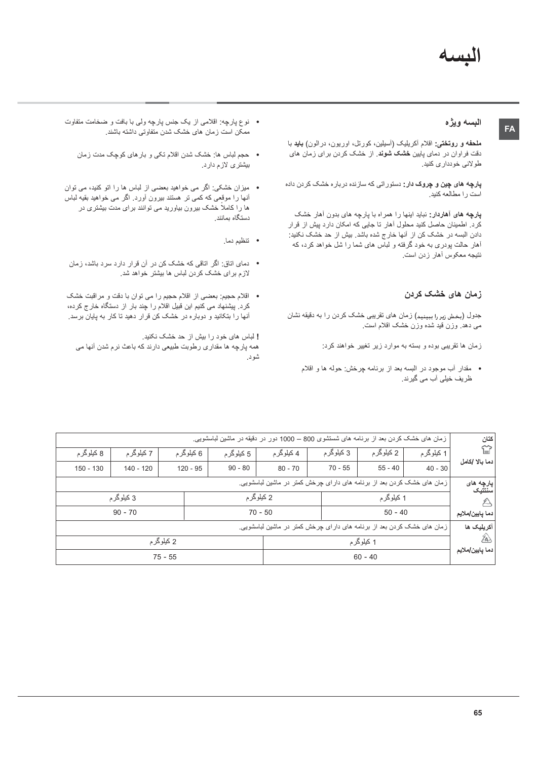# البسه

## البسه ویژه

**ملحفه و روتختی:** اقلام اکریلیک (آسیلین، کورتل، اوریون، درالون) **باید** با دقت فراوان در دمای پایین **خشک شوند**. از خشک کردن برای زمان های طولانی خودداری کنید.

**پارچه های چین و چروک دار:** دستوراتی که سازنده درباره خشک کردن داده است را مطالعه کنید.

**پارچه های آهاردار:** نباید اینها را همراه با پارچه های بدون آهار خشک کرد. اطمینان حاصل کنید محلول آهار تا جایی که امکان دارد پیش از قرار دادن البسه در خشک کن از آنها خارج شده باشد. بیش از حد خشک نکنید: آهار حالت پودری به خود گرفته و لباس های شما را شل خواهد کرد، که نتیجه معکوس آهار زدن است.

## زمان های خشک کردن

جدول (بخش زیر را ببینید) زمان های تقریبی خشک کردن را به دقیقه نشان می دهد. وزن قید شده وزن خشک اقلام است.

زمان ها تقریبی بوده و بسته به موارد زیر تغییر خواهند کرد:

- مقدار آب موجود در البسه بعد از برنامه چرخش: حوله ها و اقلام ظریف خیلی آب می گیرند.
- نوع پارچه: اقلامی از یک جنس پارچه ولی با بافت و ضخامت متفاوت ممکن است زمان های خشک شدن متفاوتی داشته باشند.
- حجم لباس ها: خشک شدن اقلام تکی و بارهای کوچک مدت زمان بیشتری لازم دارد.
- میزان خشکی: اگر می خواهید بعضی از لباس ها را اتو کنید، می توان آنها را موقعی که کمی تر هستند بیرون آورد. اگر می خواهید بقیه لباس ها را کاملاً خشک بیرون بیاورید می توانند برای مدت بیشتری در دستگاه بمانند.
- تنظیم دما.
- دمای اتاق: اگر اتاقی که خشک کن در آن قرار دارد سرد باشد، زمان لازم برای خشک کردن لباس ها بیشتر خواهد شد.
- اقلام حجیم: بعضی از اقلام حجیم را می توان با دقت و مراقبت خشک کرد. پیشنهاد می کنیم این قبیل اقلام را چند بار از دستگاه خارج کرده، آنها را بتکانید و دوباره در خشک کن قرار دهید تا کار به پایان برسد.

**!** لباس های خود را بیش از حد خشک نکنید.
همه پارچه ها مقداری رطوبت طبیعی دارند که باعث نرم شدن آنها می شود.

| کتان | زمان های خشک کردن بعد از برنامه های شستشوی 800 – 1000 دور در دقیقه در ماشین لباسشویی. | | | | | | | |
|---|---|---|---|---|---|---|---|---|
| دما بالا /کامل | 1 کیلوگرم | 2 کیلوگرم | 3 کیلوگرم | 4 کیلوگرم | 5 کیلوگرم | 6 کیلوگرم | 7 کیلوگرم | 8 کیلوگرم |
| | 40 - 30 | 55 - 40 | 70 - 55 | 80 - 70 | 90 - 80 | 120 - 95 | 140 - 120 | 150 - 130 |
| **پارچه های سنتتیک** | زمان های خشک کردن بعد از برنامه های دارای چرخش کمتر در ماشین لباسشویی. | | | | | | | |
| دما پایین/ملایم | 1 کیلوگرم | | 2 کیلوگرم | | | 3 کیلوگرم | | |
| | 50 - 40 | | 70 - 50 | | | 90 - 70 | | |
| **آکریلیک ها** | زمان های خشک کردن بعد از برنامه های دارای چرخش کمتر در ماشین لباسشویی. | | | | | | | |
| دما پایین/ملایم | 1 کیلوگرم | | | | 2 کیلوگرم | | | |
| | 60 - 40 | | | | 75 - 55 | | | |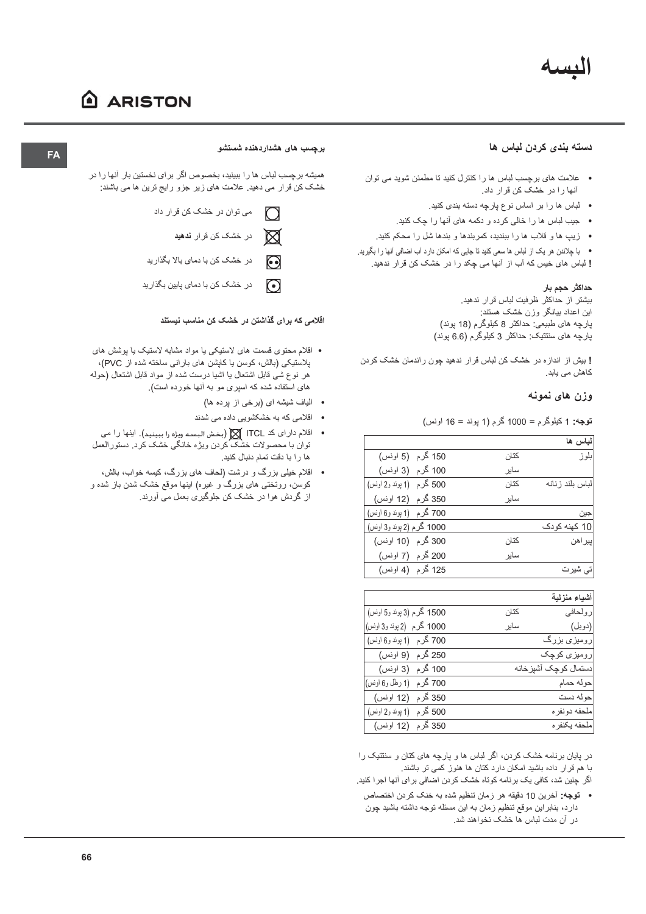# البسه

## دسته بندی کردن لباس ها

- علامت های برچسب لباس ها را کنترل کنید تا مطمئن شوید می توان آنها را در خشک کن قرار داد.
- لباس ها را بر اساس نوع پارچه دسته بندی کنید.
- جیب لباس ها را خالی کرده و دکمه های آنها را چک کنید.
- زیپ ها و قلاب ها را ببندید، کمربندها و بندها شل را محکم کنید.
- با چلاندن هر یک از لباس ها سعی کنید تا جایی که امکان دارد آب اضافی آنها را بگیرید.

**!** لباس های خیس که آب از آنها می چکد را در خشک کن قرار ندهید.

**حداکثر حجم بار**

بیشتر از حداکثر ظرفیت لباس قرار ندهید.
این اعداد بیانگر وزن خشک هستند:
پارچه های طبیعی: حداکثر 8 کیلوگرم (18 پوند)
پارچه های سنتتیک: حداکثر 3 کیلوگرم (6.6 پوند)

**!** بیش از اندازه در خشک کن لباس قرار ندهید چون راندمان خشک کردن کاهش می یابد.

## وزن های نمونه

**توجه:** 1 کیلوگرم = 1000 گرم (1 پوند = 16 اونس)

| لباس ها | | |
|---|---|---|
| بلوز | کتان | 150 گرم (5 اونس) |
| | سایر | 100 گرم (3 اونس) |
| لباس بلند زنانه | کتان | 500 گرم (1 پوند و2 اونس) |
| | سایر | 350 گرم (12 اونس) |
| جین | | 700 گرم (1 پوند و6 اونس) |
| 10 کهنه کودک | | 1000 گرم (2 پوند و3 اونس) |
| پیراهن | کتان | 300 گرم (10 اونس) |
| | سایر | 200 گرم (7 اونس) |
| تي شيرت | | 125 گرم (4 اونس) |

| أشياء منزلية | | |
|---|---|---|
| رولحافی | کتان | 1500 گرم (3 پوند و5 اونس) |
| (دوبل) | سایر | 1000 گرم (2 پوند و3 اونس) |
| رومیزی بزرگ | | 700 گرم (1 پوند و6 اونس) |
| رومیزی کوچک | | 250 گرم (9 اونس) |
| دستمال کوچک آشپزخانه | | 100 گرم (3 اونس) |
| حوله حمام | | 700 گرم (1 رطل و6 اونس) |
| حوله دست | | 350 گرم (12 اونس) |
| ملحفه دونفره | | 500 گرم (1 پوند و2 اونس) |
| ملحفه يكنفره | | 350 گرم (12 اونس) |

در پایان برنامه خشک کردن، اگر لباس ها و پارچه های کتان و سنتتیک را با هم قرار داده باشید امکان دارد کتان ها هنوز کمی تر باشند.
اگر چنین شد، کافی یک برنامه کوتاه خشک کردن اضافی برای آنها اجرا کنید.

- **توجه:** آخرین 10 دقیقه هر زمان تنظیم شده به خنک کردن اختصاص دارد، بنابراین موقع تنظیم زمان به این مسئله توجه داشته باشید چون در آن مدت لباس ها خشک نخواهند شد.

## برچسب های هشداردهنده شستشو

همیشه برچسب لباس ها را ببینید، بخصوص اگر برای نخستین بار آنها را در خشک کن قرار می دهید. علامت های زیر جزو رایج ترین ها می باشند:

- می توان در خشک کن قرار داد
- در خشک کن قرار **ندهید**
- در خشک کن با دمای بالا بگذارید
- در خشک کن با دمای پایین بگذارید

## اقلامی که برای گذاشتن در خشک کن مناسب نیستند

- اقلام محتوی قسمت های لاستیکی یا مواد مشابه لاستیک یا پوشش های پلاستیکی (بالش، کوسن یا کاپشن های بارانی ساخته شده از PVC)، هر نوع شی قابل اشتعال یا اشیا درست شده از مواد قابل اشتعال (حوله های استفاده شده که اسپری مو به آنها خورده است).
- الیاف شیشه ای (برخی از پرده ها)
- اقلامی که به خشکشویی داده می شدند
- اقلام دارای کد ITCL (بخش البسه ويژه را ببينيد). اینها را می توان با محصولات خشک کردن ویژه خانگی خشک کرد. دستورالعمل ها را با دقت تمام دنبال کنید.
- اقلام خیلی بزرگ و درشت (لحاف های بزرگ، کیسه خواب، بالش، کوسن، روتختی های بزرگ و غیره) اینها موقع خشک شدن باز شده و از گردش هوا در خشک کن جلوگیری بعمل می آورند.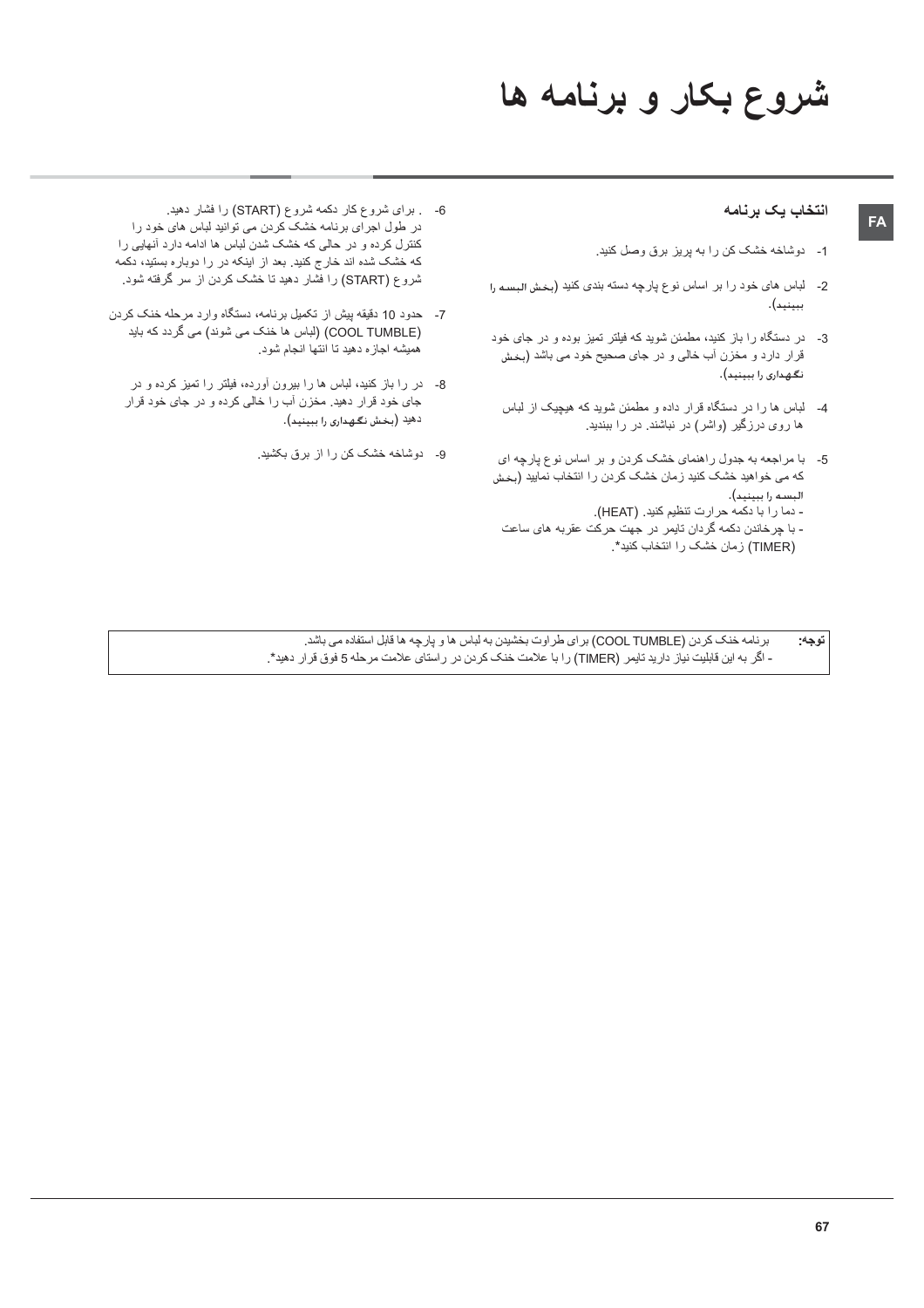# شروع بکار و برنامه ها

FA

### انتخاب یک برنامه

1- دوشاخه خشک کن را به پریز برق وصل کنید.

2- لباس های خود را بر اساس نوع پارچه دسته بندی کنید (بخش البسه را ببینید).

3- در دستگاه را باز کنید، مطمئن شوید که فیلتر تمیز بوده و در جای خود قرار دارد و مخزن آب خالی و در جای صحیح خود می باشد (بخش نگهداری را ببینید).

4- لباس ها را در دستگاه قرار داده و مطمئن شوید که هیچیک از لباس ها روی درزگیر (واشر) در نباشند. در را ببندید.

5- با مراجعه به جدول راهنمای خشک کردن و بر اساس نوع پارچه ای که می خواهید خشک کنید زمان خشک کردن را انتخاب نمایید (بخش البسه را ببینید).
- دما را با دکمه حرارت تنظیم کنید. (HEAT).
- با چرخاندن دکمه گردان تایمر در جهت حرکت عقربه های ساعت (TIMER) زمان خشک را انتخاب کنید*.

6- . برای شروع کار دکمه شروع (START) را فشار دهید.
در طول اجرای برنامه خشک کردن می توانید لباس های خود را کنترل کرده و در حالی که خشک شدن لباس ها ادامه دارد آنهایی را که خشک شده اند خارج کنید. بعد از اینکه در را دوباره بستید، دکمه شروع (START) را فشار دهید تا خشک کردن از سر گرفته شود.

7- حدود 10 دقیقه پیش از تکمیل برنامه، دستگاه وارد مرحله خنک کردن (COOL TUMBLE) (لباس ها خنک می شوند) می گردد که باید همیشه اجازه دهید تا انتها انجام شود.

8- در را باز کنید، لباس ها را بیرون آورده، فیلتر را تمیز کرده و در جای خود قرار دهید. مخزن آب را خالی کرده و در جای خود قرار دهید (بخش نگهداری را ببینید).

9- دوشاخه خشک کن را از برق بکشید.

**توجه:** برنامه خنک کردن (COOL TUMBLE) برای طراوت بخشیدن به لباس ها و پارچه ها قابل استفاده می باشد.
- اگر به این قابلیت نیاز دارید تایمر (TIMER) را با علامت خنک کردن در راستای علامت مرحله 5 فوق قرار دهید*.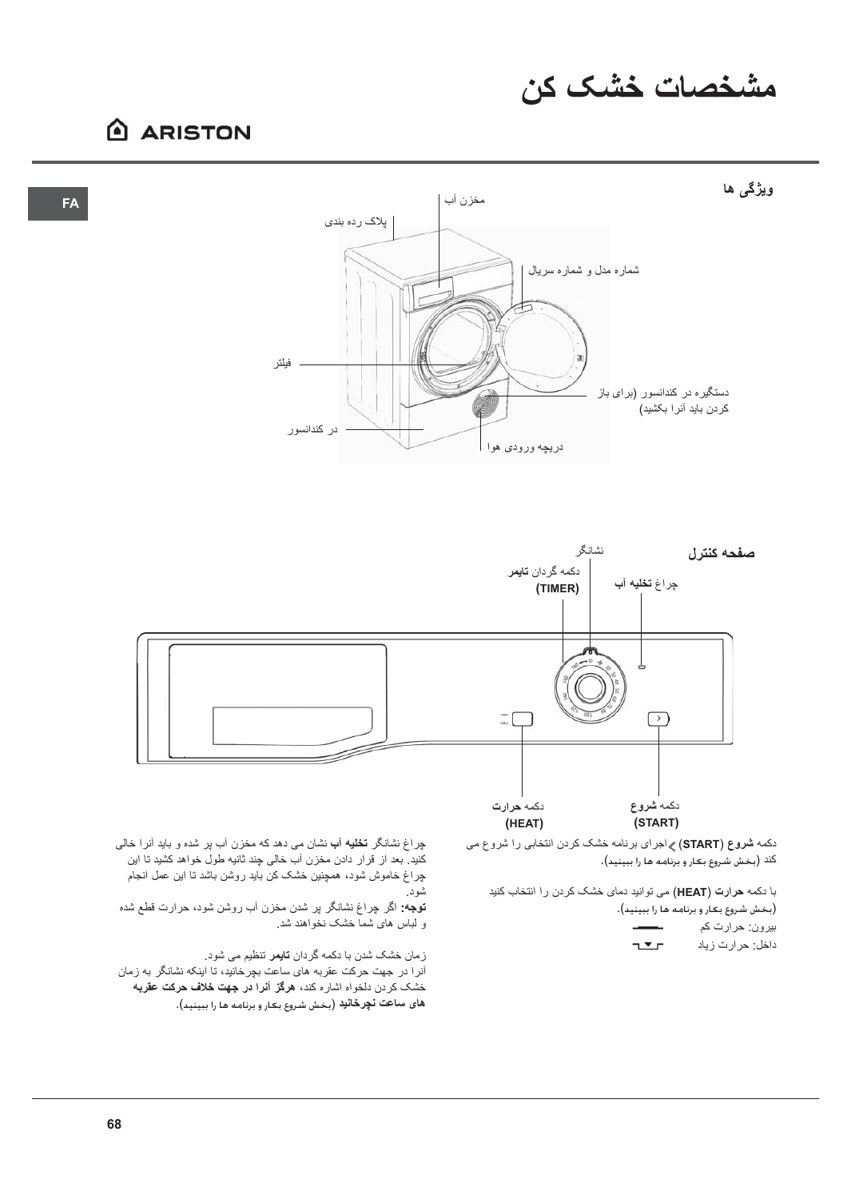# مشخصات خشک کن

ARISTON

FA

## ویژگی ها

مخزن آب

پلاک رده بندی

شماره مدل و شماره سریال

فیلتر

دستگیره در کندانسور (برای باز کردن باید آنرا بکشید)

در کندانسور

دریچه ورودی هوا

## صفحه کنترل

نشانگر

دکمه گردان **تایمر** (TIMER)

چراغ **تخلیه** آب

دکمه **حرارت** (HEAT)

دکمه **شروع** (START)

دکمه **شروع** (START) اجرای برنامه خشک کردن انتخابی را شروع می کند (بخش شروع بکار و برنامه ها را ببینید).

با دکمه **حرارت** (HEAT) می توانید دمای خشک کردن را انتخاب کنید (بخش شروع بکار و برنامه ها را ببینید).

بیرون: حرارت کم

داخل: حرارت زیاد

چراغ نشانگر **تخلیه آب** نشان می دهد که مخزن آب پر شده و باید آنرا خالی کنید. بعد از قرار دادن مخزن آب خالی چند ثانیه طول خواهد کشید تا این چراغ خاموش شود، همچنین خشک کن باید روشن باشد تا این عمل انجام شود.

**توجه:** اگر چراغ نشانگر پر شدن مخزن آب روشن شود، حرارت قطع شده و لباس های شما خشک نخواهند شد.

زمان خشک شدن با دکمه گردان **تایمر** تنظیم می شود.

آنرا در جهت حرکت عقربه های ساعت بچرخانید، تا اینکه نشانگر به زمان خشک کردن دلخواه اشاره کند، **هرگز آنرا در جهت خلاف حرکت عقربه های ساعت نچرخانید** (بخش شروع بکار و برنامه ها را ببینید).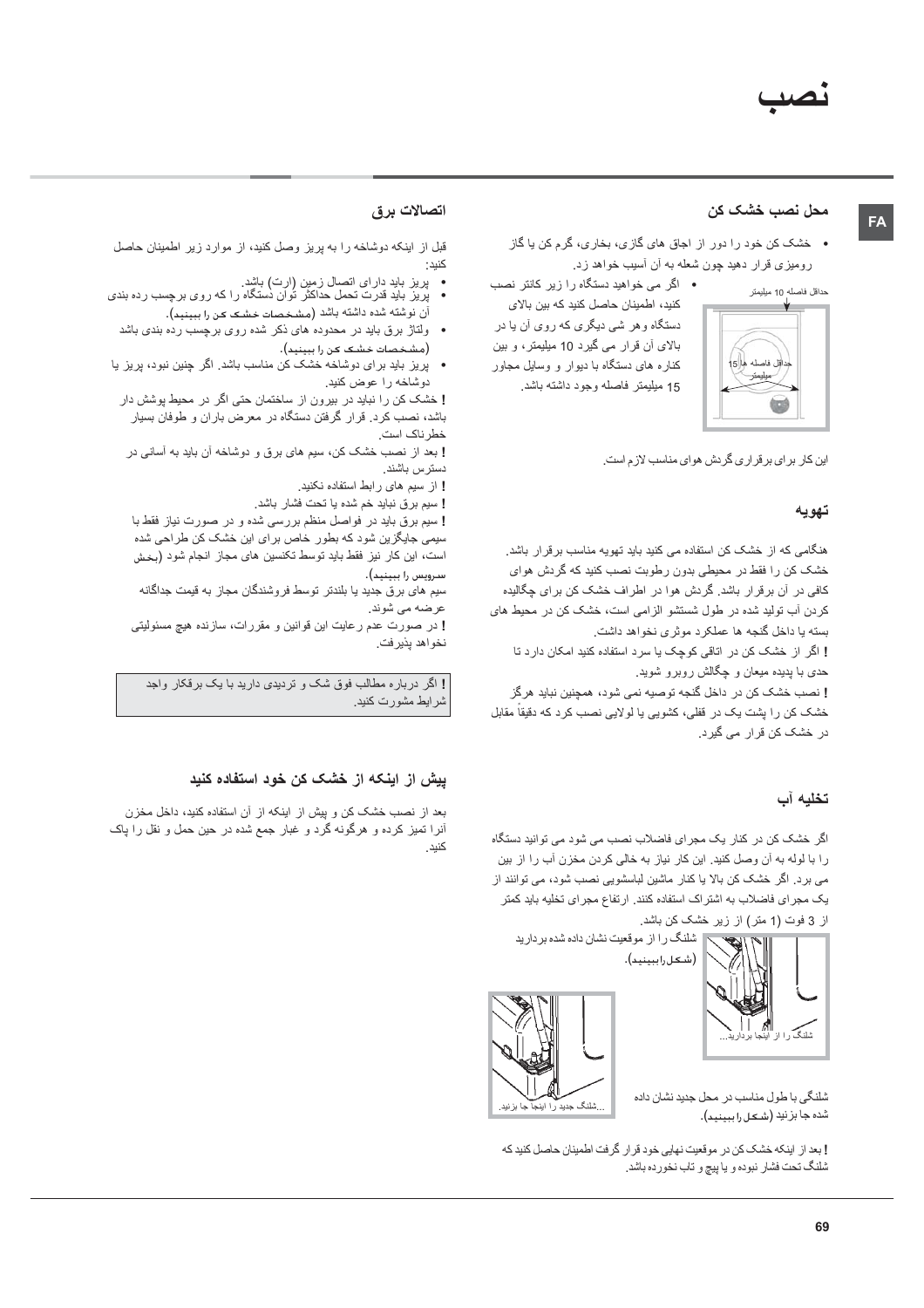# نصب

FA

## محل نصب خشک کن

- خشک کن خود را دور از اجاق های گازی، بخاری، گرم کن یا گاز رومیزی قرار دهید چون شعله به آن آسیب خواهد زد.
- اگر می خواهید دستگاه را زیر کانتر نصب کنید، اطمینان حاصل کنید که بین بالای دستگاه و هر شی دیگری که روی آن یا در بالای آن قرار می گیرد 10 میلیمتر، و بین کناره های دستگاه با دیوار و وسایل مجاور 15 میلیمتر فاصله وجود داشته باشد.

حداقل فاصله 10 میلیمتر

حداقل فاصله 15 میلیمتر

این کار برای برقراری گردش هوای مناسب لازم است.

## تهویه

هنگامی که از خشک کن استفاده می کنید باید تهویه مناسب برقرار باشد. خشک کن را فقط در محیطی بدون رطوبت نصب کنید که گردش هوای کافی در آن برقرار باشد. گردش هوا در اطراف خشک کن برای چگالیده کردن آب تولید شده در طول شستشو الزامی است، خشک کن در محیط های بسته یا داخل گنجه ها عملکرد موثری نخواهد داشت.

**!** اگر از خشک کن در اتاقی کوچک یا سرد استفاده کنید امکان دارد تا حدی با پدیده میعان و چگالش روبرو شوید.

**!** نصب خشک کن در داخل گنجه توصیه نمی شود، همچنین نباید هرگز خشک کن را پشت یک در قفلی، کشویی یا لولایی نصب کرد که دقیقاً مقابل در خشک کن قرار می گیرد.

## تخلیه آب

اگر خشک کن در کنار یک مجرای فاضلاب نصب می شود می توانید دستگاه را با لوله به آن وصل کنید. این کار نیاز به خالی کردن مخزن آب را از بین می برد. اگر خشک کن بالا یا کنار ماشین لباسشویی نصب شود، می توانند از یک مجرای فاضلاب به اشتراک استفاده کنند. ارتفاع مجرای تخلیه باید کمتر از 3 فوت (1 متر) از زیر خشک کن باشد.

شلنگ را از موقعیت نشان داده شده بردارید (شکل را ببینید).

شلنگ را از اینجا بردارید...

شلنگی با طول مناسب در محل جدید نشان داده شده جا بزنید (شکل را ببینید).

...شلنگ جدید را اینجا جا بزنید.

**!** بعد از اینکه خشک کن در موقعیت نهایی خود قرار گرفت اطمینان حاصل کنید که شلنگ تحت فشار نبوده و یا پیچ و تاب نخورده باشد.

## اتصالات برق

قبل از اینکه دوشاخه را به پریز وصل کنید، از موارد زیر اطمینان حاصل کنید:

- پریز باید دارای اتصال زمین (ارت) باشد.
- پریز باید قدرت تحمل حداکثر توان دستگاه را که روی برچسب رده بندی آن نوشته شده داشته باشد (مشخصات خشک کن را ببینید).
- ولتاژ برق باید در محدوده های ذکر شده روی برچسب رده بندی باشد (مشخصات خشک کن را ببینید).
- پریز باید برای دوشاخه خشک کن مناسب باشد. اگر چنین نبود، پریز یا دوشاخه را عوض کنید.

**!** خشک کن را نباید در بیرون از ساختمان حتی اگر در محیط پوشش دار باشد، نصب کرد. قرار گرفتن دستگاه در معرض باران و طوفان بسیار خطرناک است.

**!** بعد از نصب خشک کن، سیم های برق و دوشاخه آن باید به آسانی در دسترس باشند.

**!** از سیم های رابط استفاده نکنید.

**!** سیم برق نباید خم شده یا تحت فشار باشد.

**!** سیم برق باید در فواصل منظم بررسی شده و در صورت نیاز فقط با سیمی جایگزین شود که بطور خاص برای این خشک کن طراحی شده است، این کار نیز فقط باید توسط تکنسین های مجاز انجام شود (بخش سرویس را ببینید).

سیم های برق جدید یا بلندتر توسط فروشندگان مجاز به قیمت جداگانه عرضه می شوند.

**!** در صورت عدم رعایت این قوانین و مقررات، سازنده هیچ مسئولیتی نخواهد پذیرفت.

**!** اگر درباره مطالب فوق شک و تردیدی دارید با یک برقکار واجد شرایط مشورت کنید.

## پیش از اینکه از خشک کن خود استفاده کنید

بعد از نصب خشک کن و پیش از اینکه از آن استفاده کنید، داخل مخزن آنرا تمیز کرده و هرگونه گرد و غبار جمع شده در حین حمل و نقل را پاک کنید.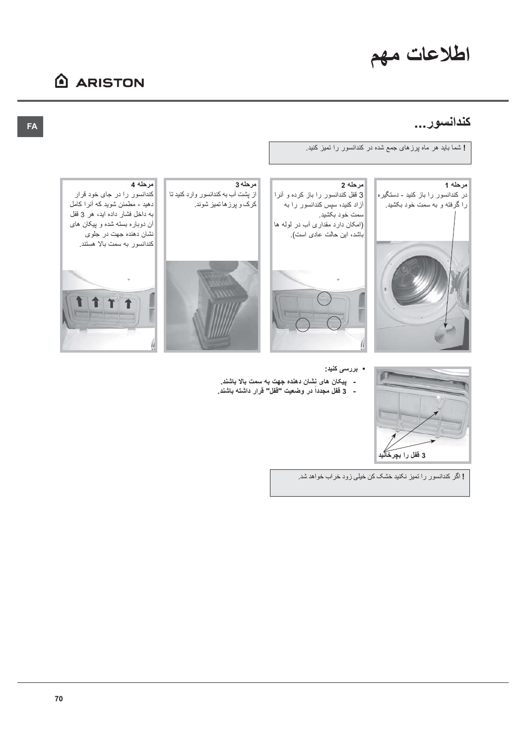# اطلاعات مهم

## کندانسور...

**!** شما باید هر ماه پرزهای جمع شده در کندانسور را تمیز کنید.

**مرحله 1**
در کندانسور را باز کنید - دستگیره را گرفته و به سمت خود بکشید.

**مرحله 2**
3 قفل کندانسور را باز کرده و آنرا آزاد کنید، سپس کندانسور را به سمت خود بکشید.
(امکان دارد مقداری آب در لوله ها باشد، این حالت عادی است).

**مرحله 3**
از پشت آب به کندانسور وارد کنید تا کرک و پرزها تمیز شوند.

**مرحله 4**
کندانسور را در جای خود قرار دهید - مطمئن شوید که آنرا کامل به داخل فشار داده اید، هر 3 قفل آن دوباره بسته شده و پیکان های نشان دهنده جهت در جلوی کندانسور به سمت بالا هستند.

3 قفل را بچرخانید

- **بررسی کنید:**
  - **پیکان های نشان دهنده جهت به سمت بالا باشند.**
  - **3 قفل مجدداً در وضعیت "قفل" قرار داشته باشند.**

**!** اگر کندانسور را تمیز نکنید خشک کن خیلی زود خراب خواهد شد.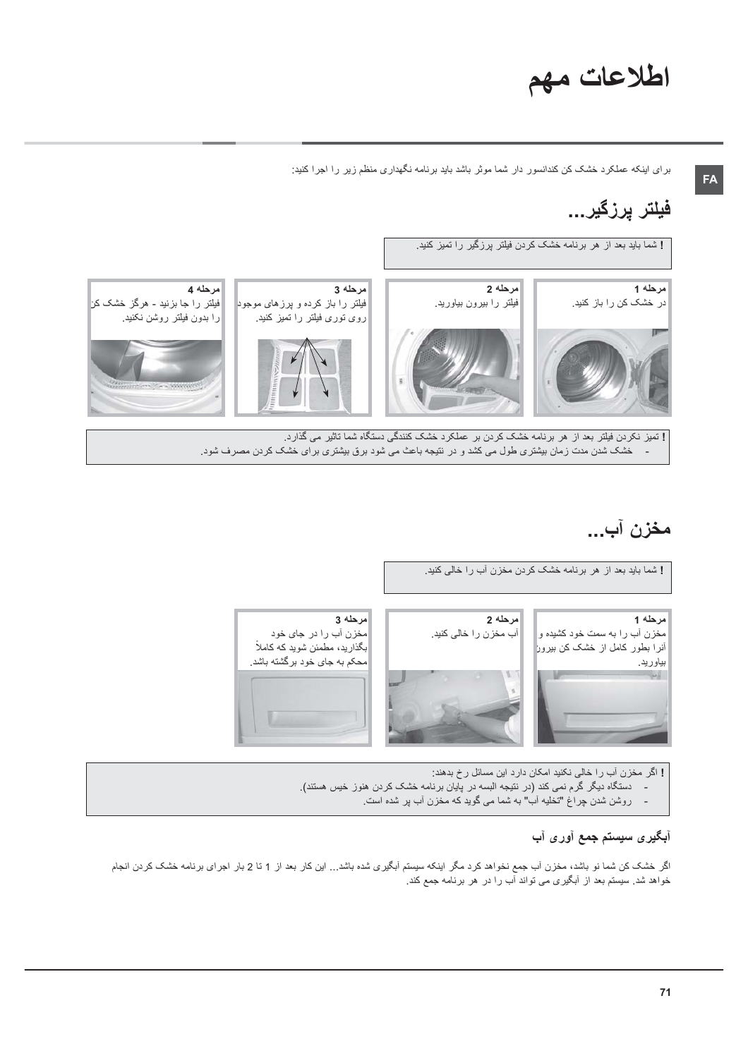# اطلاعات مهم

برای اینکه عملکرد خشک کن کندانسور دار شما موثر باشد باید برنامه نگهداری منظم زیر را اجرا کنید:

## فیلتر پرزگیر...

**!** شما باید بعد از هر برنامه خشک کردن فیلتر پرزگیر را تمیز کنید.

**مرحله 1**
در خشک کن را باز کنید.

**مرحله 2**
فیلتر را بیرون بیاورید.

**مرحله 3**
فیلتر را باز کرده و پرزهای موجود روی توری فیلتر را تمیز کنید.

**مرحله 4**
فیلتر را جا بزنید - هرگز خشک کن را بدون فیلتر روشن نکنید.

**!** تمیز نکردن فیلتر بعد از هر برنامه خشک کردن بر عملکرد خشک کنندگی دستگاه شما تاثیر می گذارد.
- خشک شدن مدت زمان بیشتری طول می کشد و در نتیجه باعث می شود برق بیشتری برای خشک کردن مصرف شود.

## مخزن آب...

**!** شما باید بعد از هر برنامه خشک کردن مخزن آب را خالی کنید.

**مرحله 1**
مخزن آب را به سمت خود کشیده و آنرا بطور کامل از خشک کن بیرون بیاورید.

**مرحله 2**
آب مخزن را خالی کنید.

**مرحله 3**
مخزن آب را در جای خود بگذارید، مطمئن شوید که کاملاً محکم به جای خود برگشته باشد.

**!** اگر مخزن آب را خالی نکنید امکان دارد این مسائل رخ بدهند:
- دستگاه دیگر گرم نمی کند (در نتیجه البسه در پایان برنامه خشک کردن هنوز خیس هستند).
- روشن شدن چراغ "تخلیه آب" به شما می گوید که مخزن آب پر شده است.

### آبگیری سیستم جمع آوری آب

اگر خشک کن شما نو باشد، مخزن آب جمع نخواهد کرد مگر اینکه سیستم آبگیری شده باشد... این کار بعد از 1 تا 2 بار اجرای برنامه خشک کردن انجام خواهد شد. سیستم بعد از آبگیری می تواند آب را در هر برنامه جمع کند.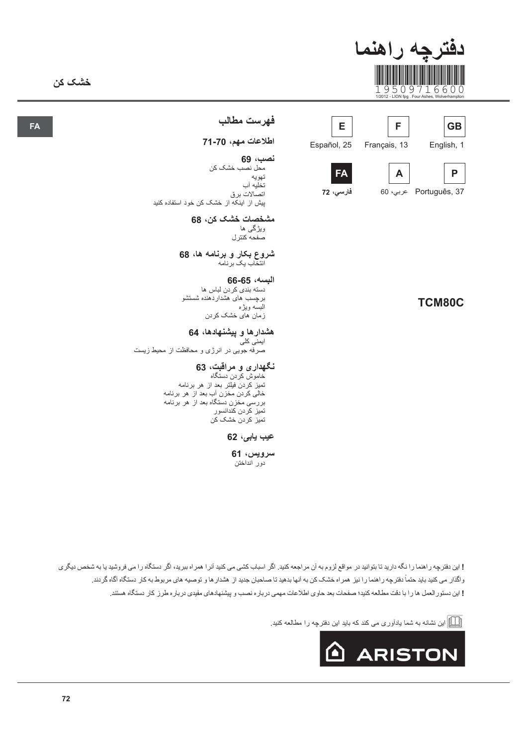# دفترچه راهنما

خشک کن

19509716600

1/2012 - LION fpg . Four Ashes, Wolverhampton

FA

| GB | F | E |
|---|---|---|
| English, 1 | Français, 13 | Español, 25 |
| **P** | **A** | **FA** |
| Português, 37 | عربي، 60 | فارسي، 72 |

**TCM80C**

## فهرست مطالب

**اطلاعات مهم، 70-71**

**نصب، 69**
محل نصب خشک کن
تهویه
تخلیه آب
اتصالات برق
پیش از اینکه از خشک کن خود استفاده کنید

**مشخصات خشک کن، 68**
ویژگی ها
صفحه کنترل

**شروع بکار و برنامه ها، 68**
انتخاب یک برنامه

**البسه، 65-66**
دسته بندی کردن لباس ها
برچسب های هشداردهنده شستشو
البسه ویژه
زمان های خشک کردن

**هشدارها و پیشنهادها، 64**
ایمنی کلی
صرفه جویی در انرژی و محافظت از محیط زیست

**نگهداری و مراقبت، 63**
خاموش کردن دستگاه
تمیز کردن فیلتر بعد از هر برنامه
خالی کردن مخزن آب بعد از هر برنامه
بررسی مخزن دستگاه بعد از هر برنامه
تمیز کردن کندانسور
تمیز کردن خشک کن

**عیب یابی، 62**

**سرویس، 61**
دور انداختن

**!** این دفترچه راهنما را نگه دارید تا بتوانید در مواقع لزوم به آن مراجعه کنید. اگر اسباب کشی می کنید آنرا همراه ببرید، اگر دستگاه را می فروشید یا به شخص دیگری واگذار می کنید باید حتماً دفترچه راهنما را نیز همراه خشک کن به آنها بدهید تا صاحبان جدید از هشدارها و توصیه های مربوط به کار دستگاه آگاه گردند.

**!** این دستورالعمل ها را با دقت مطالعه کنید؛ صفحات بعد حاوی اطلاعات مهمی درباره نصب و پیشنهادهای مفیدی درباره طرز کار دستگاه هستند.

این نشانه به شما یادآوری می کند که باید این دفترچه را مطالعه کنید.

ARISTON